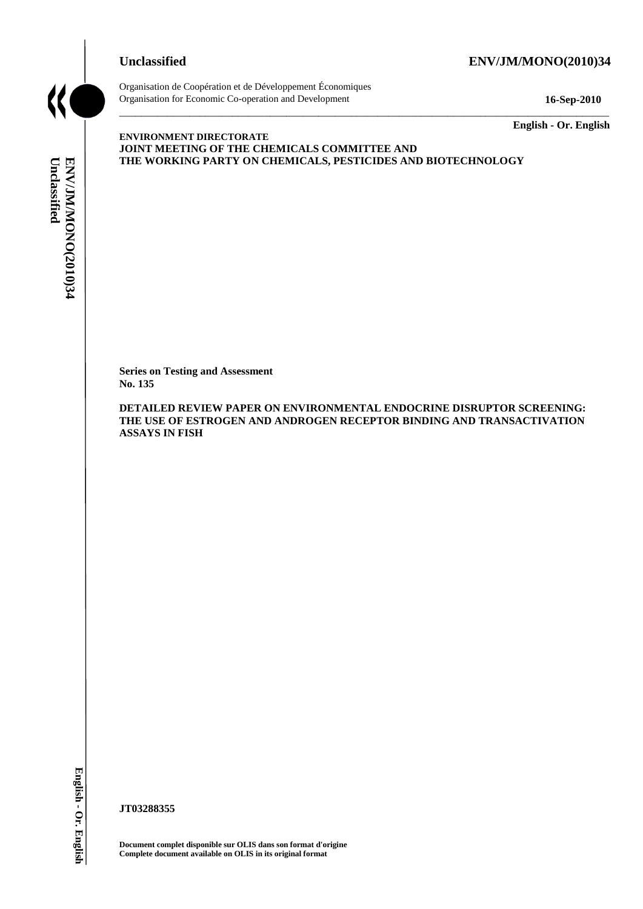**Unclassified** **ENV/JM/MONO(2010)34**

Organisation de Coopération et de Développement Économiques
Organisation for Economic Co-operation and Development **16-Sep-2010**

**English - Or. English**

**ENVIRONMENT DIRECTORATE**
**JOINT MEETING OF THE CHEMICALS COMMITTEE AND**
**THE WORKING PARTY ON CHEMICALS, PESTICIDES AND BIOTECHNOLOGY**

**Series on Testing and Assessment**
**No. 135**

**DETAILED REVIEW PAPER ON ENVIRONMENTAL ENDOCRINE DISRUPTOR SCREENING: THE USE OF ESTROGEN AND ANDROGEN RECEPTOR BINDING AND TRANSACTIVATION ASSAYS IN FISH**

**JT03288355**

**Document complet disponible sur OLIS dans son format d'origine**
**Complete document available on OLIS in its original format**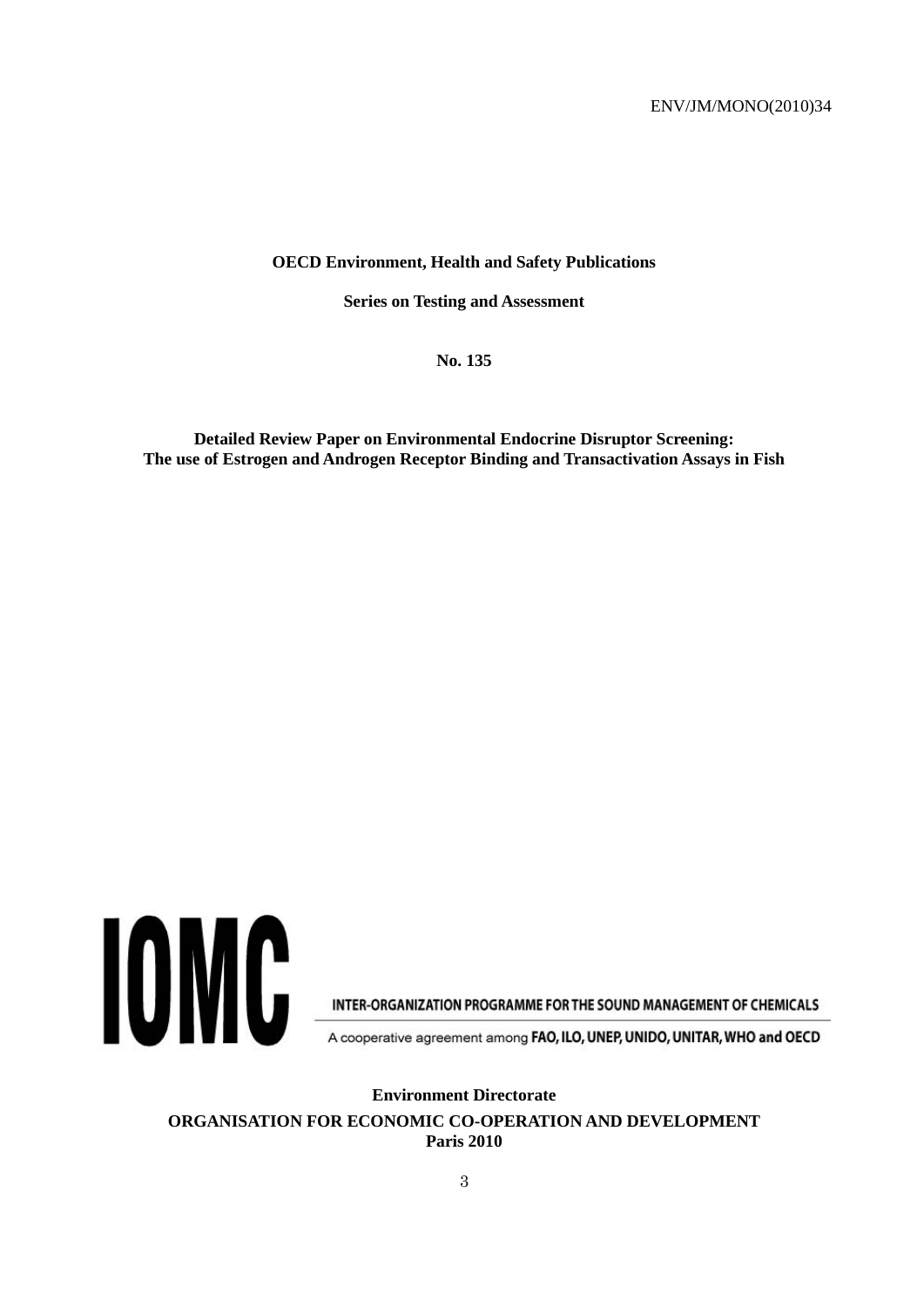ENV/JM/MONO(2010)34

**OECD Environment, Health and Safety Publications**

**Series on Testing and Assessment**

**No. 135**

**Detailed Review Paper on Environmental Endocrine Disruptor Screening: The use of Estrogen and Androgen Receptor Binding and Transactivation Assays in Fish**

IOMC

INTER-ORGANIZATION PROGRAMME FOR THE SOUND MANAGEMENT OF CHEMICALS

A cooperative agreement among FAO, ILO, UNEP, UNIDO, UNITAR, WHO and OECD

**Environment Directorate**

**ORGANISATION FOR ECONOMIC CO-OPERATION AND DEVELOPMENT**
**Paris 2010**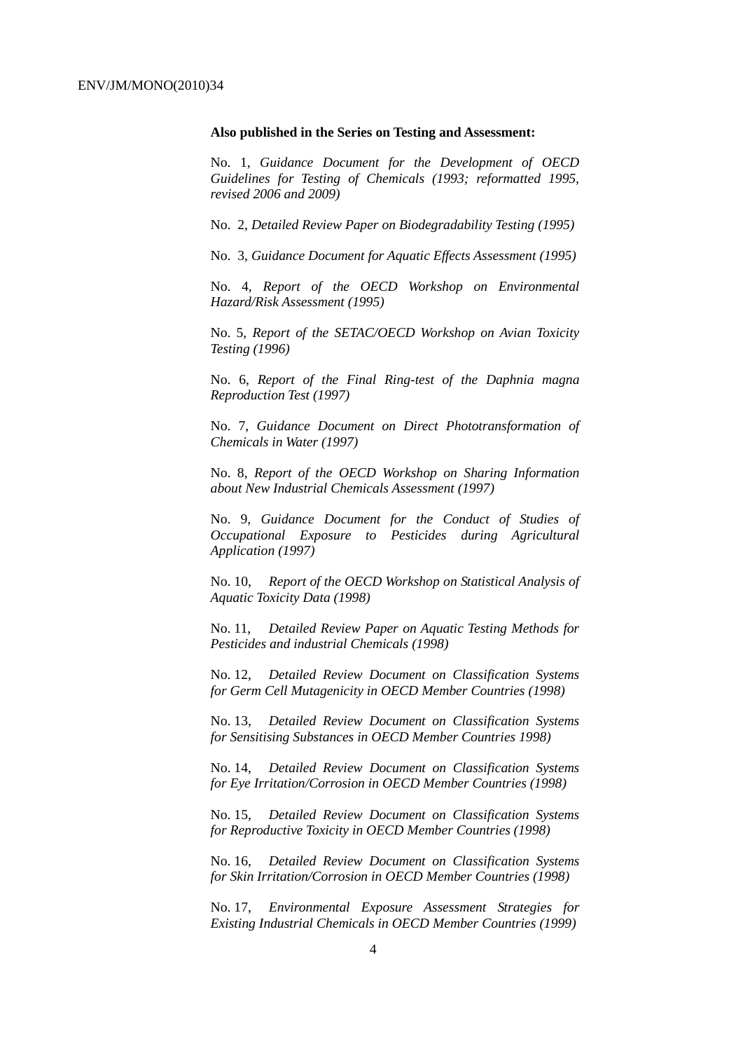**Also published in the Series on Testing and Assessment:**

No. 1, *Guidance Document for the Development of OECD Guidelines for Testing of Chemicals (1993; reformatted 1995, revised 2006 and 2009)*

No. 2, *Detailed Review Paper on Biodegradability Testing (1995)*

No. 3, *Guidance Document for Aquatic Effects Assessment (1995)*

No. 4, *Report of the OECD Workshop on Environmental Hazard/Risk Assessment (1995)*

No. 5, *Report of the SETAC/OECD Workshop on Avian Toxicity Testing (1996)*

No. 6, *Report of the Final Ring-test of the Daphnia magna Reproduction Test (1997)*

No. 7, *Guidance Document on Direct Phototransformation of Chemicals in Water (1997)*

No. 8, *Report of the OECD Workshop on Sharing Information about New Industrial Chemicals Assessment (1997)*

No. 9, *Guidance Document for the Conduct of Studies of Occupational Exposure to Pesticides during Agricultural Application (1997)*

No. 10, *Report of the OECD Workshop on Statistical Analysis of Aquatic Toxicity Data (1998)*

No. 11, *Detailed Review Paper on Aquatic Testing Methods for Pesticides and industrial Chemicals (1998)*

No. 12, *Detailed Review Document on Classification Systems for Germ Cell Mutagenicity in OECD Member Countries (1998)*

No. 13, *Detailed Review Document on Classification Systems for Sensitising Substances in OECD Member Countries 1998)*

No. 14, *Detailed Review Document on Classification Systems for Eye Irritation/Corrosion in OECD Member Countries (1998)*

No. 15, *Detailed Review Document on Classification Systems for Reproductive Toxicity in OECD Member Countries (1998)*

No. 16, *Detailed Review Document on Classification Systems for Skin Irritation/Corrosion in OECD Member Countries (1998)*

No. 17, *Environmental Exposure Assessment Strategies for Existing Industrial Chemicals in OECD Member Countries (1999)*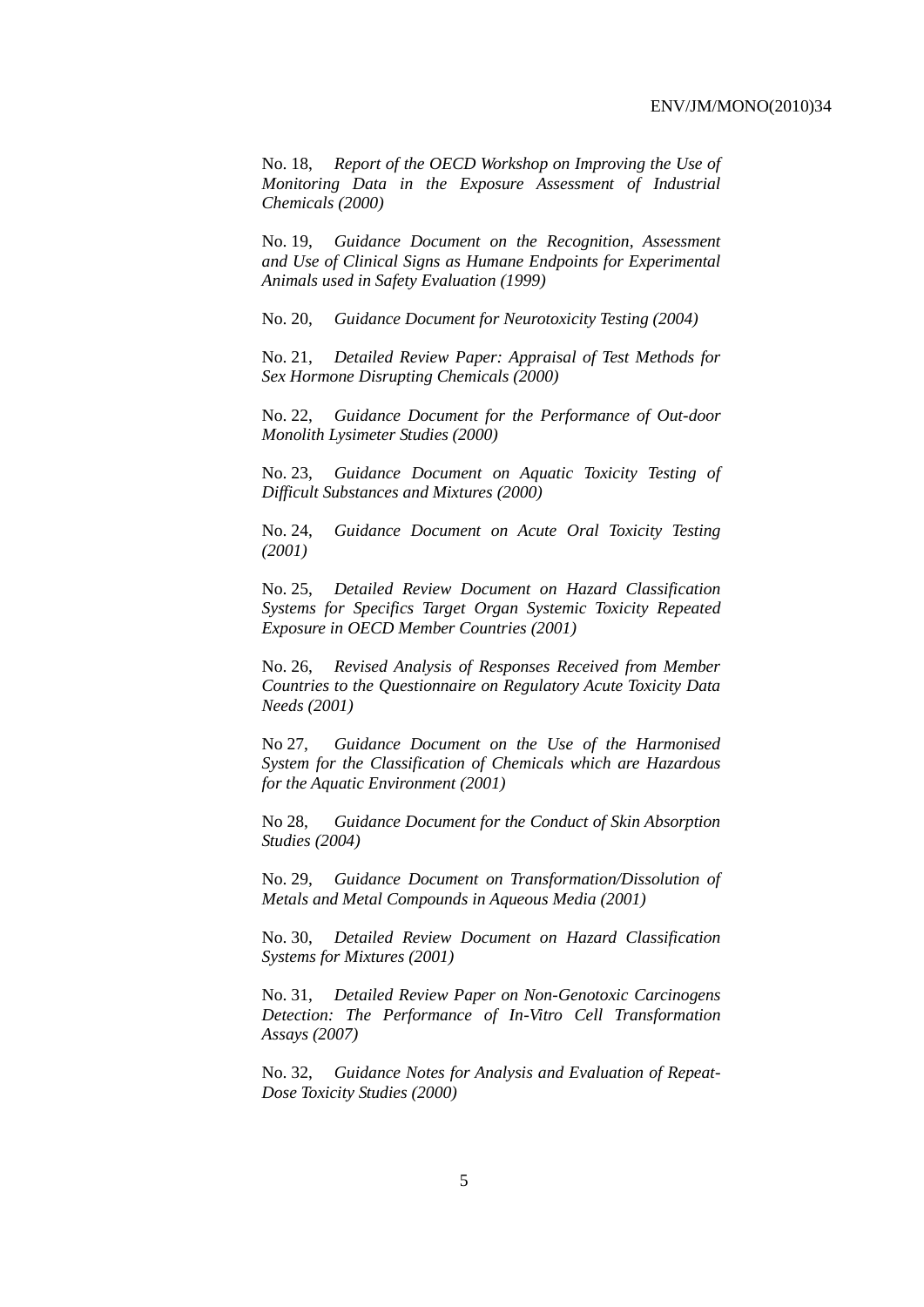No. 18, *Report of the OECD Workshop on Improving the Use of Monitoring Data in the Exposure Assessment of Industrial Chemicals (2000)*

No. 19, *Guidance Document on the Recognition, Assessment and Use of Clinical Signs as Humane Endpoints for Experimental Animals used in Safety Evaluation (1999)*

No. 20, *Guidance Document for Neurotoxicity Testing (2004)*

No. 21, *Detailed Review Paper: Appraisal of Test Methods for Sex Hormone Disrupting Chemicals (2000)*

No. 22, *Guidance Document for the Performance of Out-door Monolith Lysimeter Studies (2000)*

No. 23, *Guidance Document on Aquatic Toxicity Testing of Difficult Substances and Mixtures (2000)*

No. 24, *Guidance Document on Acute Oral Toxicity Testing (2001)*

No. 25, *Detailed Review Document on Hazard Classification Systems for Specifics Target Organ Systemic Toxicity Repeated Exposure in OECD Member Countries (2001)*

No. 26, *Revised Analysis of Responses Received from Member Countries to the Questionnaire on Regulatory Acute Toxicity Data Needs (2001)*

No 27, *Guidance Document on the Use of the Harmonised System for the Classification of Chemicals which are Hazardous for the Aquatic Environment (2001)*

No 28, *Guidance Document for the Conduct of Skin Absorption Studies (2004)*

No. 29, *Guidance Document on Transformation/Dissolution of Metals and Metal Compounds in Aqueous Media (2001)*

No. 30, *Detailed Review Document on Hazard Classification Systems for Mixtures (2001)*

No. 31, *Detailed Review Paper on Non-Genotoxic Carcinogens Detection: The Performance of In-Vitro Cell Transformation Assays (2007)*

No. 32, *Guidance Notes for Analysis and Evaluation of Repeat-Dose Toxicity Studies (2000)*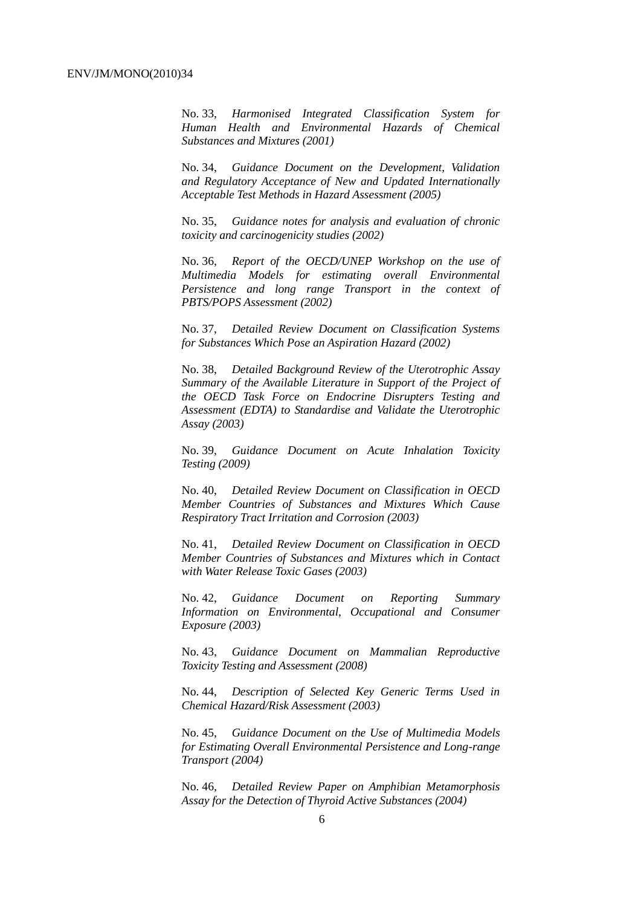No. 33, *Harmonised Integrated Classification System for Human Health and Environmental Hazards of Chemical Substances and Mixtures (2001)*

No. 34, *Guidance Document on the Development, Validation and Regulatory Acceptance of New and Updated Internationally Acceptable Test Methods in Hazard Assessment (2005)*

No. 35, *Guidance notes for analysis and evaluation of chronic toxicity and carcinogenicity studies (2002)*

No. 36, *Report of the OECD/UNEP Workshop on the use of Multimedia Models for estimating overall Environmental Persistence and long range Transport in the context of PBTS/POPS Assessment (2002)*

No. 37, *Detailed Review Document on Classification Systems for Substances Which Pose an Aspiration Hazard (2002)*

No. 38, *Detailed Background Review of the Uterotrophic Assay Summary of the Available Literature in Support of the Project of the OECD Task Force on Endocrine Disrupters Testing and Assessment (EDTA) to Standardise and Validate the Uterotrophic Assay (2003)*

No. 39, *Guidance Document on Acute Inhalation Toxicity Testing (2009)*

No. 40, *Detailed Review Document on Classification in OECD Member Countries of Substances and Mixtures Which Cause Respiratory Tract Irritation and Corrosion (2003)*

No. 41, *Detailed Review Document on Classification in OECD Member Countries of Substances and Mixtures which in Contact with Water Release Toxic Gases (2003)*

No. 42, *Guidance Document on Reporting Summary Information on Environmental, Occupational and Consumer Exposure (2003)*

No. 43, *Guidance Document on Mammalian Reproductive Toxicity Testing and Assessment (2008)*

No. 44, *Description of Selected Key Generic Terms Used in Chemical Hazard/Risk Assessment (2003)*

No. 45, *Guidance Document on the Use of Multimedia Models for Estimating Overall Environmental Persistence and Long-range Transport (2004)*

No. 46, *Detailed Review Paper on Amphibian Metamorphosis Assay for the Detection of Thyroid Active Substances (2004)*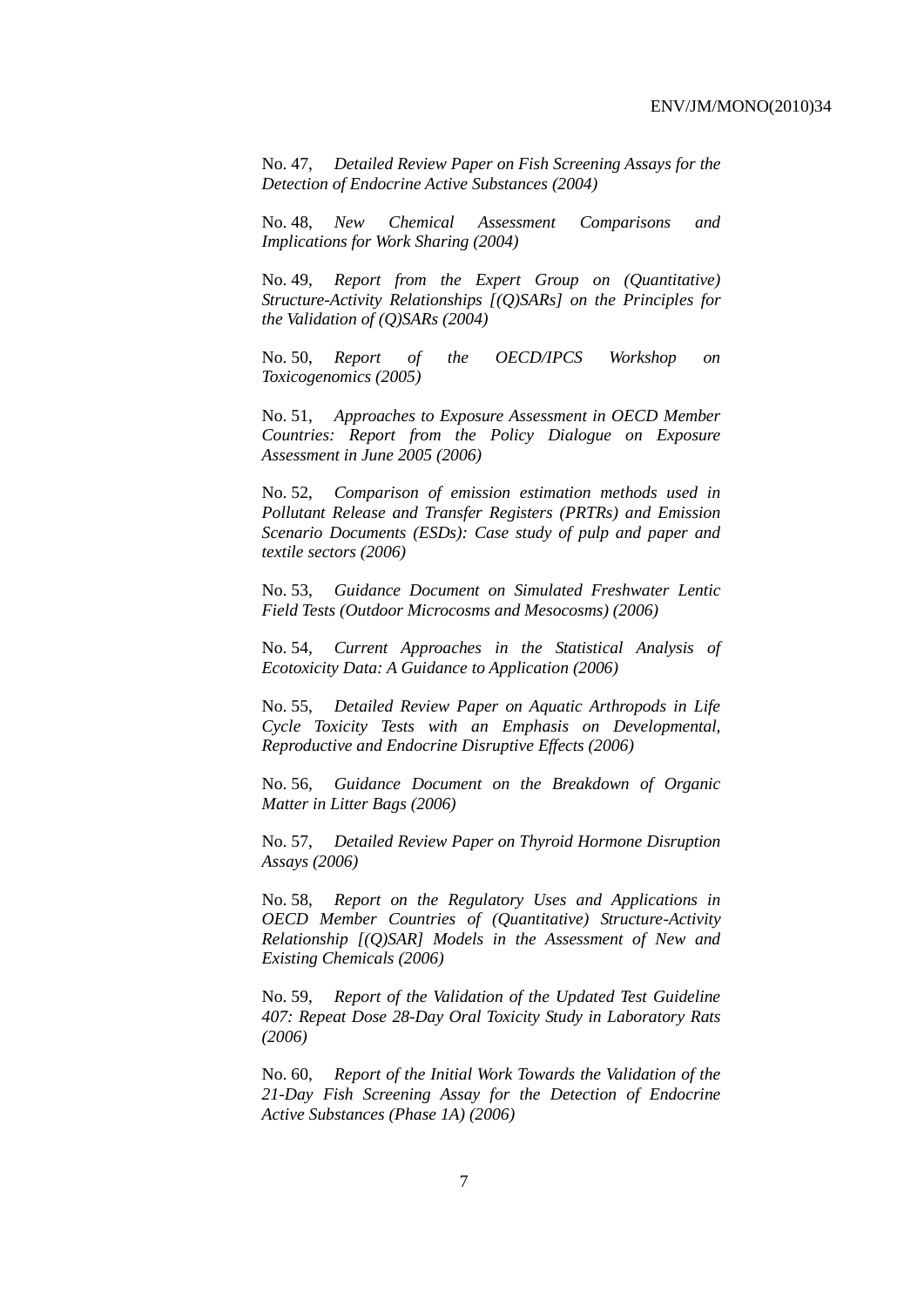No. 47, *Detailed Review Paper on Fish Screening Assays for the Detection of Endocrine Active Substances (2004)*

No. 48, *New Chemical Assessment Comparisons and Implications for Work Sharing (2004)*

No. 49, *Report from the Expert Group on (Quantitative) Structure-Activity Relationships [(Q)SARs] on the Principles for the Validation of (Q)SARs (2004)*

No. 50, *Report of the OECD/IPCS Workshop on Toxicogenomics (2005)*

No. 51, *Approaches to Exposure Assessment in OECD Member Countries: Report from the Policy Dialogue on Exposure Assessment in June 2005 (2006)*

No. 52, *Comparison of emission estimation methods used in Pollutant Release and Transfer Registers (PRTRs) and Emission Scenario Documents (ESDs): Case study of pulp and paper and textile sectors (2006)*

No. 53, *Guidance Document on Simulated Freshwater Lentic Field Tests (Outdoor Microcosms and Mesocosms) (2006)*

No. 54, *Current Approaches in the Statistical Analysis of Ecotoxicity Data: A Guidance to Application (2006)*

No. 55, *Detailed Review Paper on Aquatic Arthropods in Life Cycle Toxicity Tests with an Emphasis on Developmental, Reproductive and Endocrine Disruptive Effects (2006)*

No. 56, *Guidance Document on the Breakdown of Organic Matter in Litter Bags (2006)*

No. 57, *Detailed Review Paper on Thyroid Hormone Disruption Assays (2006)*

No. 58, *Report on the Regulatory Uses and Applications in OECD Member Countries of (Quantitative) Structure-Activity Relationship [(Q)SAR] Models in the Assessment of New and Existing Chemicals (2006)*

No. 59, *Report of the Validation of the Updated Test Guideline 407: Repeat Dose 28-Day Oral Toxicity Study in Laboratory Rats (2006)*

No. 60, *Report of the Initial Work Towards the Validation of the 21-Day Fish Screening Assay for the Detection of Endocrine Active Substances (Phase 1A) (2006)*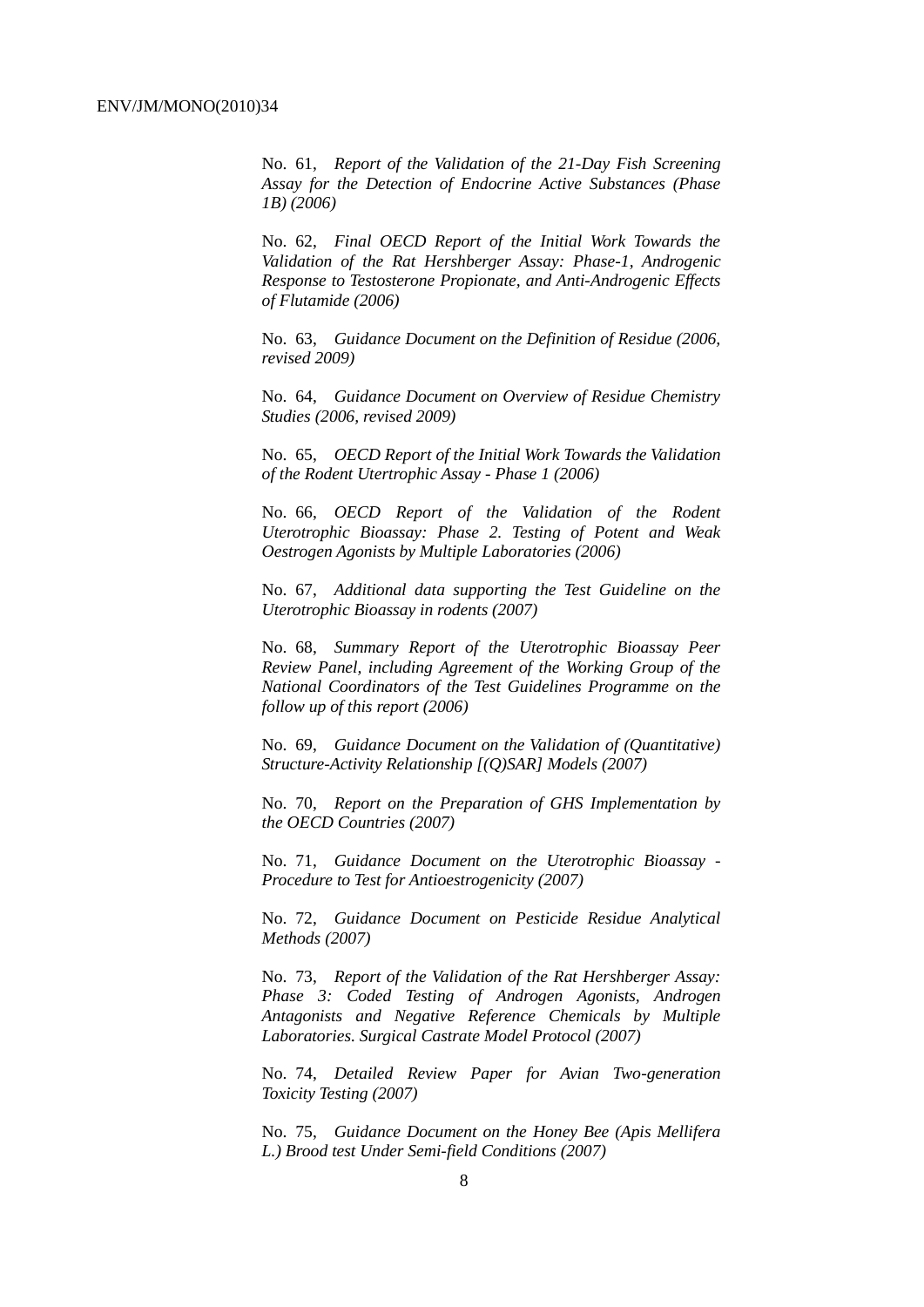No. 61, *Report of the Validation of the 21-Day Fish Screening Assay for the Detection of Endocrine Active Substances (Phase 1B) (2006)*

No. 62, *Final OECD Report of the Initial Work Towards the Validation of the Rat Hershberger Assay: Phase-1, Androgenic Response to Testosterone Propionate, and Anti-Androgenic Effects of Flutamide (2006)*

No. 63, *Guidance Document on the Definition of Residue (2006, revised 2009)*

No. 64, *Guidance Document on Overview of Residue Chemistry Studies (2006, revised 2009)*

No. 65, *OECD Report of the Initial Work Towards the Validation of the Rodent Utertrophic Assay - Phase 1 (2006)*

No. 66, *OECD Report of the Validation of the Rodent Uterotrophic Bioassay: Phase 2. Testing of Potent and Weak Oestrogen Agonists by Multiple Laboratories (2006)*

No. 67, *Additional data supporting the Test Guideline on the Uterotrophic Bioassay in rodents (2007)*

No. 68, *Summary Report of the Uterotrophic Bioassay Peer Review Panel, including Agreement of the Working Group of the National Coordinators of the Test Guidelines Programme on the follow up of this report (2006)*

No. 69, *Guidance Document on the Validation of (Quantitative) Structure-Activity Relationship [(Q)SAR] Models (2007)*

No. 70, *Report on the Preparation of GHS Implementation by the OECD Countries (2007)*

No. 71, *Guidance Document on the Uterotrophic Bioassay - Procedure to Test for Antioestrogenicity (2007)*

No. 72, *Guidance Document on Pesticide Residue Analytical Methods (2007)*

No. 73, *Report of the Validation of the Rat Hershberger Assay: Phase 3: Coded Testing of Androgen Agonists, Androgen Antagonists and Negative Reference Chemicals by Multiple Laboratories. Surgical Castrate Model Protocol (2007)*

No. 74, *Detailed Review Paper for Avian Two-generation Toxicity Testing (2007)*

No. 75, *Guidance Document on the Honey Bee (Apis Mellifera L.) Brood test Under Semi-field Conditions (2007)*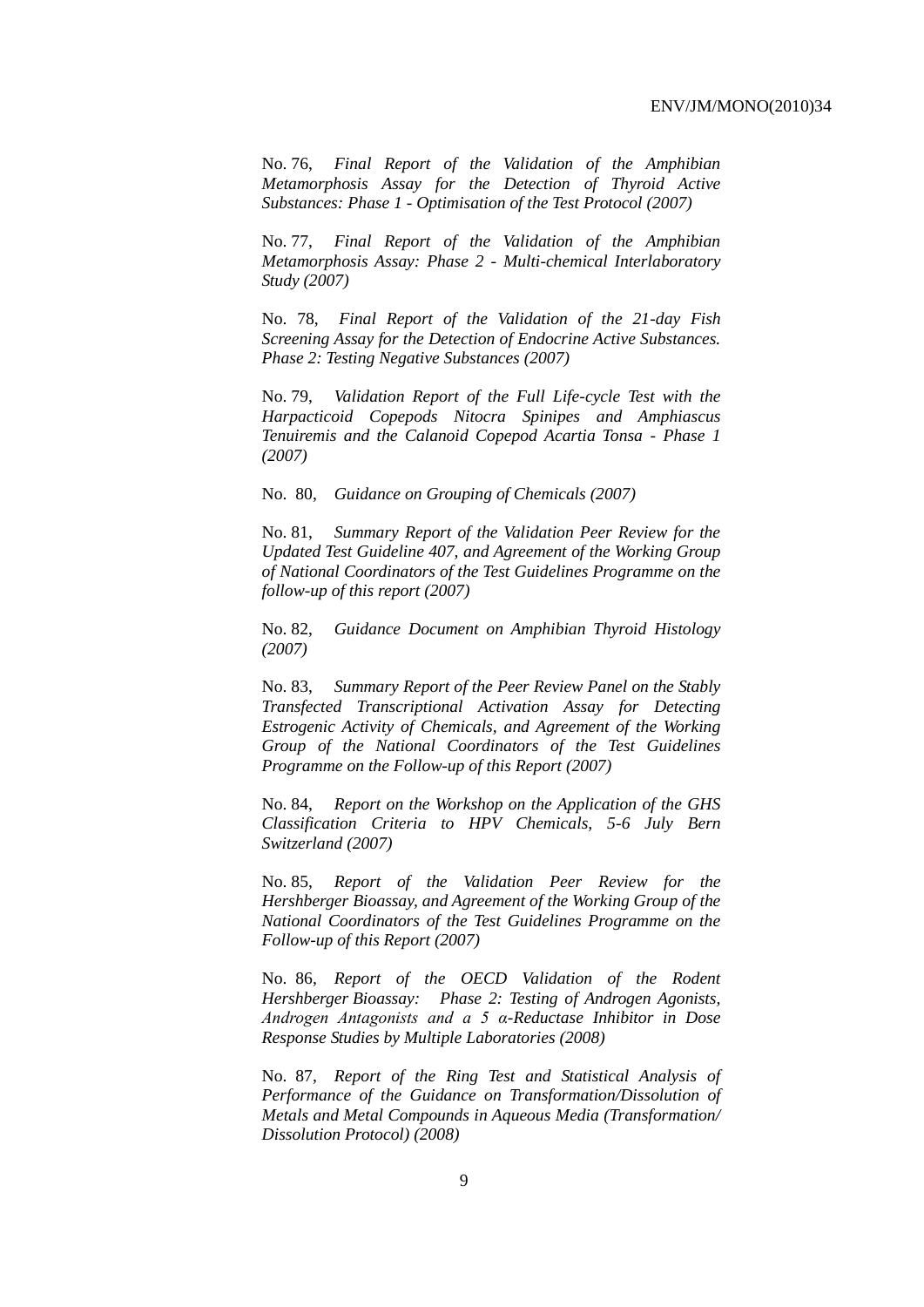No. 76, *Final Report of the Validation of the Amphibian Metamorphosis Assay for the Detection of Thyroid Active Substances: Phase 1 - Optimisation of the Test Protocol (2007)*

No. 77, *Final Report of the Validation of the Amphibian Metamorphosis Assay: Phase 2 - Multi-chemical Interlaboratory Study (2007)*

No. 78, *Final Report of the Validation of the 21-day Fish Screening Assay for the Detection of Endocrine Active Substances. Phase 2: Testing Negative Substances (2007)*

No. 79, *Validation Report of the Full Life-cycle Test with the Harpacticoid Copepods Nitocra Spinipes and Amphiascus Tenuiremis and the Calanoid Copepod Acartia Tonsa - Phase 1 (2007)*

No. 80, *Guidance on Grouping of Chemicals (2007)*

No. 81, *Summary Report of the Validation Peer Review for the Updated Test Guideline 407, and Agreement of the Working Group of National Coordinators of the Test Guidelines Programme on the follow-up of this report (2007)*

No. 82, *Guidance Document on Amphibian Thyroid Histology (2007)*

No. 83, *Summary Report of the Peer Review Panel on the Stably Transfected Transcriptional Activation Assay for Detecting Estrogenic Activity of Chemicals, and Agreement of the Working Group of the National Coordinators of the Test Guidelines Programme on the Follow-up of this Report (2007)*

No. 84, *Report on the Workshop on the Application of the GHS Classification Criteria to HPV Chemicals, 5-6 July Bern Switzerland (2007)*

No. 85, *Report of the Validation Peer Review for the Hershberger Bioassay, and Agreement of the Working Group of the National Coordinators of the Test Guidelines Programme on the Follow-up of this Report (2007)*

No. 86, *Report of the OECD Validation of the Rodent Hershberger Bioassay: Phase 2: Testing of Androgen Agonists, Androgen Antagonists and a 5 α-Reductase Inhibitor in Dose Response Studies by Multiple Laboratories (2008)*

No. 87, *Report of the Ring Test and Statistical Analysis of Performance of the Guidance on Transformation/Dissolution of Metals and Metal Compounds in Aqueous Media (Transformation/ Dissolution Protocol) (2008)*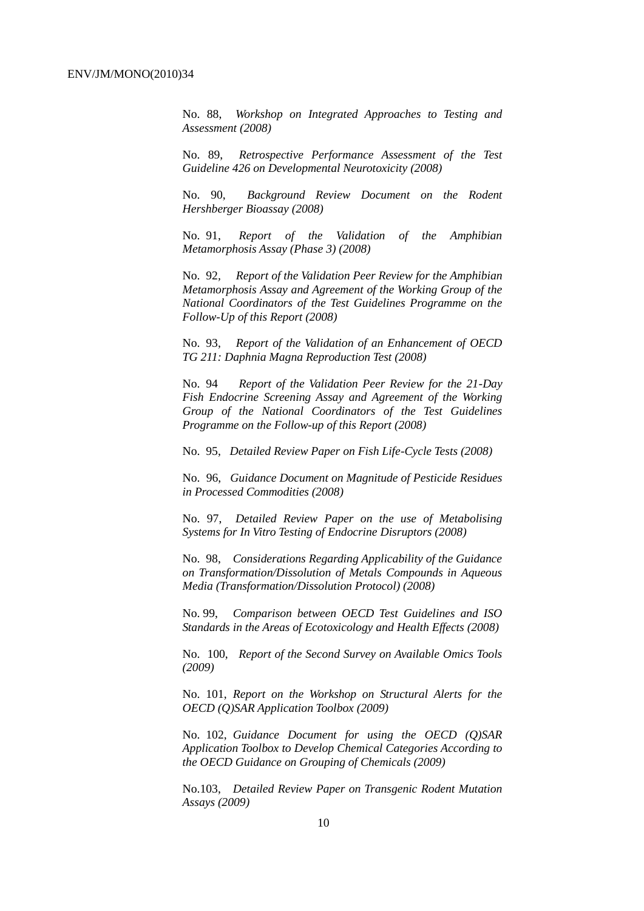No. 88, *Workshop on Integrated Approaches to Testing and Assessment (2008)*

No. 89, *Retrospective Performance Assessment of the Test Guideline 426 on Developmental Neurotoxicity (2008)*

No. 90, *Background Review Document on the Rodent Hershberger Bioassay (2008)*

No. 91, *Report of the Validation of the Amphibian Metamorphosis Assay (Phase 3) (2008)*

No. 92, *Report of the Validation Peer Review for the Amphibian Metamorphosis Assay and Agreement of the Working Group of the National Coordinators of the Test Guidelines Programme on the Follow-Up of this Report (2008)*

No. 93, *Report of the Validation of an Enhancement of OECD TG 211: Daphnia Magna Reproduction Test (2008)*

No. 94 *Report of the Validation Peer Review for the 21-Day Fish Endocrine Screening Assay and Agreement of the Working Group of the National Coordinators of the Test Guidelines Programme on the Follow-up of this Report (2008)*

No. 95, *Detailed Review Paper on Fish Life-Cycle Tests (2008)*

No. 96, *Guidance Document on Magnitude of Pesticide Residues in Processed Commodities (2008)*

No. 97, *Detailed Review Paper on the use of Metabolising Systems for In Vitro Testing of Endocrine Disruptors (2008)*

No. 98, *Considerations Regarding Applicability of the Guidance on Transformation/Dissolution of Metals Compounds in Aqueous Media (Transformation/Dissolution Protocol) (2008)*

No. 99, *Comparison between OECD Test Guidelines and ISO Standards in the Areas of Ecotoxicology and Health Effects (2008)*

No. 100, *Report of the Second Survey on Available Omics Tools (2009)*

No. 101, *Report on the Workshop on Structural Alerts for the OECD (Q)SAR Application Toolbox (2009)*

No. 102, *Guidance Document for using the OECD (Q)SAR Application Toolbox to Develop Chemical Categories According to the OECD Guidance on Grouping of Chemicals (2009)*

No.103, *Detailed Review Paper on Transgenic Rodent Mutation Assays (2009)*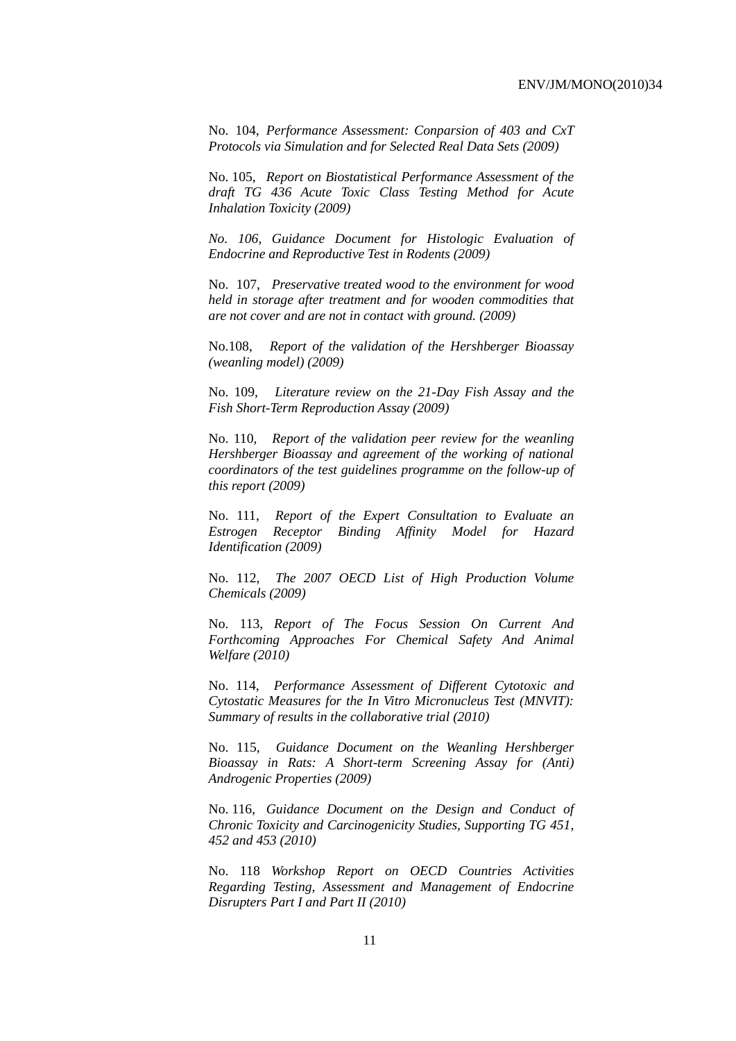No. 104, *Performance Assessment: Conparsion of 403 and CxT Protocols via Simulation and for Selected Real Data Sets (2009)*

No. 105, *Report on Biostatistical Performance Assessment of the draft TG 436 Acute Toxic Class Testing Method for Acute Inhalation Toxicity (2009)*

*No. 106, Guidance Document for Histologic Evaluation of Endocrine and Reproductive Test in Rodents (2009)*

No. 107, *Preservative treated wood to the environment for wood held in storage after treatment and for wooden commodities that are not cover and are not in contact with ground. (2009)*

No.108, *Report of the validation of the Hershberger Bioassay (weanling model) (2009)*

No. 109, *Literature review on the 21-Day Fish Assay and the Fish Short-Term Reproduction Assay (2009)*

No. 110, *Report of the validation peer review for the weanling Hershberger Bioassay and agreement of the working of national coordinators of the test guidelines programme on the follow-up of this report (2009)*

No. 111, *Report of the Expert Consultation to Evaluate an Estrogen Receptor Binding Affinity Model for Hazard Identification (2009)*

No. 112, *The 2007 OECD List of High Production Volume Chemicals (2009)*

No. 113, *Report of The Focus Session On Current And Forthcoming Approaches For Chemical Safety And Animal Welfare (2010)*

No. 114, *Performance Assessment of Different Cytotoxic and Cytostatic Measures for the In Vitro Micronucleus Test (MNVIT): Summary of results in the collaborative trial (2010)*

No. 115, *Guidance Document on the Weanling Hershberger Bioassay in Rats: A Short-term Screening Assay for (Anti) Androgenic Properties (2009)*

No. 116, *Guidance Document on the Design and Conduct of Chronic Toxicity and Carcinogenicity Studies, Supporting TG 451, 452 and 453 (2010)*

No. 118 *Workshop Report on OECD Countries Activities Regarding Testing, Assessment and Management of Endocrine Disrupters Part I and Part II (2010)*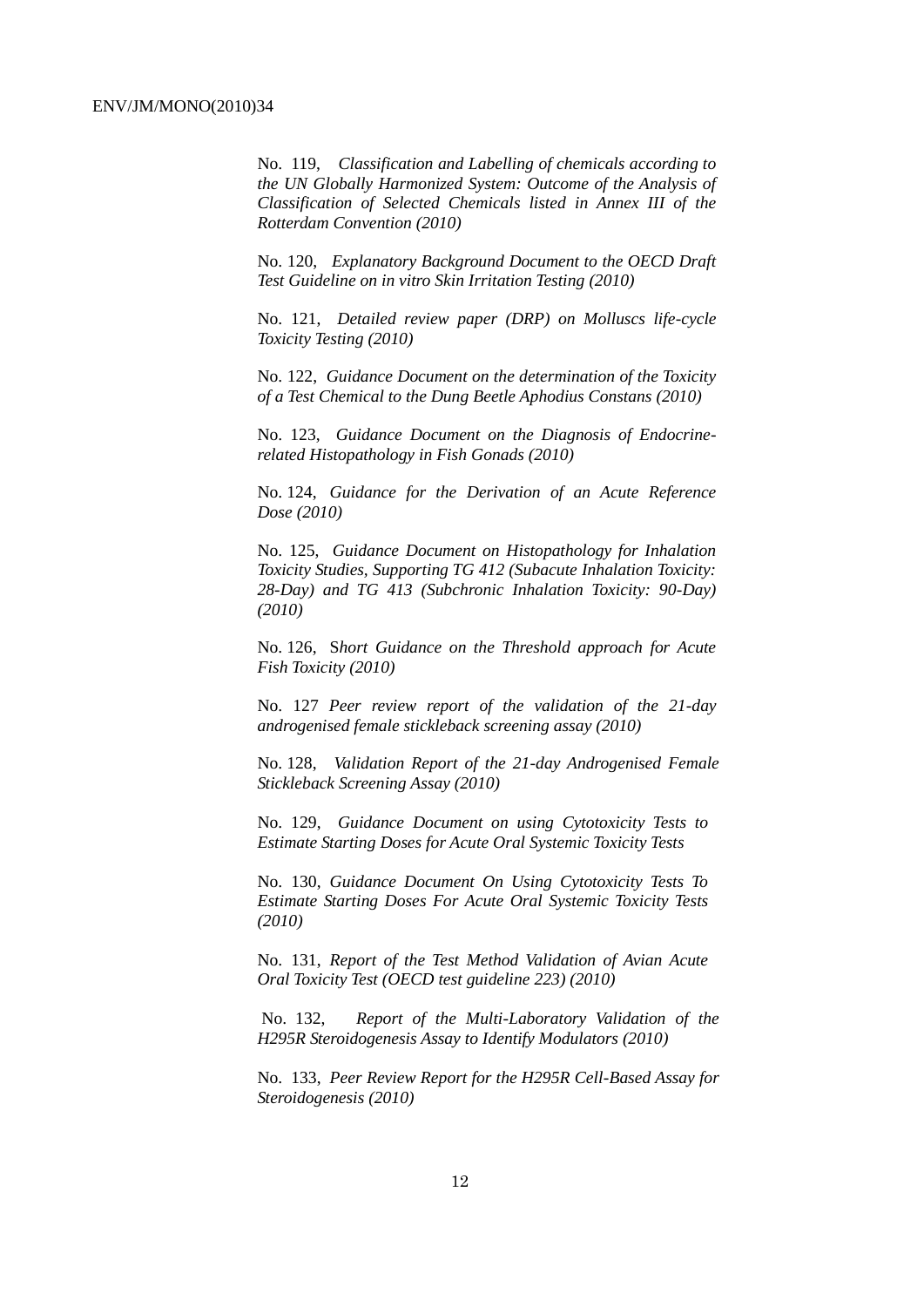No. 119, *Classification and Labelling of chemicals according to the UN Globally Harmonized System: Outcome of the Analysis of Classification of Selected Chemicals listed in Annex III of the Rotterdam Convention (2010)*

No. 120, *Explanatory Background Document to the OECD Draft Test Guideline on in vitro Skin Irritation Testing (2010)*

No. 121, *Detailed review paper (DRP) on Molluscs life-cycle Toxicity Testing (2010)*

No. 122, *Guidance Document on the determination of the Toxicity of a Test Chemical to the Dung Beetle Aphodius Constans (2010)*

No. 123, *Guidance Document on the Diagnosis of Endocrine-related Histopathology in Fish Gonads (2010)*

No. 124, *Guidance for the Derivation of an Acute Reference Dose (2010)*

No. 125, *Guidance Document on Histopathology for Inhalation Toxicity Studies, Supporting TG 412 (Subacute Inhalation Toxicity: 28-Day) and TG 413 (Subchronic Inhalation Toxicity: 90-Day) (2010)*

No. 126, S*hort Guidance on the Threshold approach for Acute Fish Toxicity (2010)*

No. 127 *Peer review report of the validation of the 21-day androgenised female stickleback screening assay (2010)*

No. 128, *Validation Report of the 21-day Androgenised Female Stickleback Screening Assay (2010)*

No. 129, *Guidance Document on using Cytotoxicity Tests to Estimate Starting Doses for Acute Oral Systemic Toxicity Tests*

No. 130, *Guidance Document On Using Cytotoxicity Tests To Estimate Starting Doses For Acute Oral Systemic Toxicity Tests (2010)*

No. 131, *Report of the Test Method Validation of Avian Acute Oral Toxicity Test (OECD test guideline 223) (2010)*

No. 132, *Report of the Multi-Laboratory Validation of the H295R Steroidogenesis Assay to Identify Modulators (2010)*

No. 133, *Peer Review Report for the H295R Cell-Based Assay for Steroidogenesis (2010)*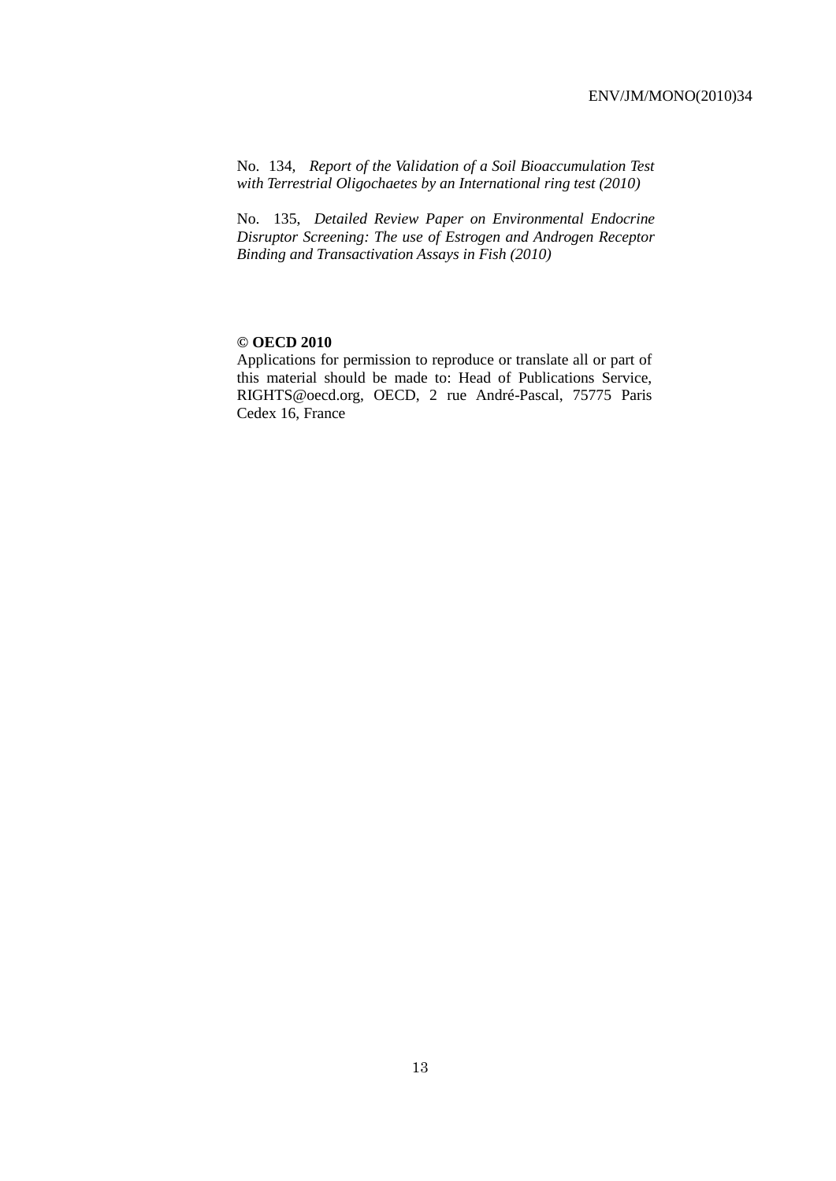No. 134, *Report of the Validation of a Soil Bioaccumulation Test with Terrestrial Oligochaetes by an International ring test (2010)*

No. 135, *Detailed Review Paper on Environmental Endocrine Disruptor Screening: The use of Estrogen and Androgen Receptor Binding and Transactivation Assays in Fish (2010)*

**© OECD 2010**
Applications for permission to reproduce or translate all or part of this material should be made to: Head of Publications Service, RIGHTS@oecd.org, OECD, 2 rue André-Pascal, 75775 Paris Cedex 16, France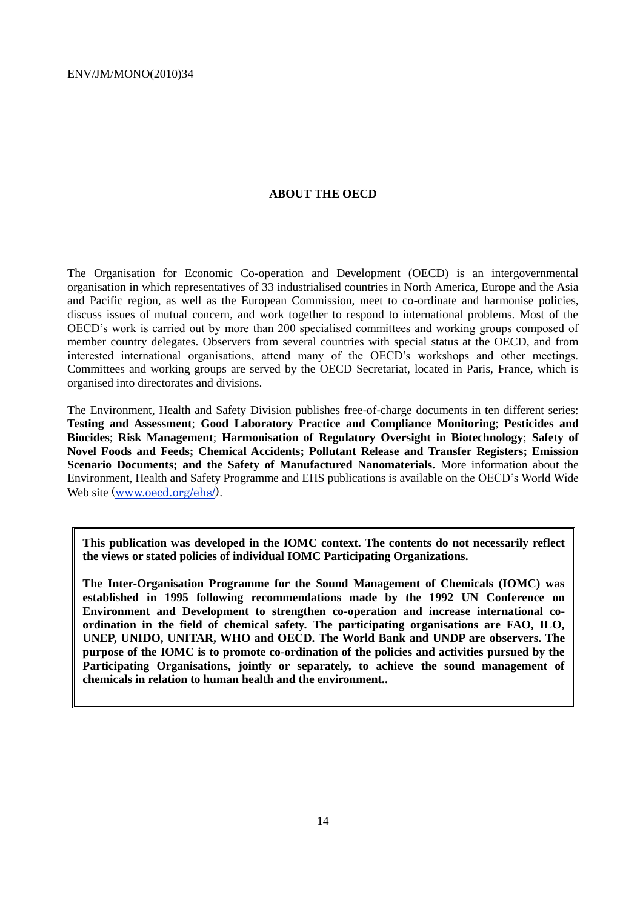## ABOUT THE OECD

The Organisation for Economic Co-operation and Development (OECD) is an intergovernmental organisation in which representatives of 33 industrialised countries in North America, Europe and the Asia and Pacific region, as well as the European Commission, meet to co-ordinate and harmonise policies, discuss issues of mutual concern, and work together to respond to international problems. Most of the OECD's work is carried out by more than 200 specialised committees and working groups composed of member country delegates. Observers from several countries with special status at the OECD, and from interested international organisations, attend many of the OECD's workshops and other meetings. Committees and working groups are served by the OECD Secretariat, located in Paris, France, which is organised into directorates and divisions.

The Environment, Health and Safety Division publishes free-of-charge documents in ten different series: **Testing and Assessment**; **Good Laboratory Practice and Compliance Monitoring**; **Pesticides and Biocides**; **Risk Management**; **Harmonisation of Regulatory Oversight in Biotechnology**; **Safety of Novel Foods and Feeds; Chemical Accidents; Pollutant Release and Transfer Registers; Emission Scenario Documents; and the Safety of Manufactured Nanomaterials.** More information about the Environment, Health and Safety Programme and EHS publications is available on the OECD's World Wide Web site (www.oecd.org/ehs/).

**This publication was developed in the IOMC context. The contents do not necessarily reflect the views or stated policies of individual IOMC Participating Organizations.**

**The Inter-Organisation Programme for the Sound Management of Chemicals (IOMC) was established in 1995 following recommendations made by the 1992 UN Conference on Environment and Development to strengthen co-operation and increase international co-ordination in the field of chemical safety. The participating organisations are FAO, ILO, UNEP, UNIDO, UNITAR, WHO and OECD. The World Bank and UNDP are observers. The purpose of the IOMC is to promote co-ordination of the policies and activities pursued by the Participating Organisations, jointly or separately, to achieve the sound management of chemicals in relation to human health and the environment..**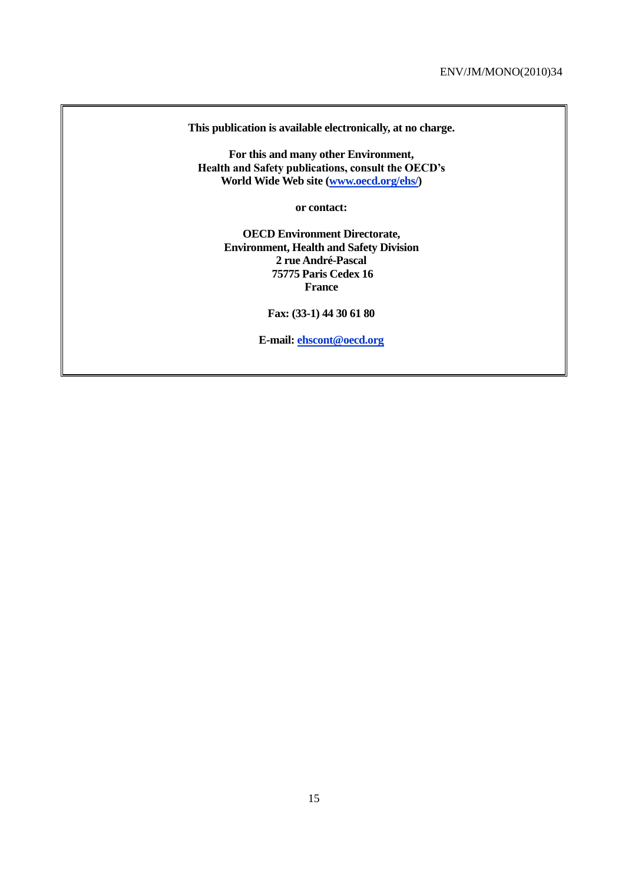**This publication is available electronically, at no charge.**

**For this and many other Environment, Health and Safety publications, consult the OECD's World Wide Web site ([www.oecd.org/ehs/](www.oecd.org/ehs/))**

**or contact:**

**OECD Environment Directorate,**
**Environment, Health and Safety Division**
**2 rue André-Pascal**
**75775 Paris Cedex 16**
**France**

**Fax: (33-1) 44 30 61 80**

**E-mail: [ehscont@oecd.org](mailto:ehscont@oecd.org)**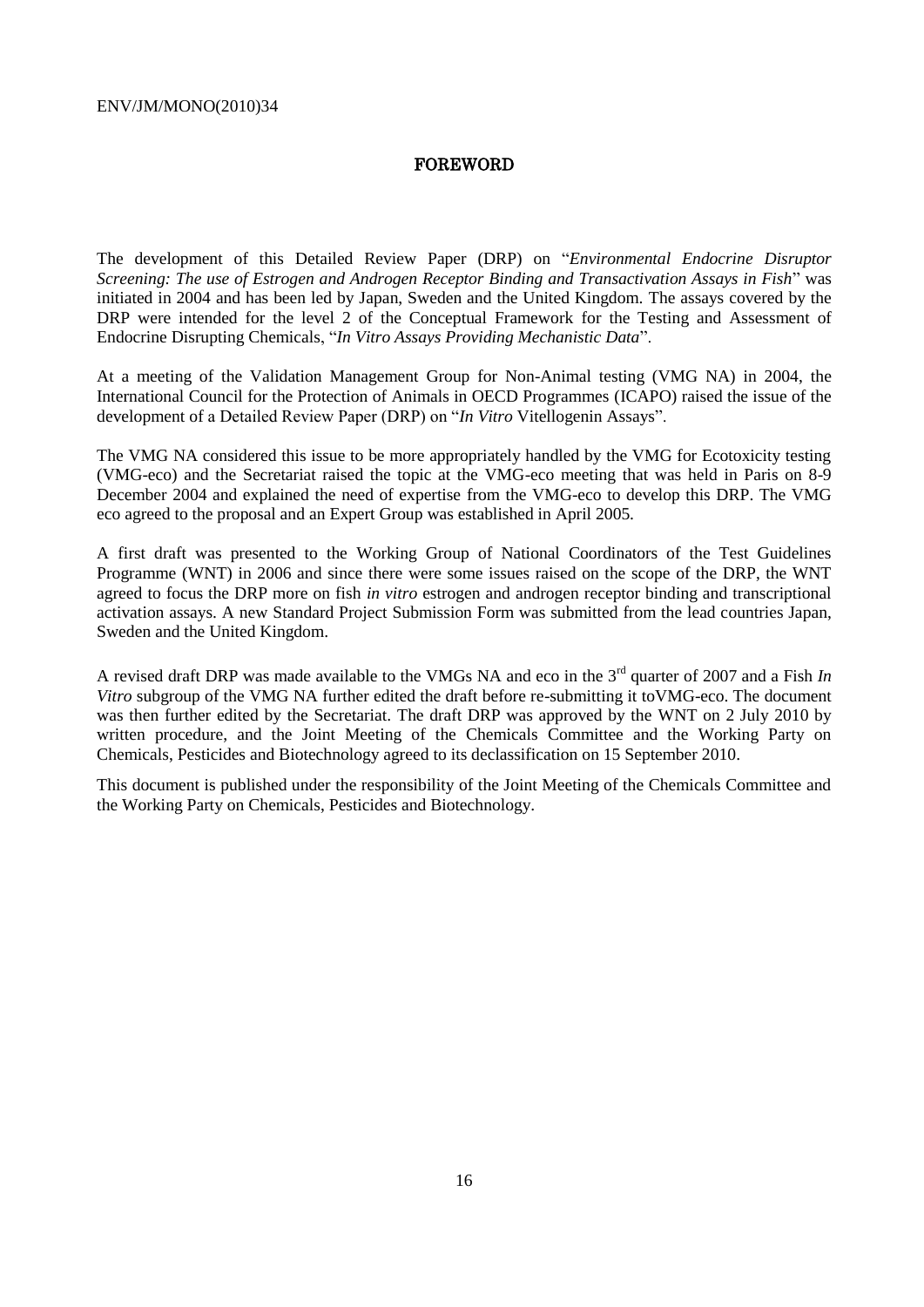# FOREWORD

The development of this Detailed Review Paper (DRP) on "*Environmental Endocrine Disruptor Screening: The use of Estrogen and Androgen Receptor Binding and Transactivation Assays in Fish*" was initiated in 2004 and has been led by Japan, Sweden and the United Kingdom. The assays covered by the DRP were intended for the level 2 of the Conceptual Framework for the Testing and Assessment of Endocrine Disrupting Chemicals, "*In Vitro Assays Providing Mechanistic Data*".

At a meeting of the Validation Management Group for Non-Animal testing (VMG NA) in 2004, the International Council for the Protection of Animals in OECD Programmes (ICAPO) raised the issue of the development of a Detailed Review Paper (DRP) on "*In Vitro* Vitellogenin Assays".

The VMG NA considered this issue to be more appropriately handled by the VMG for Ecotoxicity testing (VMG-eco) and the Secretariat raised the topic at the VMG-eco meeting that was held in Paris on 8-9 December 2004 and explained the need of expertise from the VMG-eco to develop this DRP. The VMG eco agreed to the proposal and an Expert Group was established in April 2005.

A first draft was presented to the Working Group of National Coordinators of the Test Guidelines Programme (WNT) in 2006 and since there were some issues raised on the scope of the DRP, the WNT agreed to focus the DRP more on fish *in vitro* estrogen and androgen receptor binding and transcriptional activation assays. A new Standard Project Submission Form was submitted from the lead countries Japan, Sweden and the United Kingdom.

A revised draft DRP was made available to the VMGs NA and eco in the 3rd quarter of 2007 and a Fish *In Vitro* subgroup of the VMG NA further edited the draft before re-submitting it toVMG-eco. The document was then further edited by the Secretariat. The draft DRP was approved by the WNT on 2 July 2010 by written procedure, and the Joint Meeting of the Chemicals Committee and the Working Party on Chemicals, Pesticides and Biotechnology agreed to its declassification on 15 September 2010.

This document is published under the responsibility of the Joint Meeting of the Chemicals Committee and the Working Party on Chemicals, Pesticides and Biotechnology.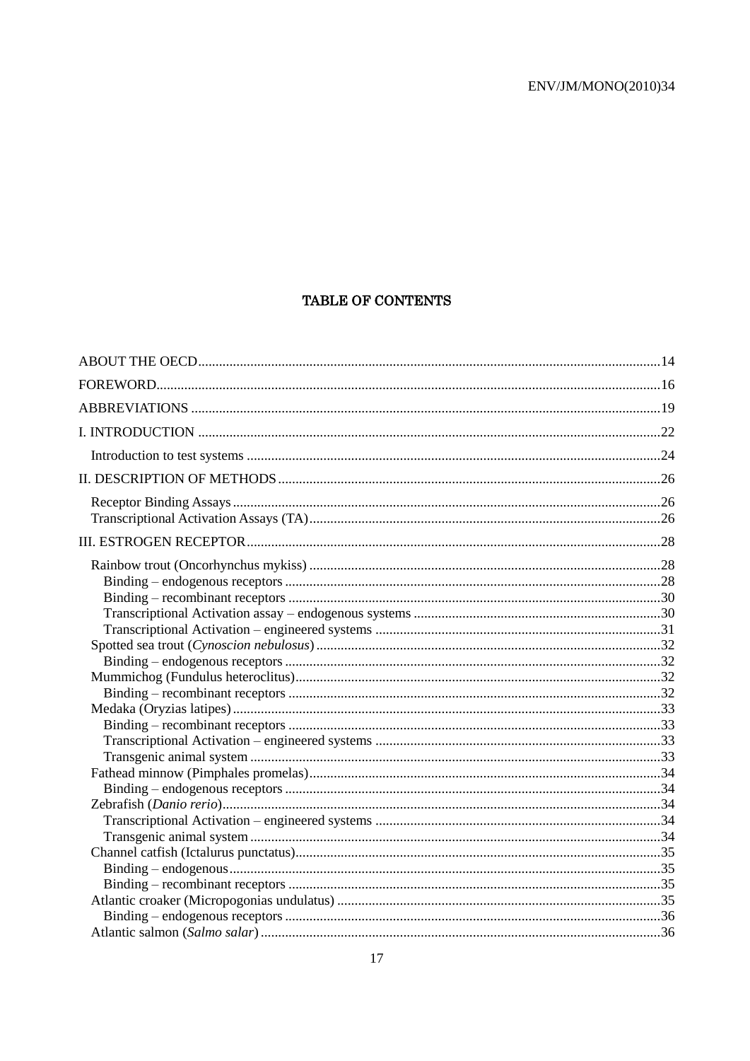## TABLE OF CONTENTS

ABOUT THE OECD....14

FOREWORD....16

ABBREVIATIONS....19

I. INTRODUCTION....22

- Introduction to test systems....24

II. DESCRIPTION OF METHODS....26

- Receptor Binding Assays....26
- Transcriptional Activation Assays (TA)....26

III. ESTROGEN RECEPTOR....28

- Rainbow trout (Oncorhynchus mykiss)....28
  - Binding – endogenous receptors....28
  - Binding – recombinant receptors....30
  - Transcriptional Activation assay – endogenous systems....30
  - Transcriptional Activation – engineered systems....31
- Spotted sea trout (*Cynoscion nebulosus*)....32
  - Binding – endogenous receptors....32
- Mummichog (Fundulus heteroclitus)....32
  - Binding – recombinant receptors....32
- Medaka (Oryzias latipes)....33
  - Binding – recombinant receptors....33
  - Transcriptional Activation – engineered systems....33
  - Transgenic animal system....33
- Fathead minnow (Pimphales promelas)....34
  - Binding – endogenous receptors....34
- Zebrafish (*Danio rerio*)....34
  - Transcriptional Activation – engineered systems....34
  - Transgenic animal system....34
- Channel catfish (Ictalurus punctatus)....35
  - Binding – endogenous....35
  - Binding – recombinant receptors....35
- Atlantic croaker (Micropogonias undulatus)....35
  - Binding – endogenous receptors....36
- Atlantic salmon (*Salmo salar*)....36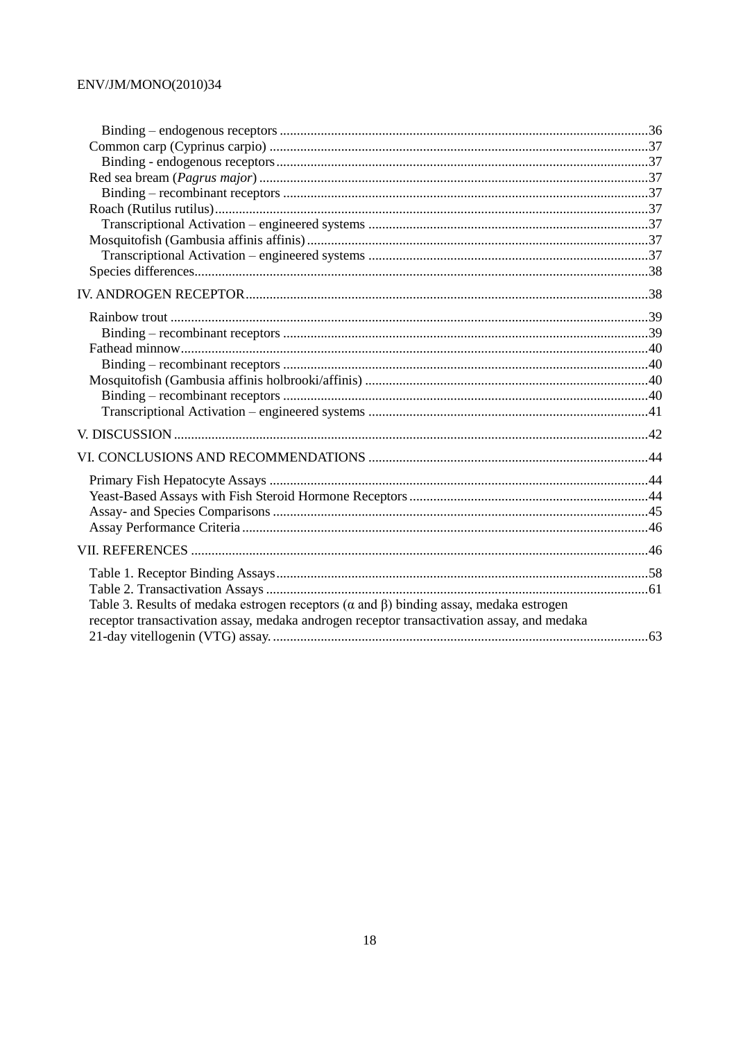Binding – endogenous receptors ....................................................................................................36
Common carp (Cyprinus carpio) ........................................................................................................37
Binding - endogenous receptors .....................................................................................................37
Red sea bream (*Pagrus major*) ...........................................................................................................37
Binding – recombinant receptors ...................................................................................................37
Roach (Rutilus rutilus) ..........................................................................................................................37
Transcriptional Activation – engineered systems ..........................................................................37
Mosquitofish (Gambusia affinis affinis) ...............................................................................................37
Transcriptional Activation – engineered systems ..........................................................................37
Species differences ................................................................................................................................38

IV. ANDROGEN RECEPTOR ..................................................................................................................38

Rainbow trout ........................................................................................................................................39
Binding – recombinant receptors ...................................................................................................39
Fathead minnow ....................................................................................................................................40
Binding – recombinant receptors ...................................................................................................40
Mosquitofish (Gambusia affinis holbrooki/affinis) ................................................................................40
Binding – recombinant receptors ...................................................................................................40
Transcriptional Activation – engineered systems ..........................................................................41

V. DISCUSSION .......................................................................................................................................42

VI. CONCLUSIONS AND RECOMMENDATIONS ................................................................................44

Primary Fish Hepatocyte Assays ..........................................................................................................44
Yeast-Based Assays with Fish Steroid Hormone Receptors .................................................................44
Assay- and Species Comparisons .........................................................................................................45
Assay Performance Criteria ..................................................................................................................46

VII. REFERENCES ...................................................................................................................................46

Table 1. Receptor Binding Assays .........................................................................................................58
Table 2. Transactivation Assays ............................................................................................................61
Table 3. Results of medaka estrogen receptors (α and β) binding assay, medaka estrogen receptor transactivation assay, medaka androgen receptor transactivation assay, and medaka 21-day vitellogenin (VTG) assay. ..........................................................................................................63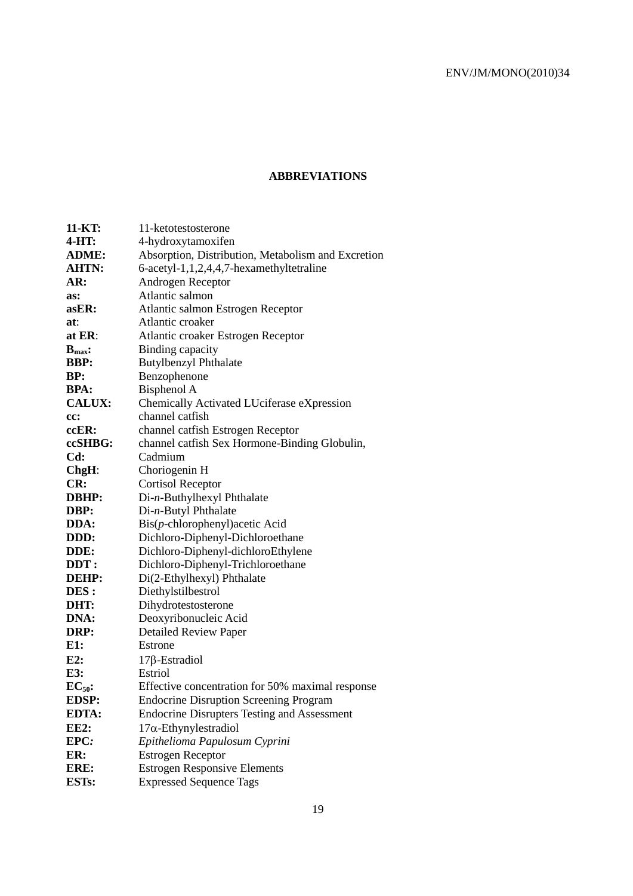## ABBREVIATIONS

**11-KT:** 11-ketotestosterone
**4-HT:** 4-hydroxytamoxifen
**ADME:** Absorption, Distribution, Metabolism and Excretion
**AHTN:** 6-acetyl-1,1,2,4,4,7-hexamethyltetraline
**AR:** Androgen Receptor
**as:** Atlantic salmon
**asER:** Atlantic salmon Estrogen Receptor
**at**: Atlantic croaker
**at ER**: Atlantic croaker Estrogen Receptor
**$B_{max}$:** Binding capacity
**BBP:** Butylbenzyl Phthalate
**BP:** Benzophenone
**BPA:** Bisphenol A
**CALUX:** Chemically Activated LUciferase eXpression
**cc:** channel catfish
**ccER:** channel catfish Estrogen Receptor
**ccSHBG:** channel catfish Sex Hormone-Binding Globulin,
**Cd:** Cadmium
**ChgH**: Choriogenin H
**CR:** Cortisol Receptor
**DBHP:** Di-*n*-Buthylhexyl Phthalate
**DBP:** Di-*n*-Butyl Phthalate
**DDA:** Bis(*p*-chlorophenyl)acetic Acid
**DDD:** Dichloro-Diphenyl-Dichloroethane
**DDE:** Dichloro-Diphenyl-dichloroEthylene
**DDT :** Dichloro-Diphenyl-Trichloroethane
**DEHP:** Di(2-Ethylhexyl) Phthalate
**DES :** Diethylstilbestrol
**DHT:** Dihydrotestosterone
**DNA:** Deoxyribonucleic Acid
**DRP:** Detailed Review Paper
**E1:** Estrone
**E2:** 17β-Estradiol
**E3:** Estriol
**$EC_{50}$:** Effective concentration for 50% maximal response
**EDSP:** Endocrine Disruption Screening Program
**EDTA:** Endocrine Disrupters Testing and Assessment
**EE2:** 17α-Ethynylestradiol
**EPC*:*** *Epithelioma Papulosum Cyprini*
**ER:** Estrogen Receptor
**ERE:** Estrogen Responsive Elements
**ESTs:** Expressed Sequence Tags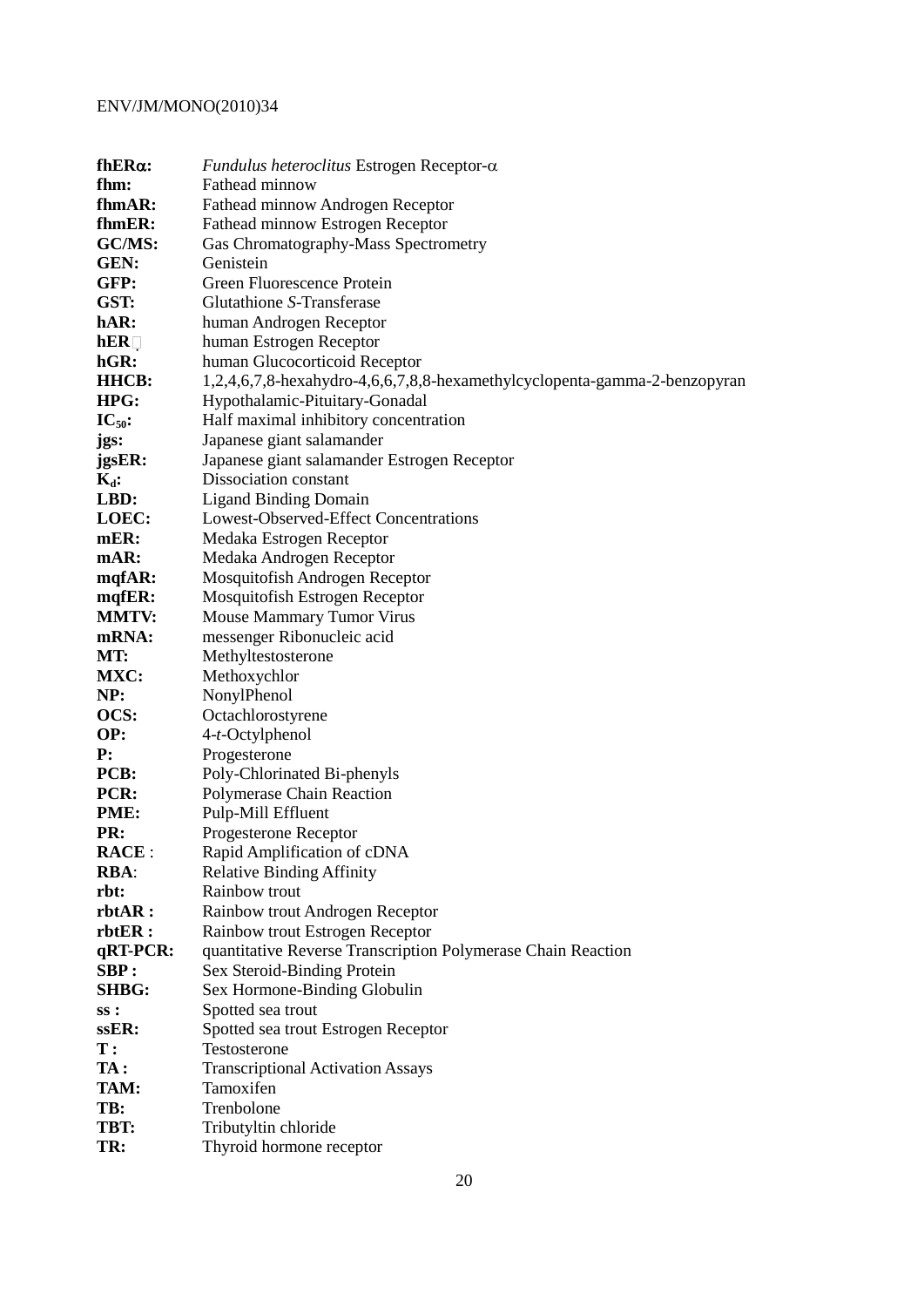| | |
|---|---|
| **fhERα:** | *Fundulus heteroclitus* Estrogen Receptor-α |
| **fhm:** | Fathead minnow |
| **fhmAR:** | Fathead minnow Androgen Receptor |
| **fhmER:** | Fathead minnow Estrogen Receptor |
| **GC/MS:** | Gas Chromatography-Mass Spectrometry |
| **GEN:** | Genistein |
| **GFP:** | Green Fluorescence Protein |
| **GST:** | Glutathione *S*-Transferase |
| **hAR:** | human Androgen Receptor |
| **hER:** | human Estrogen Receptor |
| **hGR:** | human Glucocorticoid Receptor |
| **HHCB:** | 1,2,4,6,7,8-hexahydro-4,6,6,7,8,8-hexamethylcyclopenta-gamma-2-benzopyran |
| **HPG:** | Hypothalamic-Pituitary-Gonadal |
| **$IC_{50}$:** | Half maximal inhibitory concentration |
| **jgs:** | Japanese giant salamander |
| **jgsER:** | Japanese giant salamander Estrogen Receptor |
| **$K_d$:** | Dissociation constant |
| **LBD:** | Ligand Binding Domain |
| **LOEC:** | Lowest-Observed-Effect Concentrations |
| **mER:** | Medaka Estrogen Receptor |
| **mAR:** | Medaka Androgen Receptor |
| **mqfAR:** | Mosquitofish Androgen Receptor |
| **mqfER:** | Mosquitofish Estrogen Receptor |
| **MMTV:** | Mouse Mammary Tumor Virus |
| **mRNA:** | messenger Ribonucleic acid |
| **MT:** | Methyltestosterone |
| **MXC:** | Methoxychlor |
| **NP:** | NonylPhenol |
| **OCS:** | Octachlorostyrene |
| **OP:** | 4-*t*-Octylphenol |
| **P:** | Progesterone |
| **PCB:** | Poly-Chlorinated Bi-phenyls |
| **PCR:** | Polymerase Chain Reaction |
| **PME:** | Pulp-Mill Effluent |
| **PR:** | Progesterone Receptor |
| **RACE** : | Rapid Amplification of cDNA |
| **RBA**: | Relative Binding Affinity |
| **rbt:** | Rainbow trout |
| **rbtAR :** | Rainbow trout Androgen Receptor |
| **rbtER :** | Rainbow trout Estrogen Receptor |
| **qRT-PCR:** | quantitative Reverse Transcription Polymerase Chain Reaction |
| **SBP :** | Sex Steroid-Binding Protein |
| **SHBG:** | Sex Hormone-Binding Globulin |
| **ss :** | Spotted sea trout |
| **ssER:** | Spotted sea trout Estrogen Receptor |
| **T :** | Testosterone |
| **TA :** | Transcriptional Activation Assays |
| **TAM:** | Tamoxifen |
| **TB:** | Trenbolone |
| **TBT:** | Tributyltin chloride |
| **TR:** | Thyroid hormone receptor |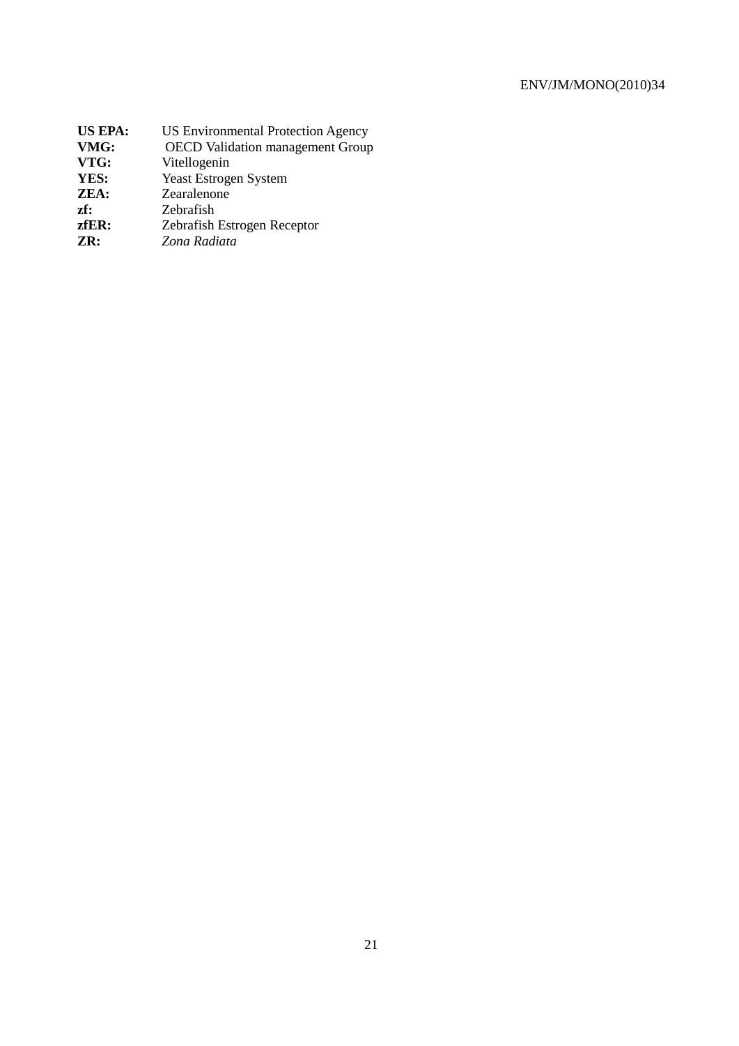**US EPA:** US Environmental Protection Agency
**VMG:** OECD Validation management Group
**VTG:** Vitellogenin
**YES:** Yeast Estrogen System
**ZEA:** Zearalenone
**zf:** Zebrafish
**zfER:** Zebrafish Estrogen Receptor
**ZR:** *Zona Radiata*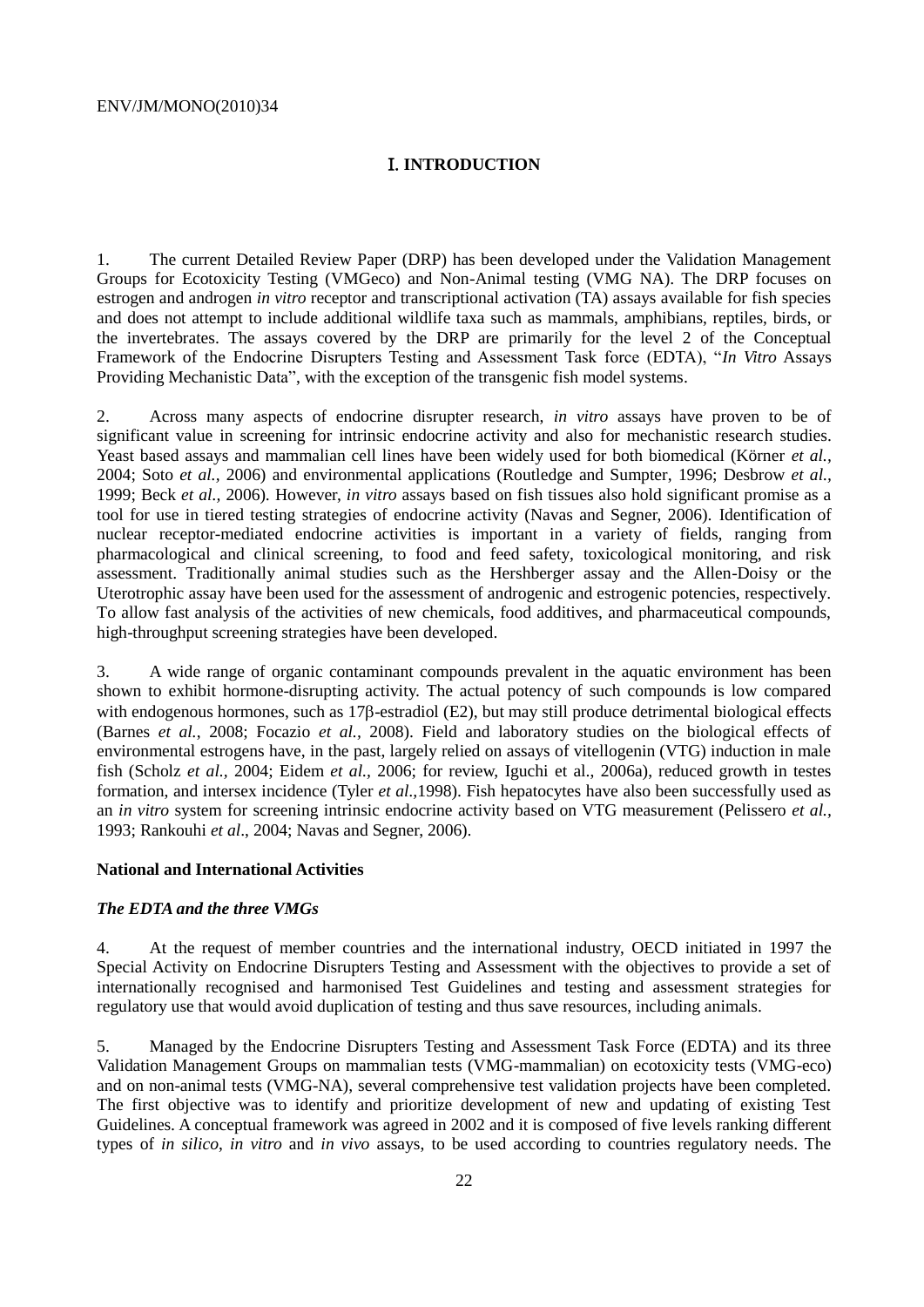# I. INTRODUCTION

1. The current Detailed Review Paper (DRP) has been developed under the Validation Management Groups for Ecotoxicity Testing (VMGeco) and Non-Animal testing (VMG NA). The DRP focuses on estrogen and androgen *in vitro* receptor and transcriptional activation (TA) assays available for fish species and does not attempt to include additional wildlife taxa such as mammals, amphibians, reptiles, birds, or the invertebrates. The assays covered by the DRP are primarily for the level 2 of the Conceptual Framework of the Endocrine Disrupters Testing and Assessment Task force (EDTA), "*In Vitro* Assays Providing Mechanistic Data", with the exception of the transgenic fish model systems.

2. Across many aspects of endocrine disrupter research, *in vitro* assays have proven to be of significant value in screening for intrinsic endocrine activity and also for mechanistic research studies. Yeast based assays and mammalian cell lines have been widely used for both biomedical (Körner *et al.,* 2004; Soto *et al.,* 2006) and environmental applications (Routledge and Sumpter, 1996; Desbrow *et al.,* 1999; Beck *et al.,* 2006). However, *in vitro* assays based on fish tissues also hold significant promise as a tool for use in tiered testing strategies of endocrine activity (Navas and Segner, 2006). Identification of nuclear receptor-mediated endocrine activities is important in a variety of fields, ranging from pharmacological and clinical screening, to food and feed safety, toxicological monitoring, and risk assessment. Traditionally animal studies such as the Hershberger assay and the Allen-Doisy or the Uterotrophic assay have been used for the assessment of androgenic and estrogenic potencies, respectively. To allow fast analysis of the activities of new chemicals, food additives, and pharmaceutical compounds, high-throughput screening strategies have been developed.

3. A wide range of organic contaminant compounds prevalent in the aquatic environment has been shown to exhibit hormone-disrupting activity. The actual potency of such compounds is low compared with endogenous hormones, such as 17β-estradiol (E2), but may still produce detrimental biological effects (Barnes *et al.*, 2008; Focazio *et al.,* 2008). Field and laboratory studies on the biological effects of environmental estrogens have, in the past, largely relied on assays of vitellogenin (VTG) induction in male fish (Scholz *et al.,* 2004; Eidem *et al.,* 2006; for review, Iguchi et al., 2006a), reduced growth in testes formation, and intersex incidence (Tyler *et al.*,1998). Fish hepatocytes have also been successfully used as an *in vitro* system for screening intrinsic endocrine activity based on VTG measurement (Pelissero *et al.,* 1993; Rankouhi *et al*., 2004; Navas and Segner, 2006).

**National and International Activities**

***The EDTA and the three VMGs***

4. At the request of member countries and the international industry, OECD initiated in 1997 the Special Activity on Endocrine Disrupters Testing and Assessment with the objectives to provide a set of internationally recognised and harmonised Test Guidelines and testing and assessment strategies for regulatory use that would avoid duplication of testing and thus save resources, including animals.

5. Managed by the Endocrine Disrupters Testing and Assessment Task Force (EDTA) and its three Validation Management Groups on mammalian tests (VMG-mammalian) on ecotoxicity tests (VMG-eco) and on non-animal tests (VMG-NA), several comprehensive test validation projects have been completed. The first objective was to identify and prioritize development of new and updating of existing Test Guidelines. A conceptual framework was agreed in 2002 and it is composed of five levels ranking different types of *in silico*, *in vitro* and *in vivo* assays, to be used according to countries regulatory needs. The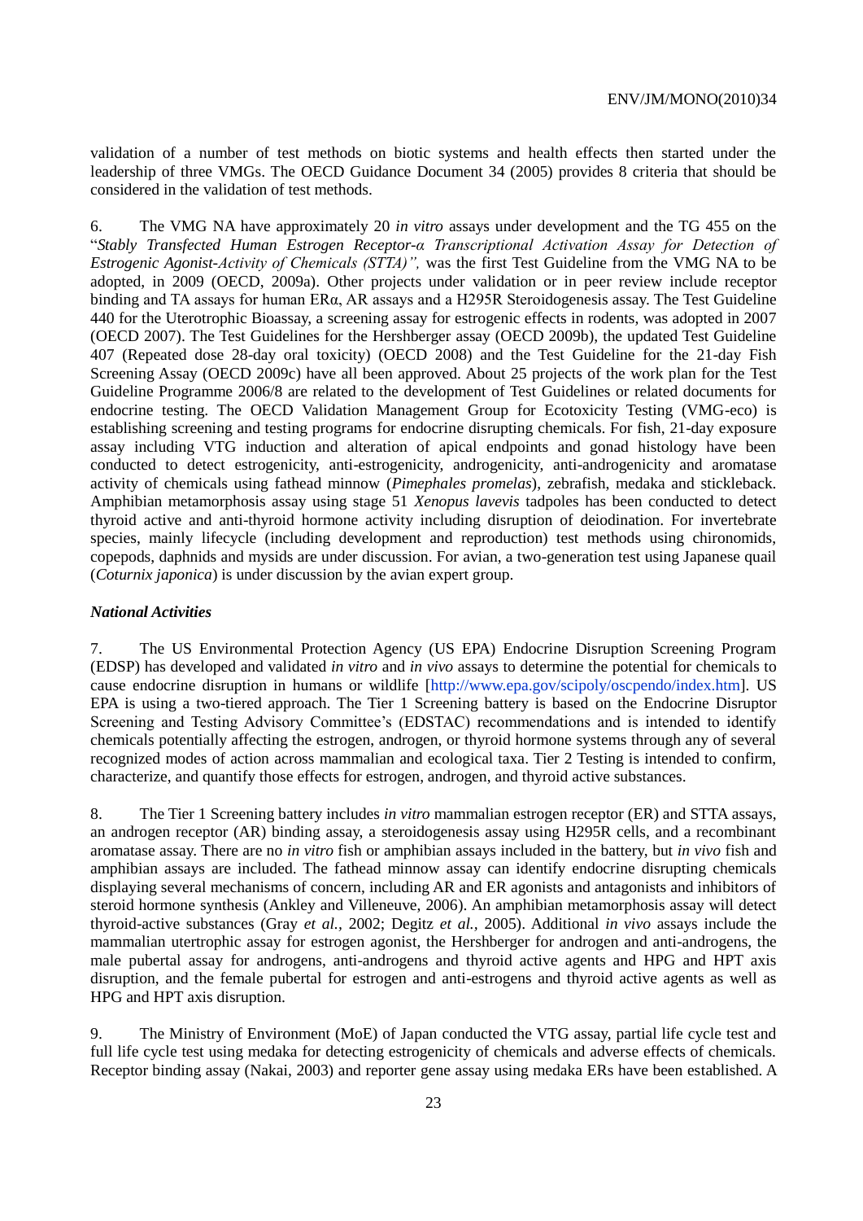validation of a number of test methods on biotic systems and health effects then started under the leadership of three VMGs. The OECD Guidance Document 34 (2005) provides 8 criteria that should be considered in the validation of test methods.

6. The VMG NA have approximately 20 *in vitro* assays under development and the TG 455 on the "*Stably Transfected Human Estrogen Receptor-α Transcriptional Activation Assay for Detection of Estrogenic Agonist-Activity of Chemicals (STTA)",* was the first Test Guideline from the VMG NA to be adopted, in 2009 (OECD, 2009a). Other projects under validation or in peer review include receptor binding and TA assays for human ERα, AR assays and a H295R Steroidogenesis assay. The Test Guideline 440 for the Uterotrophic Bioassay, a screening assay for estrogenic effects in rodents, was adopted in 2007 (OECD 2007). The Test Guidelines for the Hershberger assay (OECD 2009b), the updated Test Guideline 407 (Repeated dose 28-day oral toxicity) (OECD 2008) and the Test Guideline for the 21-day Fish Screening Assay (OECD 2009c) have all been approved. About 25 projects of the work plan for the Test Guideline Programme 2006/8 are related to the development of Test Guidelines or related documents for endocrine testing. The OECD Validation Management Group for Ecotoxicity Testing (VMG-eco) is establishing screening and testing programs for endocrine disrupting chemicals. For fish, 21-day exposure assay including VTG induction and alteration of apical endpoints and gonad histology have been conducted to detect estrogenicity, anti-estrogenicity, androgenicity, anti-androgenicity and aromatase activity of chemicals using fathead minnow (*Pimephales promelas*), zebrafish, medaka and stickleback. Amphibian metamorphosis assay using stage 51 *Xenopus lavevis* tadpoles has been conducted to detect thyroid active and anti-thyroid hormone activity including disruption of deiodination. For invertebrate species, mainly lifecycle (including development and reproduction) test methods using chironomids, copepods, daphnids and mysids are under discussion. For avian, a two-generation test using Japanese quail (*Coturnix japonica*) is under discussion by the avian expert group.

### *National Activities*

7. The US Environmental Protection Agency (US EPA) Endocrine Disruption Screening Program (EDSP) has developed and validated *in vitro* and *in vivo* assays to determine the potential for chemicals to cause endocrine disruption in humans or wildlife [http://www.epa.gov/scipoly/oscpendo/index.htm]. US EPA is using a two-tiered approach. The Tier 1 Screening battery is based on the Endocrine Disruptor Screening and Testing Advisory Committee's (EDSTAC) recommendations and is intended to identify chemicals potentially affecting the estrogen, androgen, or thyroid hormone systems through any of several recognized modes of action across mammalian and ecological taxa. Tier 2 Testing is intended to confirm, characterize, and quantify those effects for estrogen, androgen, and thyroid active substances.

8. The Tier 1 Screening battery includes *in vitro* mammalian estrogen receptor (ER) and STTA assays, an androgen receptor (AR) binding assay, a steroidogenesis assay using H295R cells, and a recombinant aromatase assay. There are no *in vitro* fish or amphibian assays included in the battery, but *in vivo* fish and amphibian assays are included. The fathead minnow assay can identify endocrine disrupting chemicals displaying several mechanisms of concern, including AR and ER agonists and antagonists and inhibitors of steroid hormone synthesis (Ankley and Villeneuve, 2006). An amphibian metamorphosis assay will detect thyroid-active substances (Gray *et al.,* 2002; Degitz *et al.,* 2005). Additional *in vivo* assays include the mammalian utertrophic assay for estrogen agonist, the Hershberger for androgen and anti-androgens, the male pubertal assay for androgens, anti-androgens and thyroid active agents and HPG and HPT axis disruption, and the female pubertal for estrogen and anti-estrogens and thyroid active agents as well as HPG and HPT axis disruption.

9. The Ministry of Environment (MoE) of Japan conducted the VTG assay, partial life cycle test and full life cycle test using medaka for detecting estrogenicity of chemicals and adverse effects of chemicals. Receptor binding assay (Nakai, 2003) and reporter gene assay using medaka ERs have been established. A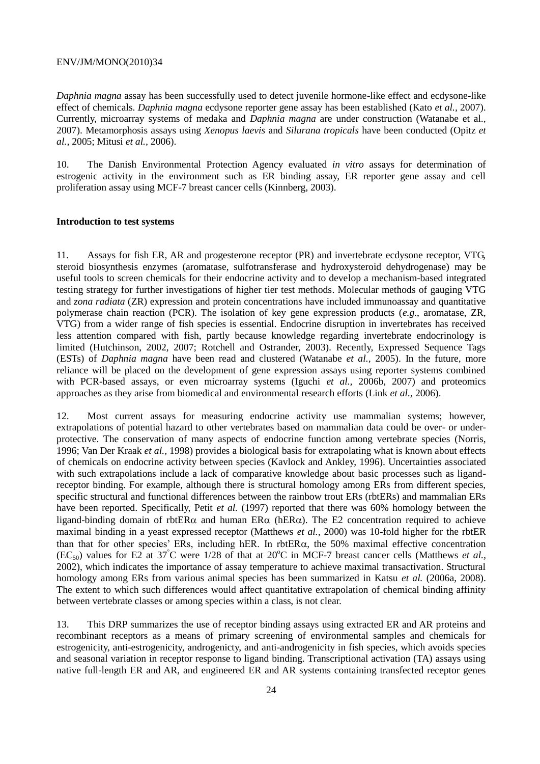*Daphnia magna* assay has been successfully used to detect juvenile hormone-like effect and ecdysone-like effect of chemicals. *Daphnia magna* ecdysone reporter gene assay has been established (Kato *et al.*, 2007). Currently, microarray systems of medaka and *Daphnia magna* are under construction (Watanabe et al., 2007). Metamorphosis assays using *Xenopus laevis* and *Silurana tropicals* have been conducted (Opitz *et al.*, 2005; Mitusi *et al.*, 2006).

10. The Danish Environmental Protection Agency evaluated *in vitro* assays for determination of estrogenic activity in the environment such as ER binding assay, ER reporter gene assay and cell proliferation assay using MCF-7 breast cancer cells (Kinnberg, 2003).

**Introduction to test systems**

11. Assays for fish ER, AR and progesterone receptor (PR) and invertebrate ecdysone receptor, VTG, steroid biosynthesis enzymes (aromatase, sulfotransferase and hydroxysteroid dehydrogenase) may be useful tools to screen chemicals for their endocrine activity and to develop a mechanism-based integrated testing strategy for further investigations of higher tier test methods. Molecular methods of gauging VTG and *zona radiata* (ZR) expression and protein concentrations have included immunoassay and quantitative polymerase chain reaction (PCR). The isolation of key gene expression products (*e.g.*, aromatase, ZR, VTG) from a wider range of fish species is essential. Endocrine disruption in invertebrates has received less attention compared with fish, partly because knowledge regarding invertebrate endocrinology is limited (Hutchinson, 2002, 2007; Rotchell and Ostrander, 2003). Recently, Expressed Sequence Tags (ESTs) of *Daphnia magna* have been read and clustered (Watanabe *et al.*, 2005). In the future, more reliance will be placed on the development of gene expression assays using reporter systems combined with PCR-based assays, or even microarray systems (Iguchi *et al.*, 2006b, 2007) and proteomics approaches as they arise from biomedical and environmental research efforts (Link *et al.*, 2006).

12. Most current assays for measuring endocrine activity use mammalian systems; however, extrapolations of potential hazard to other vertebrates based on mammalian data could be over- or under-protective. The conservation of many aspects of endocrine function among vertebrate species (Norris, 1996; Van Der Kraak *et al.*, 1998) provides a biological basis for extrapolating what is known about effects of chemicals on endocrine activity between species (Kavlock and Ankley, 1996). Uncertainties associated with such extrapolations include a lack of comparative knowledge about basic processes such as ligand-receptor binding. For example, although there is structural homology among ERs from different species, specific structural and functional differences between the rainbow trout ERs (rbtERs) and mammalian ERs have been reported. Specifically, Petit *et al.* (1997) reported that there was 60% homology between the ligand-binding domain of rbtER$\alpha$ and human ER$\alpha$ (hER$\alpha$). The E2 concentration required to achieve maximal binding in a yeast expressed receptor (Matthews *et al.*, 2000) was 10-fold higher for the rbtER than that for other species' ERs, including hER. In rbtER$\alpha$, the 50% maximal effective concentration ($EC_{50}$) values for E2 at 37°C were 1/28 of that at 20°C in MCF-7 breast cancer cells (Matthews *et al.*, 2002), which indicates the importance of assay temperature to achieve maximal transactivation. Structural homology among ERs from various animal species has been summarized in Katsu *et al.* (2006a, 2008). The extent to which such differences would affect quantitative extrapolation of chemical binding affinity between vertebrate classes or among species within a class, is not clear.

13. This DRP summarizes the use of receptor binding assays using extracted ER and AR proteins and recombinant receptors as a means of primary screening of environmental samples and chemicals for estrogenicity, anti-estrogenicity, androgenicty, and anti-androgenicity in fish species, which avoids species and seasonal variation in receptor response to ligand binding. Transcriptional activation (TA) assays using native full-length ER and AR, and engineered ER and AR systems containing transfected receptor genes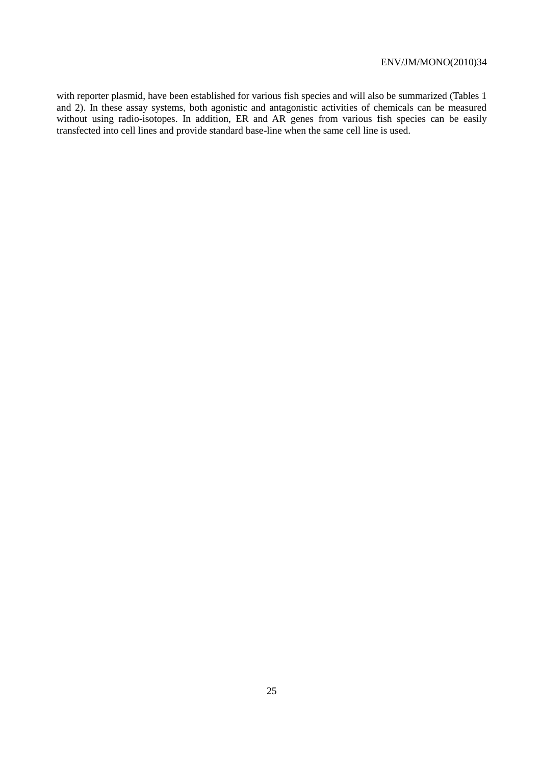with reporter plasmid, have been established for various fish species and will also be summarized (Tables 1 and 2). In these assay systems, both agonistic and antagonistic activities of chemicals can be measured without using radio-isotopes. In addition, ER and AR genes from various fish species can be easily transfected into cell lines and provide standard base-line when the same cell line is used.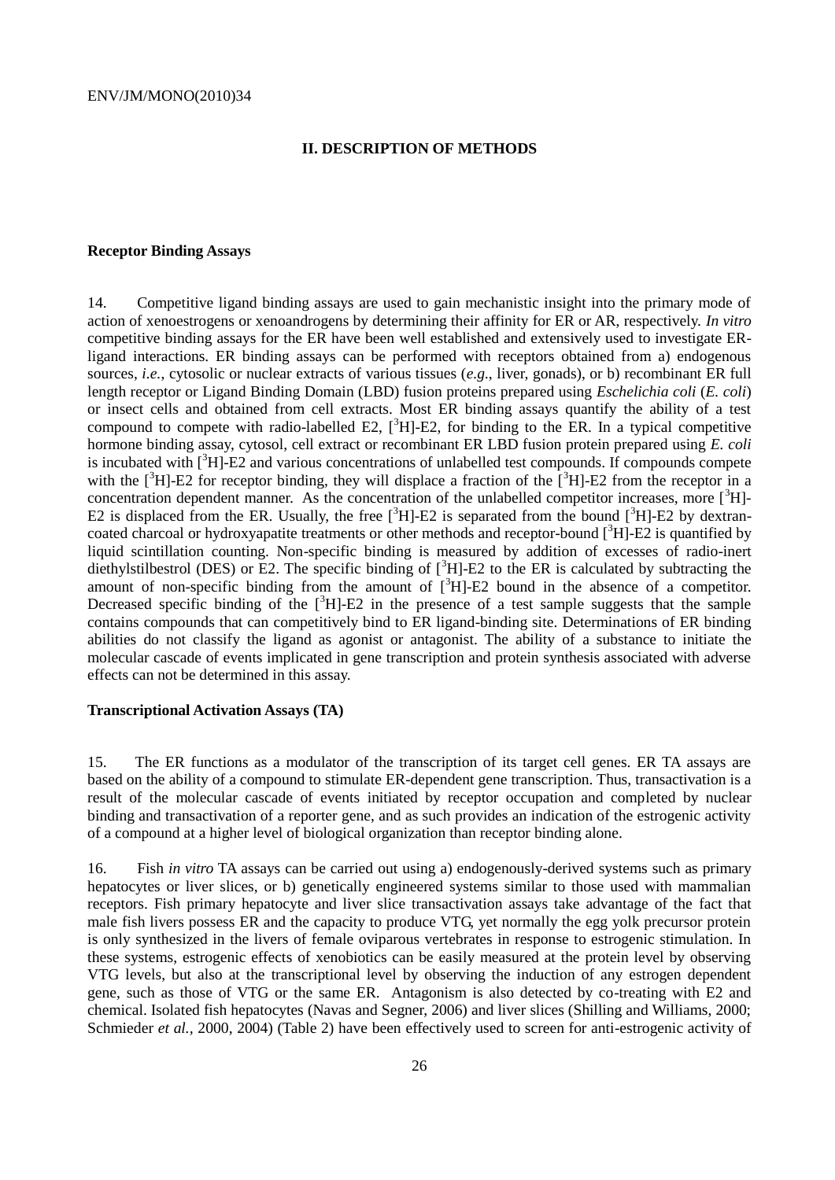## II. DESCRIPTION OF METHODS

### Receptor Binding Assays

14. Competitive ligand binding assays are used to gain mechanistic insight into the primary mode of action of xenoestrogens or xenoandrogens by determining their affinity for ER or AR, respectively. *In vitro* competitive binding assays for the ER have been well established and extensively used to investigate ER-ligand interactions. ER binding assays can be performed with receptors obtained from a) endogenous sources, *i.e.*, cytosolic or nuclear extracts of various tissues (*e.g*., liver, gonads), or b) recombinant ER full length receptor or Ligand Binding Domain (LBD) fusion proteins prepared using *Eschelichia coli* (*E. coli*) or insect cells and obtained from cell extracts. Most ER binding assays quantify the ability of a test compound to compete with radio-labelled E2, [$^3$H]-E2, for binding to the ER. In a typical competitive hormone binding assay, cytosol, cell extract or recombinant ER LBD fusion protein prepared using *E. coli* is incubated with [$^3$H]-E2 and various concentrations of unlabelled test compounds. If compounds compete with the [$^3$H]-E2 for receptor binding, they will displace a fraction of the [$^3$H]-E2 from the receptor in a concentration dependent manner. As the concentration of the unlabelled competitor increases, more [$^3$H]-E2 is displaced from the ER. Usually, the free [$^3$H]-E2 is separated from the bound [$^3$H]-E2 by dextran-coated charcoal or hydroxyapatite treatments or other methods and receptor-bound [$^3$H]-E2 is quantified by liquid scintillation counting. Non-specific binding is measured by addition of excesses of radio-inert diethylstilbestrol (DES) or E2. The specific binding of [$^3$H]-E2 to the ER is calculated by subtracting the amount of non-specific binding from the amount of [$^3$H]-E2 bound in the absence of a competitor. Decreased specific binding of the [$^3$H]-E2 in the presence of a test sample suggests that the sample contains compounds that can competitively bind to ER ligand-binding site. Determinations of ER binding abilities do not classify the ligand as agonist or antagonist. The ability of a substance to initiate the molecular cascade of events implicated in gene transcription and protein synthesis associated with adverse effects can not be determined in this assay.

### Transcriptional Activation Assays (TA)

15. The ER functions as a modulator of the transcription of its target cell genes. ER TA assays are based on the ability of a compound to stimulate ER-dependent gene transcription. Thus, transactivation is a result of the molecular cascade of events initiated by receptor occupation and completed by nuclear binding and transactivation of a reporter gene, and as such provides an indication of the estrogenic activity of a compound at a higher level of biological organization than receptor binding alone.

16. Fish *in vitro* TA assays can be carried out using a) endogenously-derived systems such as primary hepatocytes or liver slices, or b) genetically engineered systems similar to those used with mammalian receptors. Fish primary hepatocyte and liver slice transactivation assays take advantage of the fact that male fish livers possess ER and the capacity to produce VTG, yet normally the egg yolk precursor protein is only synthesized in the livers of female oviparous vertebrates in response to estrogenic stimulation. In these systems, estrogenic effects of xenobiotics can be easily measured at the protein level by observing VTG levels, but also at the transcriptional level by observing the induction of any estrogen dependent gene, such as those of VTG or the same ER. Antagonism is also detected by co-treating with E2 and chemical. Isolated fish hepatocytes (Navas and Segner, 2006) and liver slices (Shilling and Williams, 2000; Schmieder *et al.*, 2000, 2004) (Table 2) have been effectively used to screen for anti-estrogenic activity of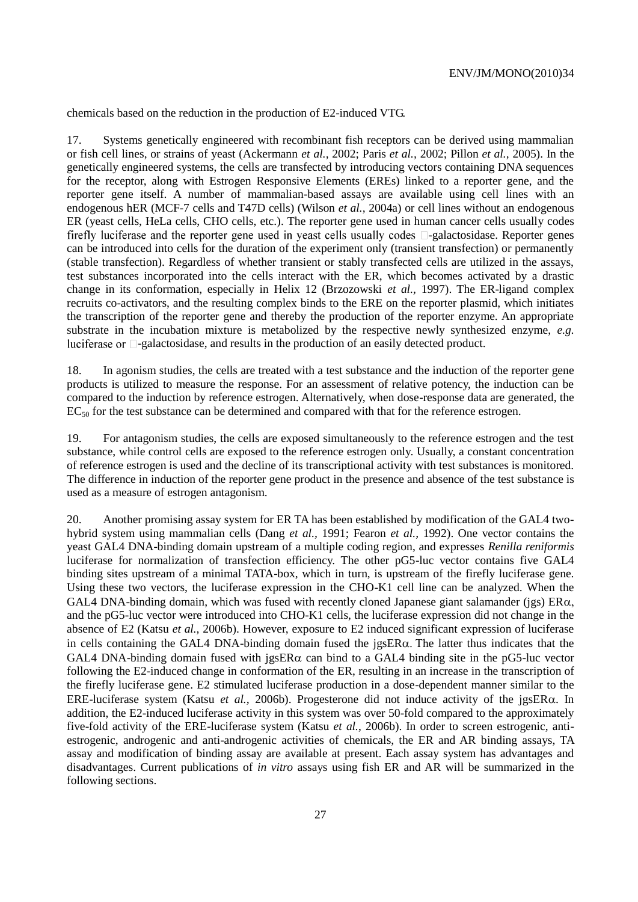chemicals based on the reduction in the production of E2-induced VTG.

17. Systems genetically engineered with recombinant fish receptors can be derived using mammalian or fish cell lines, or strains of yeast (Ackermann *et al.*, 2002; Paris *et al.*, 2002; Pillon *et al.*, 2005). In the genetically engineered systems, the cells are transfected by introducing vectors containing DNA sequences for the receptor, along with Estrogen Responsive Elements (EREs) linked to a reporter gene, and the reporter gene itself. A number of mammalian-based assays are available using cell lines with an endogenous hER (MCF-7 cells and T47D cells) (Wilson *et al.,* 2004a) or cell lines without an endogenous ER (yeast cells, HeLa cells, CHO cells, etc.). The reporter gene used in human cancer cells usually codes firefly luciferase and the reporter gene used in yeast cells usually codes β-galactosidase. Reporter genes can be introduced into cells for the duration of the experiment only (transient transfection) or permanently (stable transfection). Regardless of whether transient or stably transfected cells are utilized in the assays, test substances incorporated into the cells interact with the ER, which becomes activated by a drastic change in its conformation, especially in Helix 12 (Brzozowski *et al.*, 1997). The ER-ligand complex recruits co-activators, and the resulting complex binds to the ERE on the reporter plasmid, which initiates the transcription of the reporter gene and thereby the production of the reporter enzyme. An appropriate substrate in the incubation mixture is metabolized by the respective newly synthesized enzyme, *e.g.* luciferase or β-galactosidase, and results in the production of an easily detected product.

18. In agonism studies, the cells are treated with a test substance and the induction of the reporter gene products is utilized to measure the response. For an assessment of relative potency, the induction can be compared to the induction by reference estrogen. Alternatively, when dose-response data are generated, the $EC_{50}$ for the test substance can be determined and compared with that for the reference estrogen.

19. For antagonism studies, the cells are exposed simultaneously to the reference estrogen and the test substance, while control cells are exposed to the reference estrogen only. Usually, a constant concentration of reference estrogen is used and the decline of its transcriptional activity with test substances is monitored. The difference in induction of the reporter gene product in the presence and absence of the test substance is used as a measure of estrogen antagonism.

20. Another promising assay system for ER TA has been established by modification of the GAL4 two-hybrid system using mammalian cells (Dang *et al.,* 1991; Fearon *et al.,* 1992). One vector contains the yeast GAL4 DNA-binding domain upstream of a multiple coding region, and expresses *Renilla reniformis* luciferase for normalization of transfection efficiency. The other pG5-luc vector contains five GAL4 binding sites upstream of a minimal TATA-box, which in turn, is upstream of the firefly luciferase gene. Using these two vectors, the luciferase expression in the CHO-K1 cell line can be analyzed. When the GAL4 DNA-binding domain, which was fused with recently cloned Japanese giant salamander (jgs) ERα, and the pG5-luc vector were introduced into CHO-K1 cells, the luciferase expression did not change in the absence of E2 (Katsu *et al.,* 2006b). However, exposure to E2 induced significant expression of luciferase in cells containing the GAL4 DNA-binding domain fused the jgsERα. The latter thus indicates that the GAL4 DNA-binding domain fused with jgsERα can bind to a GAL4 binding site in the pG5-luc vector following the E2-induced change in conformation of the ER, resulting in an increase in the transcription of the firefly luciferase gene. E2 stimulated luciferase production in a dose-dependent manner similar to the ERE-luciferase system (Katsu *et al.,* 2006b). Progesterone did not induce activity of the jgsERα. In addition, the E2-induced luciferase activity in this system was over 50-fold compared to the approximately five-fold activity of the ERE-luciferase system (Katsu *et al.,* 2006b). In order to screen estrogenic, anti-estrogenic, androgenic and anti-androgenic activities of chemicals, the ER and AR binding assays, TA assay and modification of binding assay are available at present. Each assay system has advantages and disadvantages. Current publications of *in vitro* assays using fish ER and AR will be summarized in the following sections.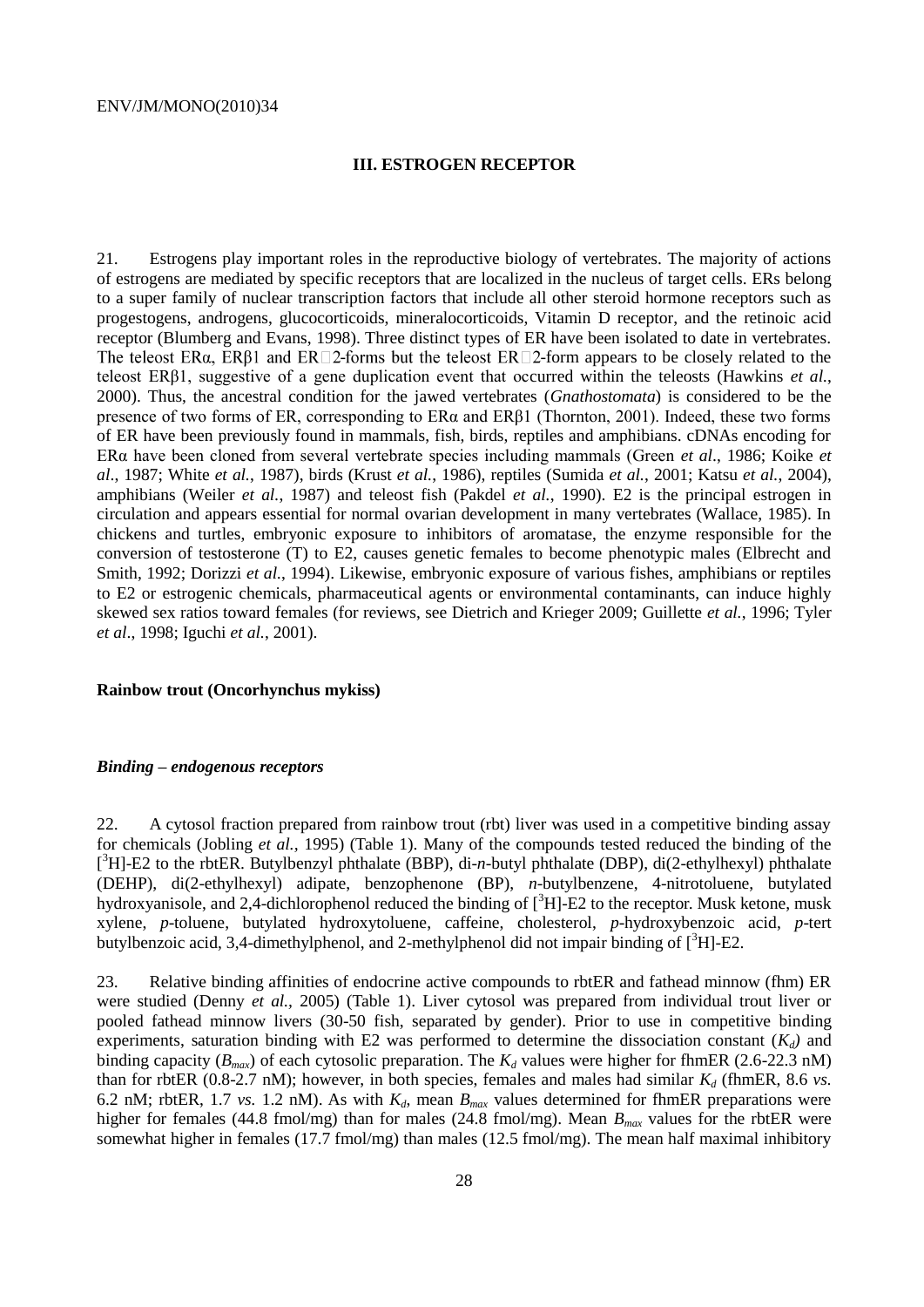## III. ESTROGEN RECEPTOR

21. Estrogens play important roles in the reproductive biology of vertebrates. The majority of actions of estrogens are mediated by specific receptors that are localized in the nucleus of target cells. ERs belong to a super family of nuclear transcription factors that include all other steroid hormone receptors such as progestogens, androgens, glucocorticoids, mineralocorticoids, Vitamin D receptor, and the retinoic acid receptor (Blumberg and Evans, 1998). Three distinct types of ER have been isolated to date in vertebrates. The teleost ERα, ERβ1 and ER□2-forms but the teleost ER□2-form appears to be closely related to the teleost ERβ1, suggestive of a gene duplication event that occurred within the teleosts (Hawkins *et al.*, 2000). Thus, the ancestral condition for the jawed vertebrates (*Gnathostomata*) is considered to be the presence of two forms of ER, corresponding to ERα and ERβ1 (Thornton, 2001). Indeed, these two forms of ER have been previously found in mammals, fish, birds, reptiles and amphibians. cDNAs encoding for ERα have been cloned from several vertebrate species including mammals (Green *et al*., 1986; Koike *et al*., 1987; White *et al.*, 1987), birds (Krust *et al.*, 1986), reptiles (Sumida *et al.*, 2001; Katsu *et al.*, 2004), amphibians (Weiler *et al.*, 1987) and teleost fish (Pakdel *et al.*, 1990). E2 is the principal estrogen in circulation and appears essential for normal ovarian development in many vertebrates (Wallace, 1985). In chickens and turtles, embryonic exposure to inhibitors of aromatase, the enzyme responsible for the conversion of testosterone (T) to E2, causes genetic females to become phenotypic males (Elbrecht and Smith, 1992; Dorizzi *et al.*, 1994). Likewise, embryonic exposure of various fishes, amphibians or reptiles to E2 or estrogenic chemicals, pharmaceutical agents or environmental contaminants, can induce highly skewed sex ratios toward females (for reviews, see Dietrich and Krieger 2009; Guillette *et al.*, 1996; Tyler *et al*., 1998; Iguchi *et al.*, 2001).

### Rainbow trout (Oncorhynchus mykiss)

#### *Binding – endogenous receptors*

22. A cytosol fraction prepared from rainbow trout (rbt) liver was used in a competitive binding assay for chemicals (Jobling *et al.,* 1995) (Table 1). Many of the compounds tested reduced the binding of the [$^3$H]-E2 to the rbtER. Butylbenzyl phthalate (BBP), di-*n*-butyl phthalate (DBP), di(2-ethylhexyl) phthalate (DEHP), di(2-ethylhexyl) adipate, benzophenone (BP), *n*-butylbenzene, 4-nitrotoluene, butylated hydroxyanisole, and 2,4-dichlorophenol reduced the binding of [$^3$H]-E2 to the receptor. Musk ketone, musk xylene, *p*-toluene, butylated hydroxytoluene, caffeine, cholesterol, *p*-hydroxybenzoic acid, *p*-tert butylbenzoic acid, 3,4-dimethylphenol, and 2-methylphenol did not impair binding of [$^3$H]-E2.

23. Relative binding affinities of endocrine active compounds to rbtER and fathead minnow (fhm) ER were studied (Denny *et al.,* 2005) (Table 1). Liver cytosol was prepared from individual trout liver or pooled fathead minnow livers (30-50 fish, separated by gender). Prior to use in competitive binding experiments, saturation binding with E2 was performed to determine the dissociation constant ($K_d$) and binding capacity ($B_{max}$) of each cytosolic preparation. The $K_d$ values were higher for fhmER (2.6-22.3 nM) than for rbtER (0.8-2.7 nM); however, in both species, females and males had similar $K_d$ (fhmER, 8.6 *vs.* 6.2 nM; rbtER, 1.7 *vs.* 1.2 nM). As with $K_d$, mean $B_{max}$ values determined for fhmER preparations were higher for females (44.8 fmol/mg) than for males (24.8 fmol/mg). Mean $B_{max}$ values for the rbtER were somewhat higher in females (17.7 fmol/mg) than males (12.5 fmol/mg). The mean half maximal inhibitory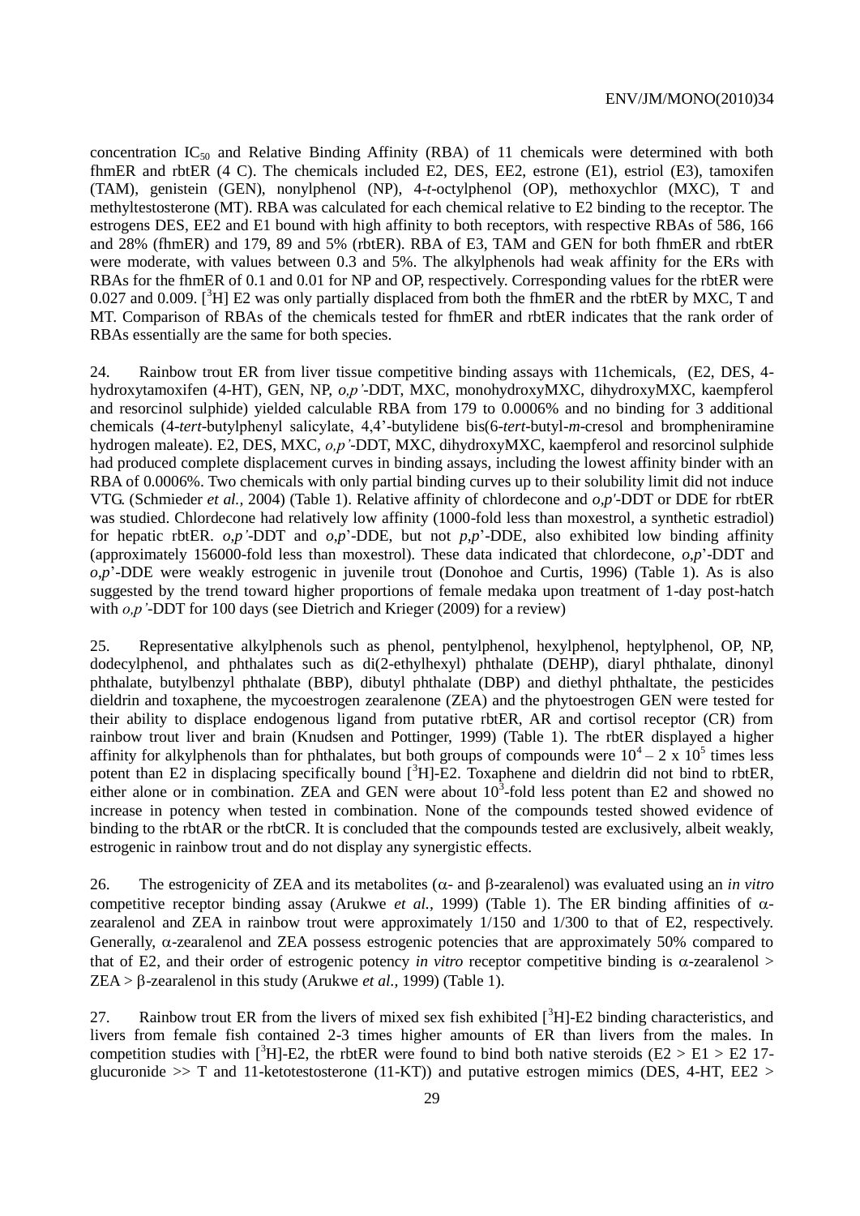concentration $IC_{50}$ and Relative Binding Affinity (RBA) of 11 chemicals were determined with both fhmER and rbtER (4 C). The chemicals included E2, DES, EE2, estrone (E1), estriol (E3), tamoxifen (TAM), genistein (GEN), nonylphenol (NP), 4-*t*-octylphenol (OP), methoxychlor (MXC), T and methyltestosterone (MT). RBA was calculated for each chemical relative to E2 binding to the receptor. The estrogens DES, EE2 and E1 bound with high affinity to both receptors, with respective RBAs of 586, 166 and 28% (fhmER) and 179, 89 and 5% (rbtER). RBA of E3, TAM and GEN for both fhmER and rbtER were moderate, with values between 0.3 and 5%. The alkylphenols had weak affinity for the ERs with RBAs for the fhmER of 0.1 and 0.01 for NP and OP, respectively. Corresponding values for the rbtER were 0.027 and 0.009. [$^3$H] E2 was only partially displaced from both the fhmER and the rbtER by MXC, T and MT. Comparison of RBAs of the chemicals tested for fhmER and rbtER indicates that the rank order of RBAs essentially are the same for both species.

24. Rainbow trout ER from liver tissue competitive binding assays with 11chemicals, (E2, DES, 4-hydroxytamoxifen (4-HT), GEN, NP, *o,p'*-DDT, MXC, monohydroxyMXC, dihydroxyMXC, kaempferol and resorcinol sulphide) yielded calculable RBA from 179 to 0.0006% and no binding for 3 additional chemicals (4-*tert*-butylphenyl salicylate, 4,4'-butylidene bis(6-*tert*-butyl-*m*-cresol and brompheniramine hydrogen maleate). E2, DES, MXC, *o,p'*-DDT, MXC, dihydroxyMXC, kaempferol and resorcinol sulphide had produced complete displacement curves in binding assays, including the lowest affinity binder with an RBA of 0.0006%. Two chemicals with only partial binding curves up to their solubility limit did not induce VTG. (Schmieder *et al.,* 2004) (Table 1). Relative affinity of chlordecone and *o,p'*-DDT or DDE for rbtER was studied. Chlordecone had relatively low affinity (1000-fold less than moxestrol, a synthetic estradiol) for hepatic rbtER. *o,p'*-DDT and *o,p*'-DDE, but not *p,p*'-DDE, also exhibited low binding affinity (approximately 156000-fold less than moxestrol). These data indicated that chlordecone, *o,p*'-DDT and *o,p*'-DDE were weakly estrogenic in juvenile trout (Donohoe and Curtis, 1996) (Table 1). As is also suggested by the trend toward higher proportions of female medaka upon treatment of 1-day post-hatch with *o,p'*-DDT for 100 days (see Dietrich and Krieger (2009) for a review)

25. Representative alkylphenols such as phenol, pentylphenol, hexylphenol, heptylphenol, OP, NP, dodecylphenol, and phthalates such as di(2-ethylhexyl) phthalate (DEHP), diaryl phthalate, dinonyl phthalate, butylbenzyl phthalate (BBP), dibutyl phthalate (DBP) and diethyl phthaltate, the pesticides dieldrin and toxaphene, the mycoestrogen zearalenone (ZEA) and the phytoestrogen GEN were tested for their ability to displace endogenous ligand from putative rbtER, AR and cortisol receptor (CR) from rainbow trout liver and brain (Knudsen and Pottinger, 1999) (Table 1). The rbtER displayed a higher affinity for alkylphenols than for phthalates, but both groups of compounds were $10^4 – 2 \times 10^5$ times less potent than E2 in displacing specifically bound [$^3$H]-E2. Toxaphene and dieldrin did not bind to rbtER, either alone or in combination. ZEA and GEN were about $10^3$-fold less potent than E2 and showed no increase in potency when tested in combination. None of the compounds tested showed evidence of binding to the rbtAR or the rbtCR. It is concluded that the compounds tested are exclusively, albeit weakly, estrogenic in rainbow trout and do not display any synergistic effects.

26. The estrogenicity of ZEA and its metabolites ($\alpha$- and $\beta$-zearalenol) was evaluated using an *in vitro* competitive receptor binding assay (Arukwe *et al.,* 1999) (Table 1). The ER binding affinities of $\alpha$-zearalenol and ZEA in rainbow trout were approximately 1/150 and 1/300 to that of E2, respectively. Generally, $\alpha$-zearalenol and ZEA possess estrogenic potencies that are approximately 50% compared to that of E2, and their order of estrogenic potency *in vitro* receptor competitive binding is $\alpha$-zearalenol > ZEA > $\beta$-zearalenol in this study (Arukwe *et al.,* 1999) (Table 1).

27. Rainbow trout ER from the livers of mixed sex fish exhibited [$^3$H]-E2 binding characteristics, and livers from female fish contained 2-3 times higher amounts of ER than livers from the males. In competition studies with [$^3$H]-E2, the rbtER were found to bind both native steroids (E2 > E1 > E2 17-glucuronide >> T and 11-ketotestosterone (11-KT)) and putative estrogen mimics (DES, 4-HT, EE2 >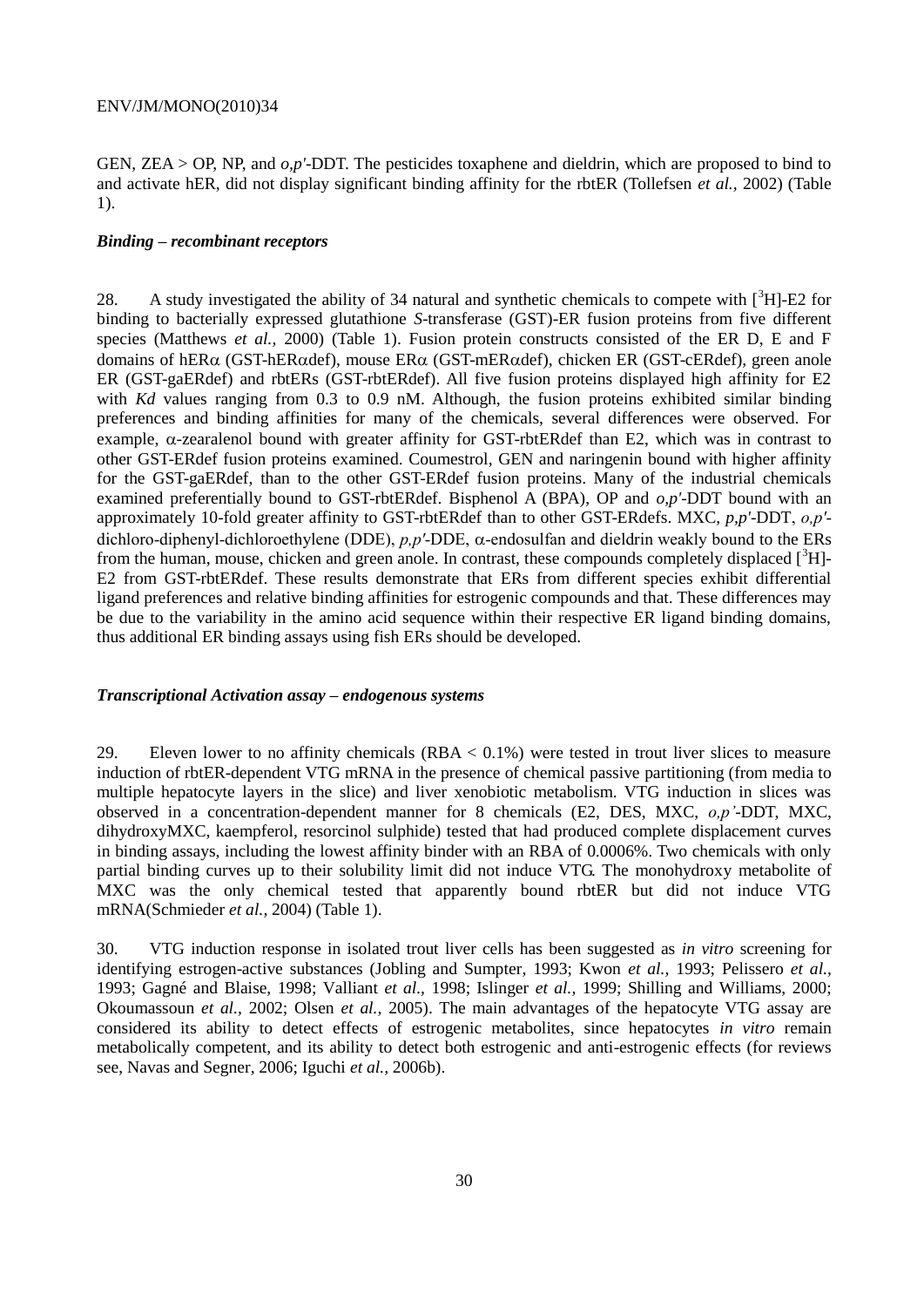GEN, ZEA > OP, NP, and *o,p'*-DDT. The pesticides toxaphene and dieldrin, which are proposed to bind to and activate hER, did not display significant binding affinity for the rbtER (Tollefsen *et al.,* 2002) (Table 1).

### *Binding – recombinant receptors*

28. A study investigated the ability of 34 natural and synthetic chemicals to compete with [$^{3}$H]-E2 for binding to bacterially expressed glutathione *S*-transferase (GST)-ER fusion proteins from five different species (Matthews *et al.,* 2000) (Table 1). Fusion protein constructs consisted of the ER D, E and F domains of hER$\alpha$ (GST-hER$\alpha$def), mouse ER$\alpha$ (GST-mER$\alpha$def), chicken ER (GST-cERdef), green anole ER (GST-gaERdef) and rbtERs (GST-rbtERdef). All five fusion proteins displayed high affinity for E2 with *Kd* values ranging from 0.3 to 0.9 nM. Although, the fusion proteins exhibited similar binding preferences and binding affinities for many of the chemicals, several differences were observed. For example, $\alpha$-zearalenol bound with greater affinity for GST-rbtERdef than E2, which was in contrast to other GST-ERdef fusion proteins examined. Coumestrol, GEN and naringenin bound with higher affinity for the GST-gaERdef, than to the other GST-ERdef fusion proteins. Many of the industrial chemicals examined preferentially bound to GST-rbtERdef. Bisphenol A (BPA), OP and *o,p'*-DDT bound with an approximately 10-fold greater affinity to GST-rbtERdef than to other GST-ERdefs. MXC, *p,p'*-DDT, *o,p'*-dichloro-diphenyl-dichloroethylene (DDE), *p,p'*-DDE, $\alpha$-endosulfan and dieldrin weakly bound to the ERs from the human, mouse, chicken and green anole. In contrast, these compounds completely displaced [$^{3}$H]-E2 from GST-rbtERdef. These results demonstrate that ERs from different species exhibit differential ligand preferences and relative binding affinities for estrogenic compounds and that. These differences may be due to the variability in the amino acid sequence within their respective ER ligand binding domains, thus additional ER binding assays using fish ERs should be developed.

### *Transcriptional Activation assay – endogenous systems*

29. Eleven lower to no affinity chemicals (RBA < 0.1%) were tested in trout liver slices to measure induction of rbtER-dependent VTG mRNA in the presence of chemical passive partitioning (from media to multiple hepatocyte layers in the slice) and liver xenobiotic metabolism. VTG induction in slices was observed in a concentration-dependent manner for 8 chemicals (E2, DES, MXC, *o,p'*-DDT, MXC, dihydroxyMXC, kaempferol, resorcinol sulphide) tested that had produced complete displacement curves in binding assays, including the lowest affinity binder with an RBA of 0.0006%. Two chemicals with only partial binding curves up to their solubility limit did not induce VTG. The monohydroxy metabolite of MXC was the only chemical tested that apparently bound rbtER but did not induce VTG mRNA(Schmieder *et al.,* 2004) (Table 1).

30. VTG induction response in isolated trout liver cells has been suggested as *in vitro* screening for identifying estrogen-active substances (Jobling and Sumpter, 1993; Kwon *et al.,* 1993; Pelissero *et al.,* 1993; Gagné and Blaise, 1998; Valliant *et al.,* 1998; Islinger *et al.,* 1999; Shilling and Williams, 2000; Okoumassoun *et al.,* 2002; Olsen *et al.,* 2005). The main advantages of the hepatocyte VTG assay are considered its ability to detect effects of estrogenic metabolites, since hepatocytes *in vitro* remain metabolically competent, and its ability to detect both estrogenic and anti-estrogenic effects (for reviews see, Navas and Segner, 2006; Iguchi *et al.,* 2006b).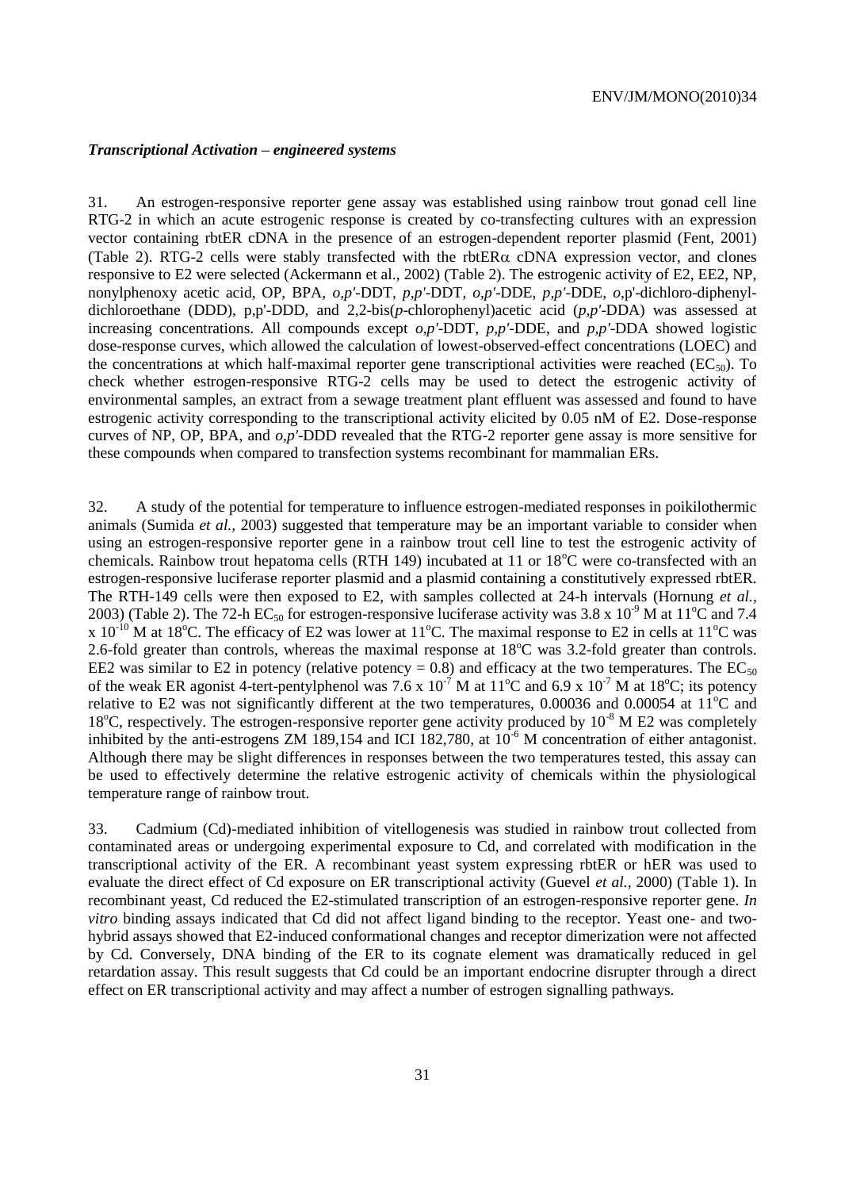### *Transcriptional Activation – engineered systems*

31. An estrogen-responsive reporter gene assay was established using rainbow trout gonad cell line RTG-2 in which an acute estrogenic response is created by co-transfecting cultures with an expression vector containing rbtER cDNA in the presence of an estrogen-dependent reporter plasmid (Fent, 2001) (Table 2). RTG-2 cells were stably transfected with the rbtER$\alpha$ cDNA expression vector, and clones responsive to E2 were selected (Ackermann et al., 2002) (Table 2). The estrogenic activity of E2, EE2, NP, nonylphenoxy acetic acid, OP, BPA, *o,p'*-DDT, *p,p'*-DDT, *o,p'*-DDE, *p,p'*-DDE, *o*,p'-dichloro-diphenyl-dichloroethane (DDD), p,p'-DDD, and 2,2-bis(*p*-chlorophenyl)acetic acid (*p,p'*-DDA) was assessed at increasing concentrations. All compounds except *o,p'*-DDT, *p,p'*-DDE, and *p,p'*-DDA showed logistic dose-response curves, which allowed the calculation of lowest-observed-effect concentrations (LOEC) and the concentrations at which half-maximal reporter gene transcriptional activities were reached ($EC_{50}$). To check whether estrogen-responsive RTG-2 cells may be used to detect the estrogenic activity of environmental samples, an extract from a sewage treatment plant effluent was assessed and found to have estrogenic activity corresponding to the transcriptional activity elicited by 0.05 nM of E2. Dose-response curves of NP, OP, BPA, and *o,p'*-DDD revealed that the RTG-2 reporter gene assay is more sensitive for these compounds when compared to transfection systems recombinant for mammalian ERs.

32. A study of the potential for temperature to influence estrogen-mediated responses in poikilothermic animals (Sumida *et al.,* 2003) suggested that temperature may be an important variable to consider when using an estrogen-responsive reporter gene in a rainbow trout cell line to test the estrogenic activity of chemicals. Rainbow trout hepatoma cells (RTH 149) incubated at 11 or 18°C were co-transfected with an estrogen-responsive luciferase reporter plasmid and a plasmid containing a constitutively expressed rbtER. The RTH-149 cells were then exposed to E2, with samples collected at 24-h intervals (Hornung *et al.,* 2003) (Table 2). The 72-h $EC_{50}$ for estrogen-responsive luciferase activity was $3.8 \times 10^{-9}$ M at 11°C and $7.4 \times 10^{-10}$ M at 18°C. The efficacy of E2 was lower at 11°C. The maximal response to E2 in cells at 11°C was 2.6-fold greater than controls, whereas the maximal response at 18°C was 3.2-fold greater than controls. EE2 was similar to E2 in potency (relative potency = 0.8) and efficacy at the two temperatures. The $EC_{50}$ of the weak ER agonist 4-tert-pentylphenol was $7.6 \times 10^{-7}$ M at 11°C and $6.9 \times 10^{-7}$ M at 18°C; its potency relative to E2 was not significantly different at the two temperatures, 0.00036 and 0.00054 at 11°C and 18°C, respectively. The estrogen-responsive reporter gene activity produced by $10^{-8}$ M E2 was completely inhibited by the anti-estrogens ZM 189,154 and ICI 182,780, at $10^{-6}$ M concentration of either antagonist. Although there may be slight differences in responses between the two temperatures tested, this assay can be used to effectively determine the relative estrogenic activity of chemicals within the physiological temperature range of rainbow trout.

33. Cadmium (Cd)-mediated inhibition of vitellogenesis was studied in rainbow trout collected from contaminated areas or undergoing experimental exposure to Cd, and correlated with modification in the transcriptional activity of the ER. A recombinant yeast system expressing rbtER or hER was used to evaluate the direct effect of Cd exposure on ER transcriptional activity (Guevel *et al.,* 2000) (Table 1). In recombinant yeast, Cd reduced the E2-stimulated transcription of an estrogen-responsive reporter gene. *In vitro* binding assays indicated that Cd did not affect ligand binding to the receptor. Yeast one- and two-hybrid assays showed that E2-induced conformational changes and receptor dimerization were not affected by Cd. Conversely, DNA binding of the ER to its cognate element was dramatically reduced in gel retardation assay. This result suggests that Cd could be an important endocrine disrupter through a direct effect on ER transcriptional activity and may affect a number of estrogen signalling pathways.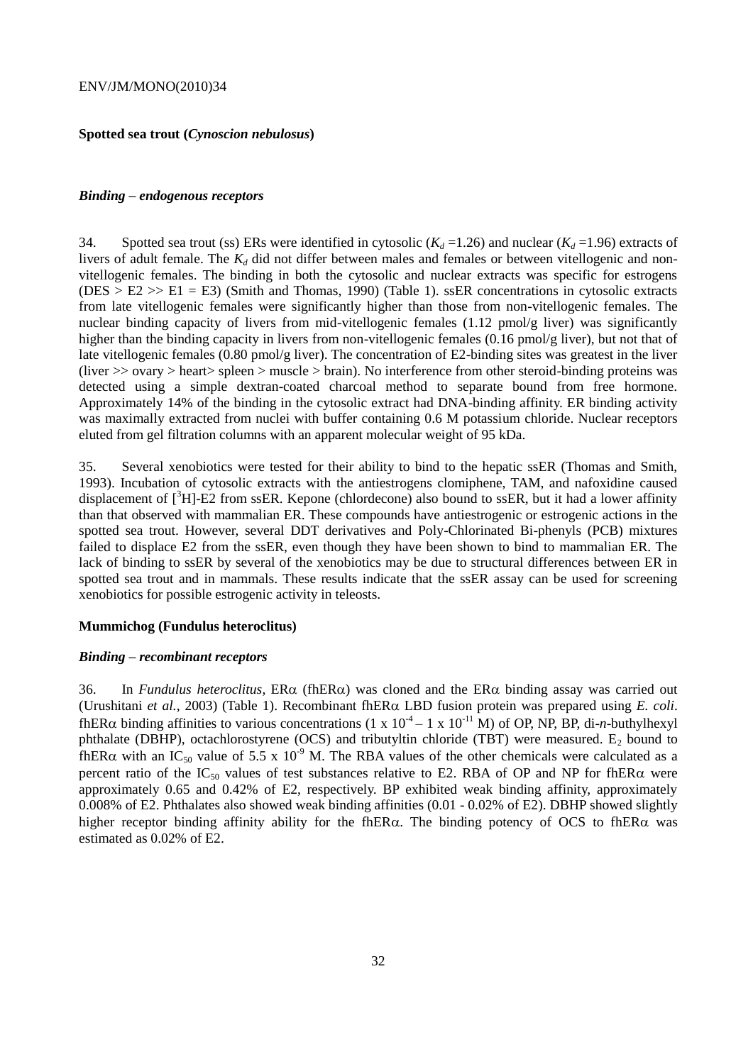**Spotted sea trout (*Cynoscion nebulosus*)**

***Binding – endogenous receptors***

34. Spotted sea trout (ss) ERs were identified in cytosolic ($K_d$ =1.26) and nuclear ($K_d$ =1.96) extracts of livers of adult female. The $K_d$ did not differ between males and females or between vitellogenic and non-vitellogenic females. The binding in both the cytosolic and nuclear extracts was specific for estrogens (DES > E2 >> E1 = E3) (Smith and Thomas, 1990) (Table 1). ssER concentrations in cytosolic extracts from late vitellogenic females were significantly higher than those from non-vitellogenic females. The nuclear binding capacity of livers from mid-vitellogenic females (1.12 pmol/g liver) was significantly higher than the binding capacity in livers from non-vitellogenic females (0.16 pmol/g liver), but not that of late vitellogenic females (0.80 pmol/g liver). The concentration of E2-binding sites was greatest in the liver (liver >> ovary > heart> spleen > muscle > brain). No interference from other steroid-binding proteins was detected using a simple dextran-coated charcoal method to separate bound from free hormone. Approximately 14% of the binding in the cytosolic extract had DNA-binding affinity. ER binding activity was maximally extracted from nuclei with buffer containing 0.6 M potassium chloride. Nuclear receptors eluted from gel filtration columns with an apparent molecular weight of 95 kDa.

35. Several xenobiotics were tested for their ability to bind to the hepatic ssER (Thomas and Smith, 1993). Incubation of cytosolic extracts with the antiestrogens clomiphene, TAM, and nafoxidine caused displacement of [$^3$H]-E2 from ssER. Kepone (chlordecone) also bound to ssER, but it had a lower affinity than that observed with mammalian ER. These compounds have antiestrogenic or estrogenic actions in the spotted sea trout. However, several DDT derivatives and Poly-Chlorinated Bi-phenyls (PCB) mixtures failed to displace E2 from the ssER, even though they have been shown to bind to mammalian ER. The lack of binding to ssER by several of the xenobiotics may be due to structural differences between ER in spotted sea trout and in mammals. These results indicate that the ssER assay can be used for screening xenobiotics for possible estrogenic activity in teleosts.

**Mummichog (Fundulus heteroclitus)**

***Binding – recombinant receptors***

36. In *Fundulus heteroclitus*, ER$\alpha$ (fhER$\alpha$) was cloned and the ER$\alpha$ binding assay was carried out (Urushitani *et al.*, 2003) (Table 1). Recombinant fhER$\alpha$ LBD fusion protein was prepared using *E. coli*. fhER$\alpha$ binding affinities to various concentrations ($1 \times 10^{-4} – 1 \times 10^{-11}$ M) of OP, NP, BP, di-*n*-buthylhexyl phthalate (DBHP), octachlorostyrene (OCS) and tributyltin chloride (TBT) were measured. $E_2$ bound to fhER$\alpha$ with an $IC_{50}$ value of $5.5 \times 10^{-9}$ M. The RBA values of the other chemicals were calculated as a percent ratio of the $IC_{50}$ values of test substances relative to E2. RBA of OP and NP for fhER$\alpha$ were approximately 0.65 and 0.42% of E2, respectively. BP exhibited weak binding affinity, approximately 0.008% of E2. Phthalates also showed weak binding affinities (0.01 - 0.02% of E2). DBHP showed slightly higher receptor binding affinity ability for the fhER$\alpha$. The binding potency of OCS to fhER$\alpha$ was estimated as 0.02% of E2.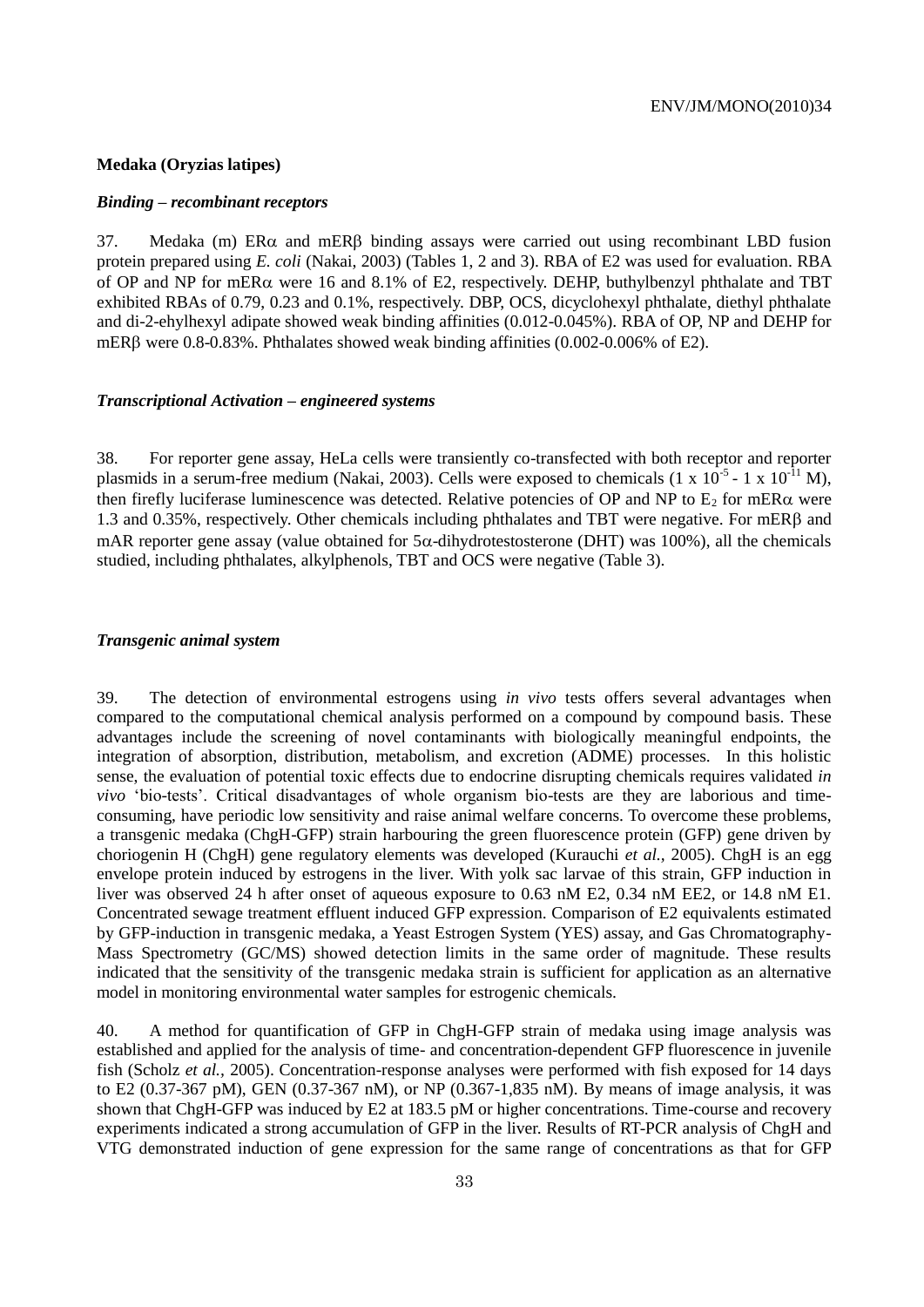#### Medaka (Oryzias latipes)

##### *Binding – recombinant receptors*

37. Medaka (m) ERα and mERβ binding assays were carried out using recombinant LBD fusion protein prepared using *E. coli* (Nakai, 2003) (Tables 1, 2 and 3). RBA of E2 was used for evaluation. RBA of OP and NP for mERα were 16 and 8.1% of E2, respectively. DEHP, buthylbenzyl phthalate and TBT exhibited RBAs of 0.79, 0.23 and 0.1%, respectively. DBP, OCS, dicyclohexyl phthalate, diethyl phthalate and di-2-ehylhexyl adipate showed weak binding affinities (0.012-0.045%). RBA of OP, NP and DEHP for mERβ were 0.8-0.83%. Phthalates showed weak binding affinities (0.002-0.006% of E2).

##### *Transcriptional Activation – engineered systems*

38. For reporter gene assay, HeLa cells were transiently co-transfected with both receptor and reporter plasmids in a serum-free medium (Nakai, 2003). Cells were exposed to chemicals ($1 \times 10^{-5}$ - $1 \times 10^{-11}$ M), then firefly luciferase luminescence was detected. Relative potencies of OP and NP to $E_2$ for mERα were 1.3 and 0.35%, respectively. Other chemicals including phthalates and TBT were negative. For mERβ and mAR reporter gene assay (value obtained for 5α-dihydrotestosterone (DHT) was 100%), all the chemicals studied, including phthalates, alkylphenols, TBT and OCS were negative (Table 3).

##### *Transgenic animal system*

39. The detection of environmental estrogens using *in vivo* tests offers several advantages when compared to the computational chemical analysis performed on a compound by compound basis. These advantages include the screening of novel contaminants with biologically meaningful endpoints, the integration of absorption, distribution, metabolism, and excretion (ADME) processes. In this holistic sense, the evaluation of potential toxic effects due to endocrine disrupting chemicals requires validated *in vivo* 'bio-tests'. Critical disadvantages of whole organism bio-tests are they are laborious and time-consuming, have periodic low sensitivity and raise animal welfare concerns. To overcome these problems, a transgenic medaka (ChgH-GFP) strain harbouring the green fluorescence protein (GFP) gene driven by choriogenin H (ChgH) gene regulatory elements was developed (Kurauchi *et al.*, 2005). ChgH is an egg envelope protein induced by estrogens in the liver. With yolk sac larvae of this strain, GFP induction in liver was observed 24 h after onset of aqueous exposure to 0.63 nM E2, 0.34 nM EE2, or 14.8 nM E1. Concentrated sewage treatment effluent induced GFP expression. Comparison of E2 equivalents estimated by GFP-induction in transgenic medaka, a Yeast Estrogen System (YES) assay, and Gas Chromatography-Mass Spectrometry (GC/MS) showed detection limits in the same order of magnitude. These results indicated that the sensitivity of the transgenic medaka strain is sufficient for application as an alternative model in monitoring environmental water samples for estrogenic chemicals.

40. A method for quantification of GFP in ChgH-GFP strain of medaka using image analysis was established and applied for the analysis of time- and concentration-dependent GFP fluorescence in juvenile fish (Scholz *et al.*, 2005). Concentration-response analyses were performed with fish exposed for 14 days to E2 (0.37-367 pM), GEN (0.37-367 nM), or NP (0.367-1,835 nM). By means of image analysis, it was shown that ChgH-GFP was induced by E2 at 183.5 pM or higher concentrations. Time-course and recovery experiments indicated a strong accumulation of GFP in the liver. Results of RT-PCR analysis of ChgH and VTG demonstrated induction of gene expression for the same range of concentrations as that for GFP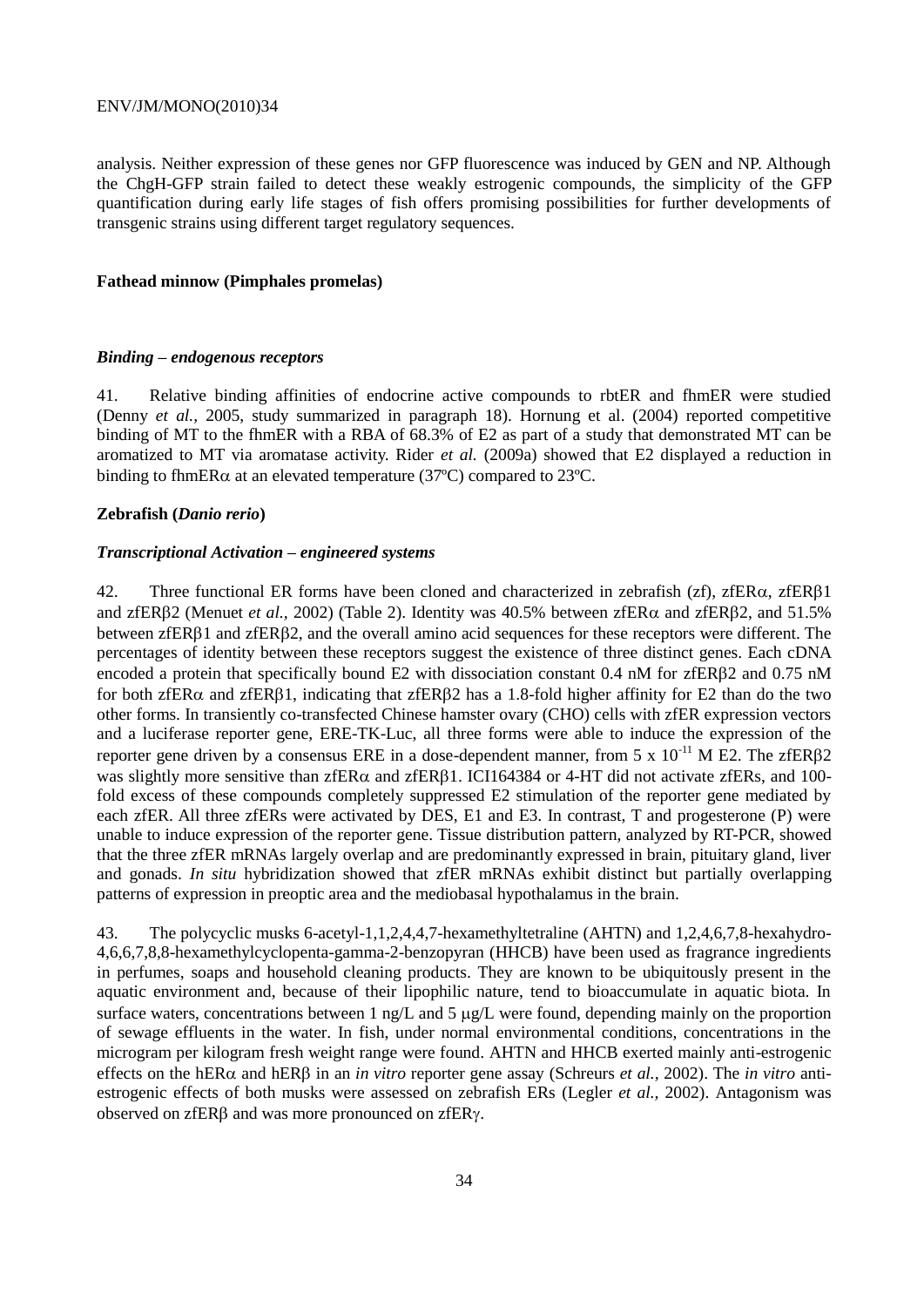analysis. Neither expression of these genes nor GFP fluorescence was induced by GEN and NP. Although the ChgH-GFP strain failed to detect these weakly estrogenic compounds, the simplicity of the GFP quantification during early life stages of fish offers promising possibilities for further developments of transgenic strains using different target regulatory sequences.

### Fathead minnow (Pimphales promelas)

#### *Binding – endogenous receptors*

41. Relative binding affinities of endocrine active compounds to rbtER and fhmER were studied (Denny *et al.*, 2005, study summarized in paragraph 18). Hornung et al. (2004) reported competitive binding of MT to the fhmER with a RBA of 68.3% of E2 as part of a study that demonstrated MT can be aromatized to MT via aromatase activity. Rider *et al.* (2009a) showed that E2 displayed a reduction in binding to fhmERα at an elevated temperature (37ºC) compared to 23ºC.

### Zebrafish (*Danio rerio*)

#### *Transcriptional Activation – engineered systems*

42. Three functional ER forms have been cloned and characterized in zebrafish (zf), zfERα, zfERβ1 and zfERβ2 (Menuet *et al.*, 2002) (Table 2). Identity was 40.5% between zfERα and zfERβ2, and 51.5% between zfERβ1 and zfERβ2, and the overall amino acid sequences for these receptors were different. The percentages of identity between these receptors suggest the existence of three distinct genes. Each cDNA encoded a protein that specifically bound E2 with dissociation constant 0.4 nM for zfERβ2 and 0.75 nM for both zfERα and zfERβ1, indicating that zfERβ2 has a 1.8-fold higher affinity for E2 than do the two other forms. In transiently co-transfected Chinese hamster ovary (CHO) cells with zfER expression vectors and a luciferase reporter gene, ERE-TK-Luc, all three forms were able to induce the expression of the reporter gene driven by a consensus ERE in a dose-dependent manner, from $5 \times 10^{-11}$ M E2. The zfERβ2 was slightly more sensitive than zfERα and zfERβ1. ICI164384 or 4-HT did not activate zfERs, and 100-fold excess of these compounds completely suppressed E2 stimulation of the reporter gene mediated by each zfER. All three zfERs were activated by DES, E1 and E3. In contrast, T and progesterone (P) were unable to induce expression of the reporter gene. Tissue distribution pattern, analyzed by RT-PCR, showed that the three zfER mRNAs largely overlap and are predominantly expressed in brain, pituitary gland, liver and gonads. *In situ* hybridization showed that zfER mRNAs exhibit distinct but partially overlapping patterns of expression in preoptic area and the mediobasal hypothalamus in the brain.

43. The polycyclic musks 6-acetyl-1,1,2,4,4,7-hexamethyltetraline (AHTN) and 1,2,4,6,7,8-hexahydro-4,6,6,7,8,8-hexamethylcyclopenta-gamma-2-benzopyran (HHCB) have been used as fragrance ingredients in perfumes, soaps and household cleaning products. They are known to be ubiquitously present in the aquatic environment and, because of their lipophilic nature, tend to bioaccumulate in aquatic biota. In surface waters, concentrations between 1 ng/L and 5 μg/L were found, depending mainly on the proportion of sewage effluents in the water. In fish, under normal environmental conditions, concentrations in the microgram per kilogram fresh weight range were found. AHTN and HHCB exerted mainly anti-estrogenic effects on the hERα and hERβ in an *in vitro* reporter gene assay (Schreurs *et al.*, 2002). The *in vitro* anti-estrogenic effects of both musks were assessed on zebrafish ERs (Legler *et al.*, 2002). Antagonism was observed on zfERβ and was more pronounced on zfERγ.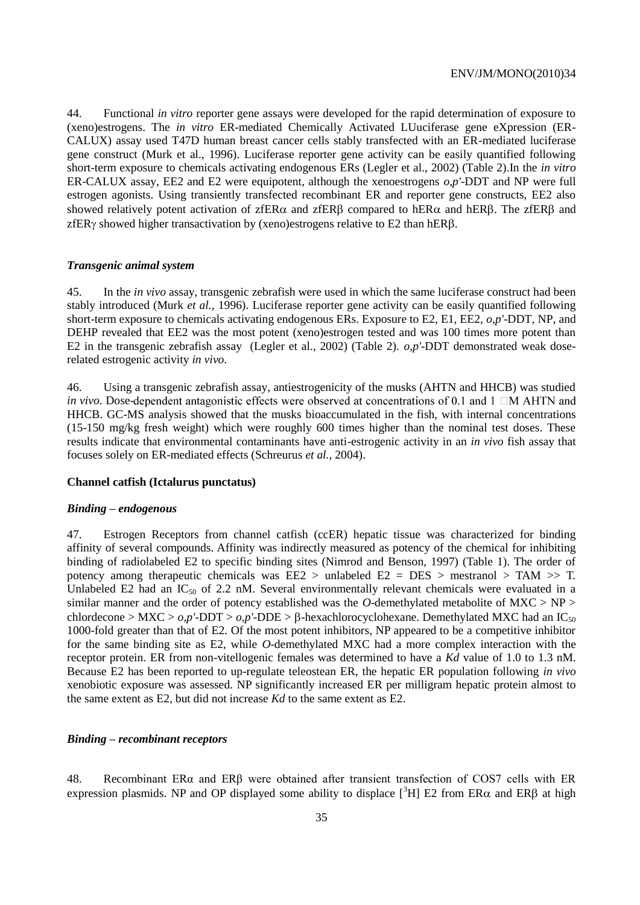44. Functional *in vitro* reporter gene assays were developed for the rapid determination of exposure to (xeno)estrogens. The *in vitro* ER-mediated Chemically Activated LUuciferase gene eXpression (ER-CALUX) assay used T47D human breast cancer cells stably transfected with an ER-mediated luciferase gene construct (Murk et al., 1996). Luciferase reporter gene activity can be easily quantified following short-term exposure to chemicals activating endogenous ERs (Legler et al., 2002) (Table 2).In the *in vitro* ER-CALUX assay, EE2 and E2 were equipotent, although the xenoestrogens *o,p'*-DDT and NP were full estrogen agonists. Using transiently transfected recombinant ER and reporter gene constructs, EE2 also showed relatively potent activation of zfERα and zfERβ compared to hERα and hERβ. The zfERβ and zfERγ showed higher transactivation by (xeno)estrogens relative to E2 than hERβ.

### *Transgenic animal system*

45. In the *in vivo* assay, transgenic zebrafish were used in which the same luciferase construct had been stably introduced (Murk *et al.*, 1996). Luciferase reporter gene activity can be easily quantified following short-term exposure to chemicals activating endogenous ERs. Exposure to E2, E1, EE2, *o,p'*-DDT, NP, and DEHP revealed that EE2 was the most potent (xeno)estrogen tested and was 100 times more potent than E2 in the transgenic zebrafish assay (Legler et al., 2002) (Table 2). *o,p'*-DDT demonstrated weak dose-related estrogenic activity *in vivo*.

46. Using a transgenic zebrafish assay, antiestrogenicity of the musks (AHTN and HHCB) was studied *in vivo*. Dose-dependent antagonistic effects were observed at concentrations of 0.1 and 1 □M AHTN and HHCB. GC-MS analysis showed that the musks bioaccumulated in the fish, with internal concentrations (15-150 mg/kg fresh weight) which were roughly 600 times higher than the nominal test doses. These results indicate that environmental contaminants have anti-estrogenic activity in an *in vivo* fish assay that focuses solely on ER-mediated effects (Schreurus *et al.,* 2004).

### **Channel catfish (Ictalurus punctatus)**

### *Binding – endogenous*

47. Estrogen Receptors from channel catfish (ccER) hepatic tissue was characterized for binding affinity of several compounds. Affinity was indirectly measured as potency of the chemical for inhibiting binding of radiolabeled E2 to specific binding sites (Nimrod and Benson, 1997) (Table 1). The order of potency among therapeutic chemicals was EE2 > unlabeled E2 = DES > mestranol > TAM >> T. Unlabeled E2 had an $IC_{50}$ of 2.2 nM. Several environmentally relevant chemicals were evaluated in a similar manner and the order of potency established was the *O*-demethylated metabolite of MXC > NP > chlordecone > MXC > *o,p'*-DDT > *o,p'*-DDE > β-hexachlorocyclohexane. Demethylated MXC had an $IC_{50}$ 1000-fold greater than that of E2. Of the most potent inhibitors, NP appeared to be a competitive inhibitor for the same binding site as E2, while *O*-demethylated MXC had a more complex interaction with the receptor protein. ER from non-vitellogenic females was determined to have a *Kd* value of 1.0 to 1.3 nM. Because E2 has been reported to up-regulate teleostean ER, the hepatic ER population following *in vivo* xenobiotic exposure was assessed. NP significantly increased ER per milligram hepatic protein almost to the same extent as E2, but did not increase *Kd* to the same extent as E2.

### *Binding – recombinant receptors*

48. Recombinant ERα and ERβ were obtained after transient transfection of COS7 cells with ER expression plasmids. NP and OP displayed some ability to displace [$^{3}$H] E2 from ERα and ERβ at high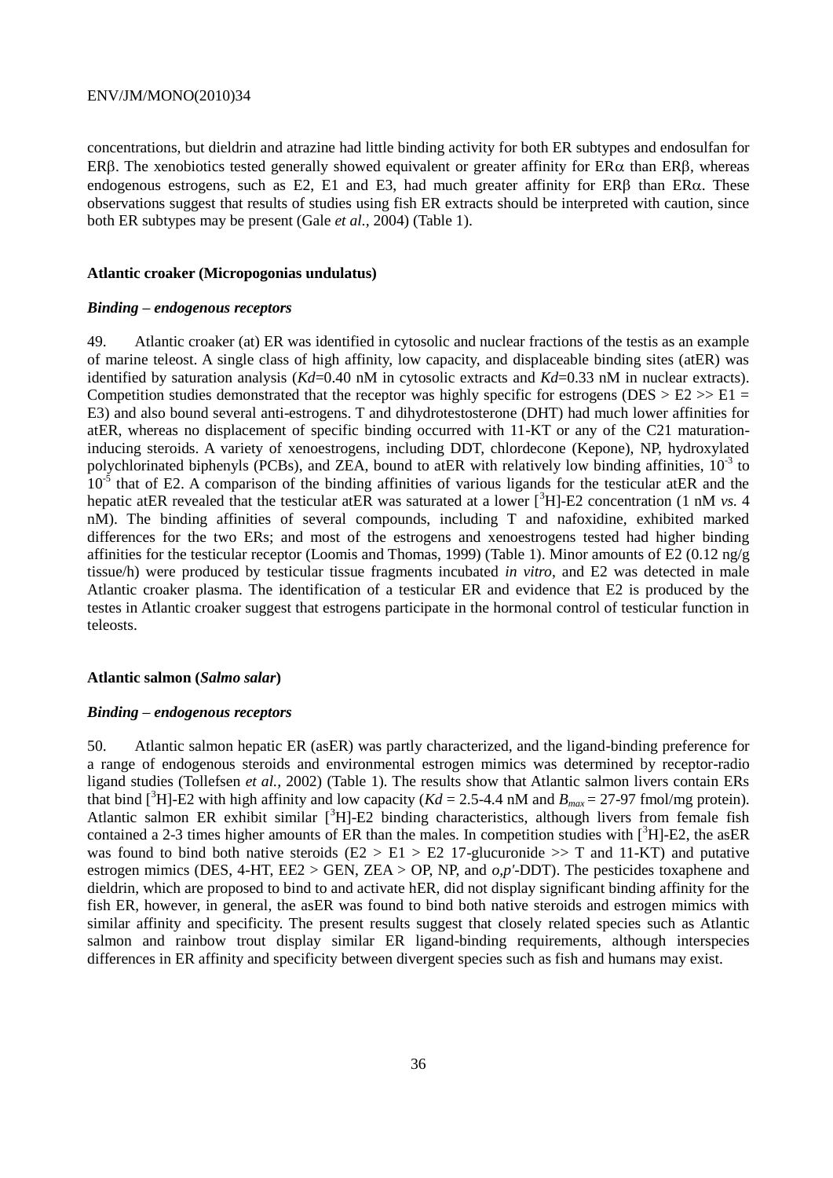concentrations, but dieldrin and atrazine had little binding activity for both ER subtypes and endosulfan for ERβ. The xenobiotics tested generally showed equivalent or greater affinity for ERα than ERβ, whereas endogenous estrogens, such as E2, E1 and E3, had much greater affinity for ERβ than ERα. These observations suggest that results of studies using fish ER extracts should be interpreted with caution, since both ER subtypes may be present (Gale *et al.*, 2004) (Table 1).

### Atlantic croaker (Micropogonias undulatus)

#### *Binding – endogenous receptors*

49. Atlantic croaker (at) ER was identified in cytosolic and nuclear fractions of the testis as an example of marine teleost. A single class of high affinity, low capacity, and displaceable binding sites (atER) was identified by saturation analysis (*Kd*=0.40 nM in cytosolic extracts and *Kd*=0.33 nM in nuclear extracts). Competition studies demonstrated that the receptor was highly specific for estrogens (DES > E2 >> E1 = E3) and also bound several anti-estrogens. T and dihydrotestosterone (DHT) had much lower affinities for atER, whereas no displacement of specific binding occurred with 11-KT or any of the C21 maturation-inducing steroids. A variety of xenoestrogens, including DDT, chlordecone (Kepone), NP, hydroxylated polychlorinated biphenyls (PCBs), and ZEA, bound to atER with relatively low binding affinities, $10^{-3}$ to $10^{-5}$ that of E2. A comparison of the binding affinities of various ligands for the testicular atER and the hepatic atER revealed that the testicular atER was saturated at a lower [$^3$H]-E2 concentration (1 nM *vs.* 4 nM). The binding affinities of several compounds, including T and nafoxidine, exhibited marked differences for the two ERs; and most of the estrogens and xenoestrogens tested had higher binding affinities for the testicular receptor (Loomis and Thomas, 1999) (Table 1). Minor amounts of E2 (0.12 ng/g tissue/h) were produced by testicular tissue fragments incubated *in vitro*, and E2 was detected in male Atlantic croaker plasma. The identification of a testicular ER and evidence that E2 is produced by the testes in Atlantic croaker suggest that estrogens participate in the hormonal control of testicular function in teleosts.

### Atlantic salmon (*Salmo salar*)

#### *Binding – endogenous receptors*

50. Atlantic salmon hepatic ER (asER) was partly characterized, and the ligand-binding preference for a range of endogenous steroids and environmental estrogen mimics was determined by receptor-radio ligand studies (Tollefsen *et al.*, 2002) (Table 1). The results show that Atlantic salmon livers contain ERs that bind [$^3$H]-E2 with high affinity and low capacity (*Kd* = 2.5-4.4 nM and $B_{max}$ = 27-97 fmol/mg protein). Atlantic salmon ER exhibit similar [$^3$H]-E2 binding characteristics, although livers from female fish contained a 2-3 times higher amounts of ER than the males. In competition studies with [$^3$H]-E2, the asER was found to bind both native steroids (E2 > E1 > E2 17-glucuronide >> T and 11-KT) and putative estrogen mimics (DES, 4-HT, EE2 > GEN, ZEA > OP, NP, and *o,p'*-DDT). The pesticides toxaphene and dieldrin, which are proposed to bind to and activate hER, did not display significant binding affinity for the fish ER, however, in general, the asER was found to bind both native steroids and estrogen mimics with similar affinity and specificity. The present results suggest that closely related species such as Atlantic salmon and rainbow trout display similar ER ligand-binding requirements, although interspecies differences in ER affinity and specificity between divergent species such as fish and humans may exist.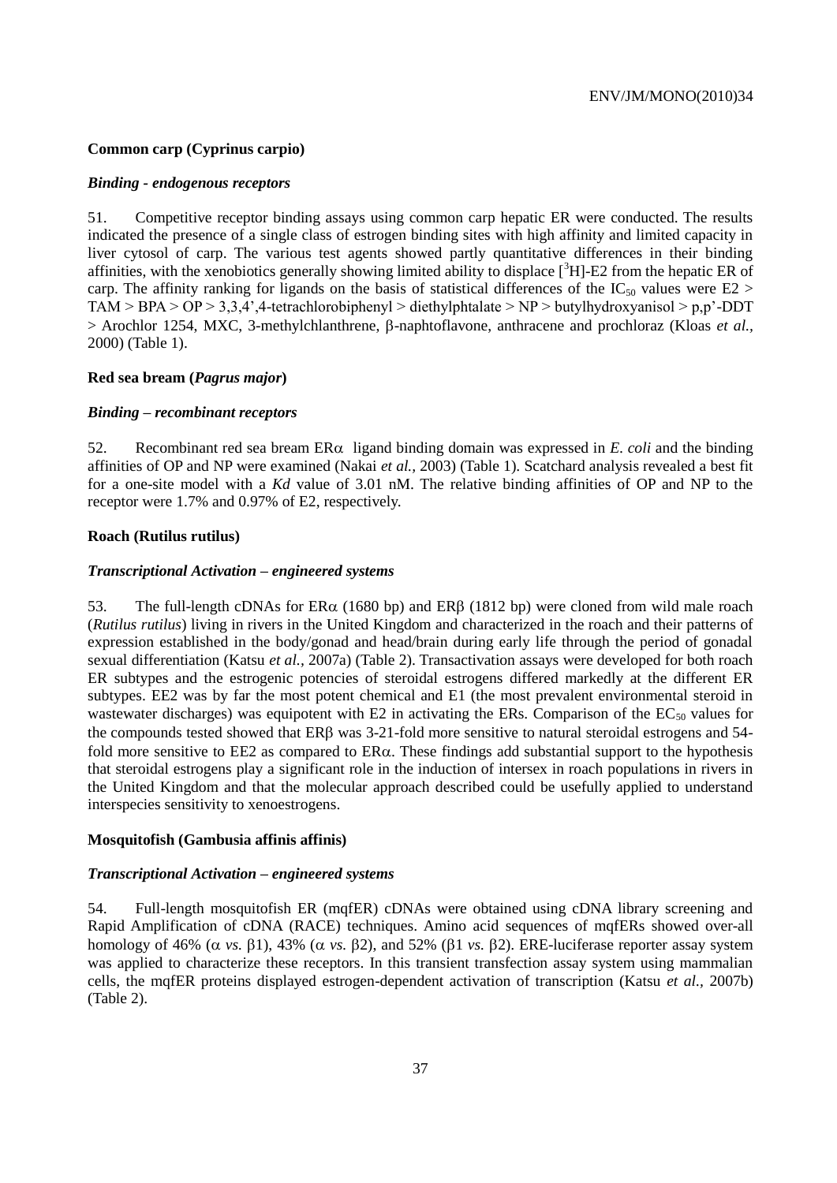### Common carp (Cyprinus carpio)

#### *Binding - endogenous receptors*

51. Competitive receptor binding assays using common carp hepatic ER were conducted. The results indicated the presence of a single class of estrogen binding sites with high affinity and limited capacity in liver cytosol of carp. The various test agents showed partly quantitative differences in their binding affinities, with the xenobiotics generally showing limited ability to displace [$^3$H]-E2 from the hepatic ER of carp. The affinity ranking for ligands on the basis of statistical differences of the $IC_{50}$ values were E2 > TAM > BPA > OP > 3,3,4',4-tetrachlorobiphenyl > diethylphtalate > NP > butylhydroxyanisol > p,p'-DDT > Arochlor 1254, MXC, 3-methylchlanthrene, β-naphtoflavone, anthracene and prochloraz (Kloas *et al.,* 2000) (Table 1).

### Red sea bream (*Pagrus major*)

#### *Binding – recombinant receptors*

52. Recombinant red sea bream ERα ligand binding domain was expressed in *E. coli* and the binding affinities of OP and NP were examined (Nakai *et al.,* 2003) (Table 1). Scatchard analysis revealed a best fit for a one-site model with a *Kd* value of 3.01 nM. The relative binding affinities of OP and NP to the receptor were 1.7% and 0.97% of E2, respectively.

### Roach (Rutilus rutilus)

#### *Transcriptional Activation – engineered systems*

53. The full-length cDNAs for ERα (1680 bp) and ERβ (1812 bp) were cloned from wild male roach (*Rutilus rutilus*) living in rivers in the United Kingdom and characterized in the roach and their patterns of expression established in the body/gonad and head/brain during early life through the period of gonadal sexual differentiation (Katsu *et al.,* 2007a) (Table 2). Transactivation assays were developed for both roach ER subtypes and the estrogenic potencies of steroidal estrogens differed markedly at the different ER subtypes. EE2 was by far the most potent chemical and E1 (the most prevalent environmental steroid in wastewater discharges) was equipotent with E2 in activating the ERs. Comparison of the $EC_{50}$ values for the compounds tested showed that ERβ was 3-21-fold more sensitive to natural steroidal estrogens and 54-fold more sensitive to EE2 as compared to ERα. These findings add substantial support to the hypothesis that steroidal estrogens play a significant role in the induction of intersex in roach populations in rivers in the United Kingdom and that the molecular approach described could be usefully applied to understand interspecies sensitivity to xenoestrogens.

### Mosquitofish (Gambusia affinis affinis)

#### *Transcriptional Activation – engineered systems*

54. Full-length mosquitofish ER (mqfER) cDNAs were obtained using cDNA library screening and Rapid Amplification of cDNA (RACE) techniques. Amino acid sequences of mqfERs showed over-all homology of 46% (α *vs.* β1), 43% (α *vs.* β2), and 52% (β1 *vs.* β2). ERE-luciferase reporter assay system was applied to characterize these receptors. In this transient transfection assay system using mammalian cells, the mqfER proteins displayed estrogen-dependent activation of transcription (Katsu *et al.,* 2007b) (Table 2).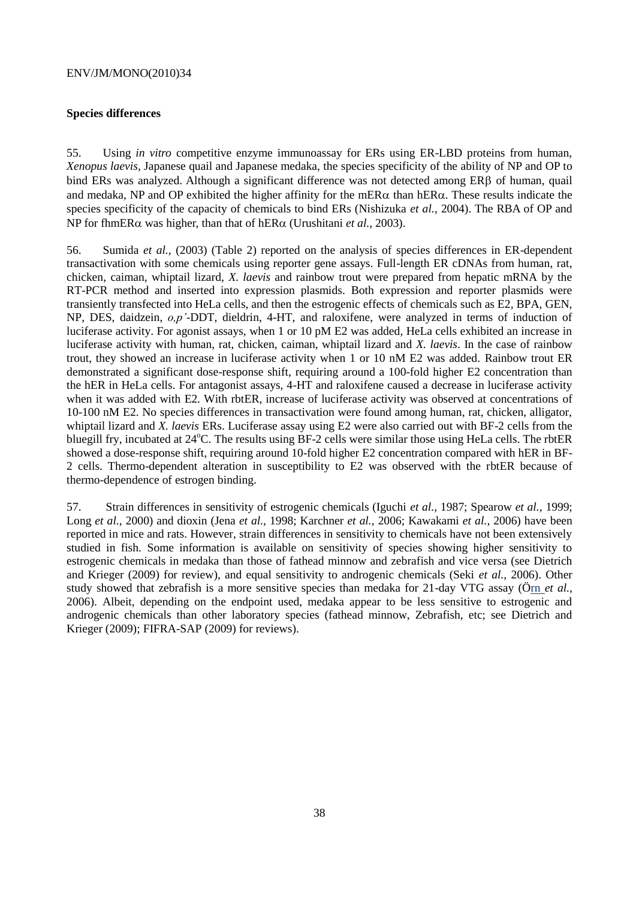**Species differences**

55. Using *in vitro* competitive enzyme immunoassay for ERs using ER-LBD proteins from human, *Xenopus laevis*, Japanese quail and Japanese medaka, the species specificity of the ability of NP and OP to bind ERs was analyzed. Although a significant difference was not detected among ERβ of human, quail and medaka, NP and OP exhibited the higher affinity for the mERα than hERα. These results indicate the species specificity of the capacity of chemicals to bind ERs (Nishizuka *et al.*, 2004). The RBA of OP and NP for fhmERα was higher, than that of hERα (Urushitani *et al.*, 2003).

56. Sumida *et al.*, (2003) (Table 2) reported on the analysis of species differences in ER-dependent transactivation with some chemicals using reporter gene assays. Full-length ER cDNAs from human, rat, chicken, caiman, whiptail lizard, *X. laevis* and rainbow trout were prepared from hepatic mRNA by the RT-PCR method and inserted into expression plasmids. Both expression and reporter plasmids were transiently transfected into HeLa cells, and then the estrogenic effects of chemicals such as E2, BPA, GEN, NP, DES, daidzein, *o,p'*-DDT, dieldrin, 4-HT, and raloxifene, were analyzed in terms of induction of luciferase activity. For agonist assays, when 1 or 10 pM E2 was added, HeLa cells exhibited an increase in luciferase activity with human, rat, chicken, caiman, whiptail lizard and *X. laevis*. In the case of rainbow trout, they showed an increase in luciferase activity when 1 or 10 nM E2 was added. Rainbow trout ER demonstrated a significant dose-response shift, requiring around a 100-fold higher E2 concentration than the hER in HeLa cells. For antagonist assays, 4-HT and raloxifene caused a decrease in luciferase activity when it was added with E2. With rbtER, increase of luciferase activity was observed at concentrations of 10-100 nM E2. No species differences in transactivation were found among human, rat, chicken, alligator, whiptail lizard and *X. laevis* ERs. Luciferase assay using E2 were also carried out with BF-2 cells from the bluegill fry, incubated at 24°C. The results using BF-2 cells were similar those using HeLa cells. The rbtER showed a dose-response shift, requiring around 10-fold higher E2 concentration compared with hER in BF-2 cells. Thermo-dependent alteration in susceptibility to E2 was observed with the rbtER because of thermo-dependence of estrogen binding.

57. Strain differences in sensitivity of estrogenic chemicals (Iguchi *et al.*, 1987; Spearow *et al.*, 1999; Long *et al.*, 2000) and dioxin (Jena *et al.,* 1998; Karchner *et al.*, 2006; Kawakami *et al.,* 2006) have been reported in mice and rats. However, strain differences in sensitivity to chemicals have not been extensively studied in fish. Some information is available on sensitivity of species showing higher sensitivity to estrogenic chemicals in medaka than those of fathead minnow and zebrafish and vice versa (see Dietrich and Krieger (2009) for review), and equal sensitivity to androgenic chemicals (Seki *et al.,* 2006). Other study showed that zebrafish is a more sensitive species than medaka for 21-day VTG assay (Örn *et al.*, 2006). Albeit, depending on the endpoint used, medaka appear to be less sensitive to estrogenic and androgenic chemicals than other laboratory species (fathead minnow, Zebrafish, etc; see Dietrich and Krieger (2009); FIFRA-SAP (2009) for reviews).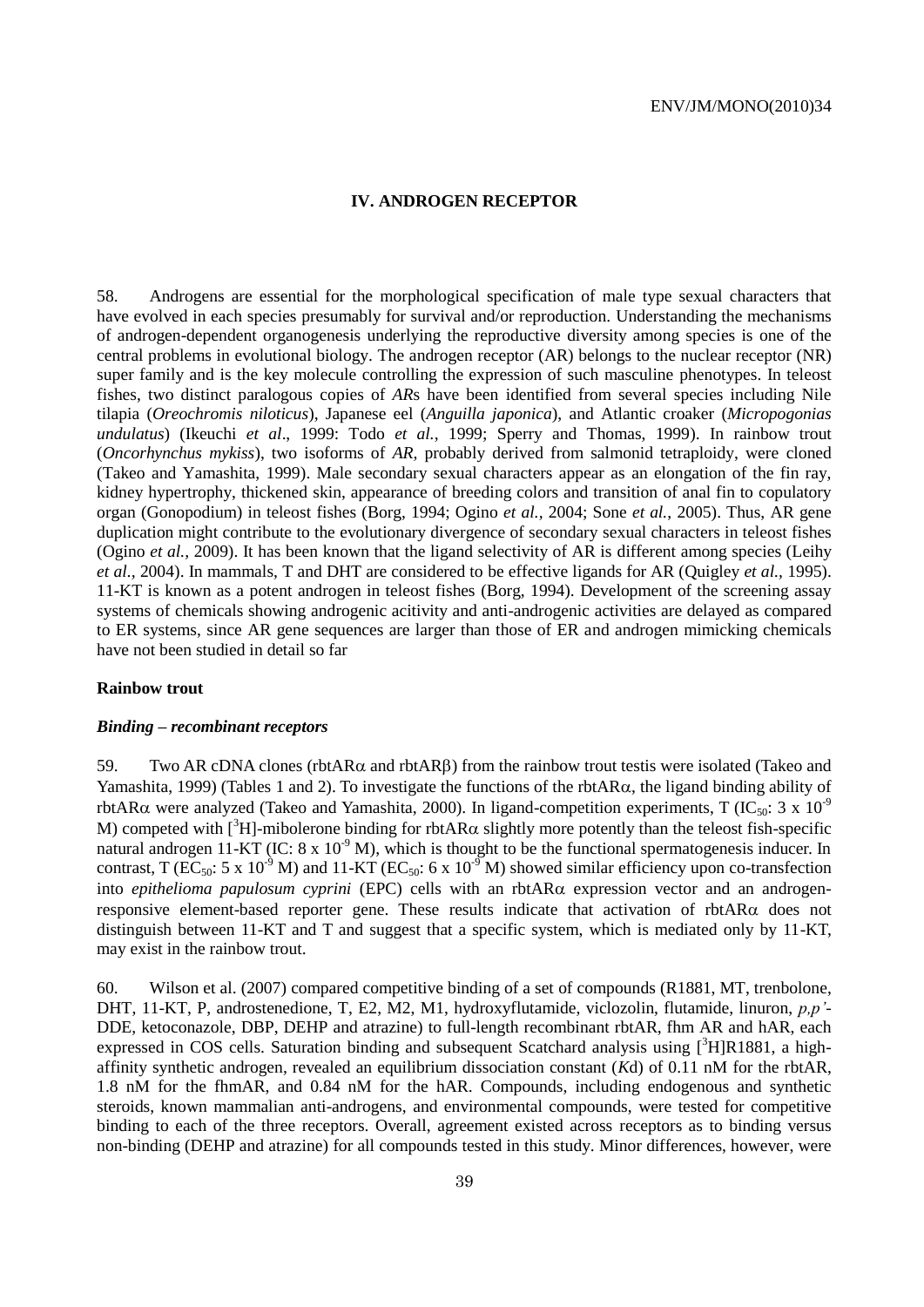## IV. ANDROGEN RECEPTOR

58. Androgens are essential for the morphological specification of male type sexual characters that have evolved in each species presumably for survival and/or reproduction. Understanding the mechanisms of androgen-dependent organogenesis underlying the reproductive diversity among species is one of the central problems in evolutional biology. The androgen receptor (AR) belongs to the nuclear receptor (NR) super family and is the key molecule controlling the expression of such masculine phenotypes. In teleost fishes, two distinct paralogous copies of *AR*s have been identified from several species including Nile tilapia (*Oreochromis niloticus*), Japanese eel (*Anguilla japonica*), and Atlantic croaker (*Micropogonias undulatus*) (Ikeuchi *et al*., 1999: Todo *et al.*, 1999; Sperry and Thomas, 1999). In rainbow trout (*Oncorhynchus mykiss*), two isoforms of *AR*, probably derived from salmonid tetraploidy, were cloned (Takeo and Yamashita, 1999). Male secondary sexual characters appear as an elongation of the fin ray, kidney hypertrophy, thickened skin, appearance of breeding colors and transition of anal fin to copulatory organ (Gonopodium) in teleost fishes (Borg, 1994; Ogino *et al.*, 2004; Sone *et al.*, 2005). Thus, AR gene duplication might contribute to the evolutionary divergence of secondary sexual characters in teleost fishes (Ogino *et al.*, 2009). It has been known that the ligand selectivity of AR is different among species (Leihy *et al*., 2004). In mammals, T and DHT are considered to be effective ligands for AR (Quigley *et al.*, 1995). 11-KT is known as a potent androgen in teleost fishes (Borg, 1994). Development of the screening assay systems of chemicals showing androgenic acitivity and anti-androgenic activities are delayed as compared to ER systems, since AR gene sequences are larger than those of ER and androgen mimicking chemicals have not been studied in detail so far

**Rainbow trout**

***Binding – recombinant receptors***

59. Two AR cDNA clones (rbtAR$\alpha$ and rbtAR$\beta$) from the rainbow trout testis were isolated (Takeo and Yamashita, 1999) (Tables 1 and 2). To investigate the functions of the rbtAR$\alpha$, the ligand binding ability of rbtAR$\alpha$ were analyzed (Takeo and Yamashita, 2000). In ligand-competition experiments, T ($IC_{50}$: $3 \times 10^{-9}$ M) competed with [$^{3}$H]-mibolerone binding for rbtAR$\alpha$ slightly more potently than the teleost fish-specific natural androgen 11-KT (IC: $8 \times 10^{-9}$ M), which is thought to be the functional spermatogenesis inducer. In contrast, T ($EC_{50}$: $5 \times 10^{-9}$ M) and 11-KT ($EC_{50}$: $6 \times 10^{-9}$ M) showed similar efficiency upon co-transfection into *epithelioma papulosum cyprini* (EPC) cells with an rbtAR$\alpha$ expression vector and an androgen-responsive element-based reporter gene. These results indicate that activation of rbtAR$\alpha$ does not distinguish between 11-KT and T and suggest that a specific system, which is mediated only by 11-KT, may exist in the rainbow trout.

60. Wilson et al. (2007) compared competitive binding of a set of compounds (R1881, MT, trenbolone, DHT, 11-KT, P, androstenedione, T, E2, M2, M1, hydroxyflutamide, viclozolin, flutamide, linuron, *p,p'*-DDE, ketoconazole, DBP, DEHP and atrazine) to full-length recombinant rbtAR, fhm AR and hAR, each expressed in COS cells. Saturation binding and subsequent Scatchard analysis using [$^{3}$H]R1881, a high-affinity synthetic androgen, revealed an equilibrium dissociation constant (*K*d) of 0.11 nM for the rbtAR, 1.8 nM for the fhmAR, and 0.84 nM for the hAR. Compounds, including endogenous and synthetic steroids, known mammalian anti-androgens, and environmental compounds, were tested for competitive binding to each of the three receptors. Overall, agreement existed across receptors as to binding versus non-binding (DEHP and atrazine) for all compounds tested in this study. Minor differences, however, were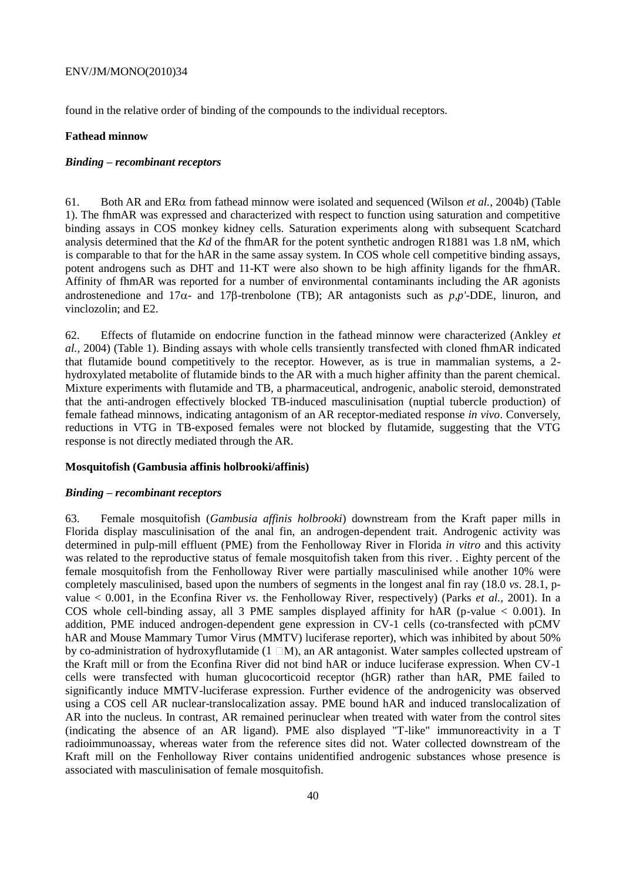found in the relative order of binding of the compounds to the individual receptors.

**Fathead minnow**

***Binding – recombinant receptors***

61. Both AR and ERα from fathead minnow were isolated and sequenced (Wilson *et al.,* 2004b) (Table 1). The fhmAR was expressed and characterized with respect to function using saturation and competitive binding assays in COS monkey kidney cells. Saturation experiments along with subsequent Scatchard analysis determined that the *Kd* of the fhmAR for the potent synthetic androgen R1881 was 1.8 nM, which is comparable to that for the hAR in the same assay system. In COS whole cell competitive binding assays, potent androgens such as DHT and 11-KT were also shown to be high affinity ligands for the fhmAR. Affinity of fhmAR was reported for a number of environmental contaminants including the AR agonists androstenedione and 17α- and 17β-trenbolone (TB); AR antagonists such as *p,p'*-DDE, linuron, and vinclozolin; and E2.

62. Effects of flutamide on endocrine function in the fathead minnow were characterized (Ankley *et al.,* 2004) (Table 1). Binding assays with whole cells transiently transfected with cloned fhmAR indicated that flutamide bound competitively to the receptor. However, as is true in mammalian systems, a 2-hydroxylated metabolite of flutamide binds to the AR with a much higher affinity than the parent chemical. Mixture experiments with flutamide and TB, a pharmaceutical, androgenic, anabolic steroid, demonstrated that the anti-androgen effectively blocked TB-induced masculinisation (nuptial tubercle production) of female fathead minnows, indicating antagonism of an AR receptor-mediated response *in vivo*. Conversely, reductions in VTG in TB-exposed females were not blocked by flutamide, suggesting that the VTG response is not directly mediated through the AR.

**Mosquitofish (Gambusia affinis holbrooki/affinis)**

***Binding – recombinant receptors***

63. Female mosquitofish (*Gambusia affinis holbrooki*) downstream from the Kraft paper mills in Florida display masculinisation of the anal fin, an androgen-dependent trait. Androgenic activity was determined in pulp-mill effluent (PME) from the Fenholloway River in Florida *in vitro* and this activity was related to the reproductive status of female mosquitofish taken from this river. . Eighty percent of the female mosquitofish from the Fenholloway River were partially masculinised while another 10% were completely masculinised, based upon the numbers of segments in the longest anal fin ray (18.0 *vs*. 28.1, p-value < 0.001, in the Econfina River *vs*. the Fenholloway River, respectively) (Parks *et al.,* 2001). In a COS whole cell-binding assay, all 3 PME samples displayed affinity for hAR (p-value < 0.001). In addition, PME induced androgen-dependent gene expression in CV-1 cells (co-transfected with pCMV hAR and Mouse Mammary Tumor Virus (MMTV) luciferase reporter), which was inhibited by about 50% by co-administration of hydroxyflutamide (1 μM), an AR antagonist. Water samples collected upstream of the Kraft mill or from the Econfina River did not bind hAR or induce luciferase expression. When CV-1 cells were transfected with human glucocorticoid receptor (hGR) rather than hAR, PME failed to significantly induce MMTV-luciferase expression. Further evidence of the androgenicity was observed using a COS cell AR nuclear-translocalization assay. PME bound hAR and induced translocalization of AR into the nucleus. In contrast, AR remained perinuclear when treated with water from the control sites (indicating the absence of an AR ligand). PME also displayed "T-like" immunoreactivity in a T radioimmunoassay, whereas water from the reference sites did not. Water collected downstream of the Kraft mill on the Fenholloway River contains unidentified androgenic substances whose presence is associated with masculinisation of female mosquitofish.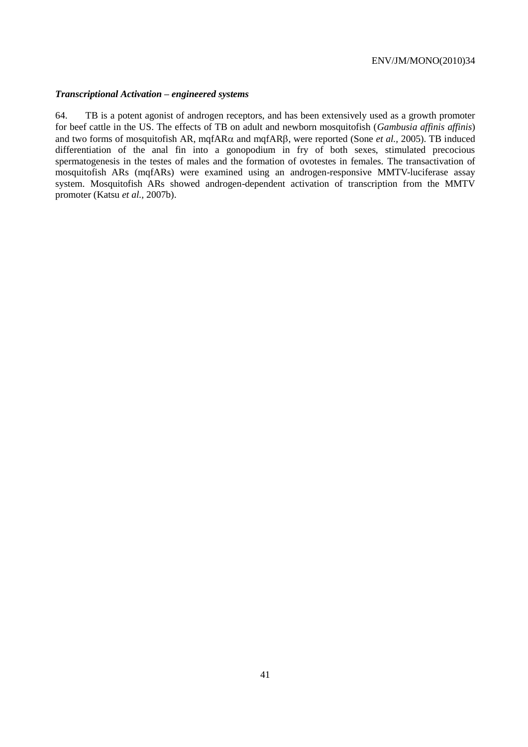### *Transcriptional Activation – engineered systems*

64. TB is a potent agonist of androgen receptors, and has been extensively used as a growth promoter for beef cattle in the US. The effects of TB on adult and newborn mosquitofish (*Gambusia affinis affinis*) and two forms of mosquitofish AR, mqfAR$\alpha$ and mqfAR$\beta$, were reported (Sone *et al.*, 2005). TB induced differentiation of the anal fin into a gonopodium in fry of both sexes, stimulated precocious spermatogenesis in the testes of males and the formation of ovotestes in females. The transactivation of mosquitofish ARs (mqfARs) were examined using an androgen-responsive MMTV-luciferase assay system. Mosquitofish ARs showed androgen-dependent activation of transcription from the MMTV promoter (Katsu *et al.*, 2007b).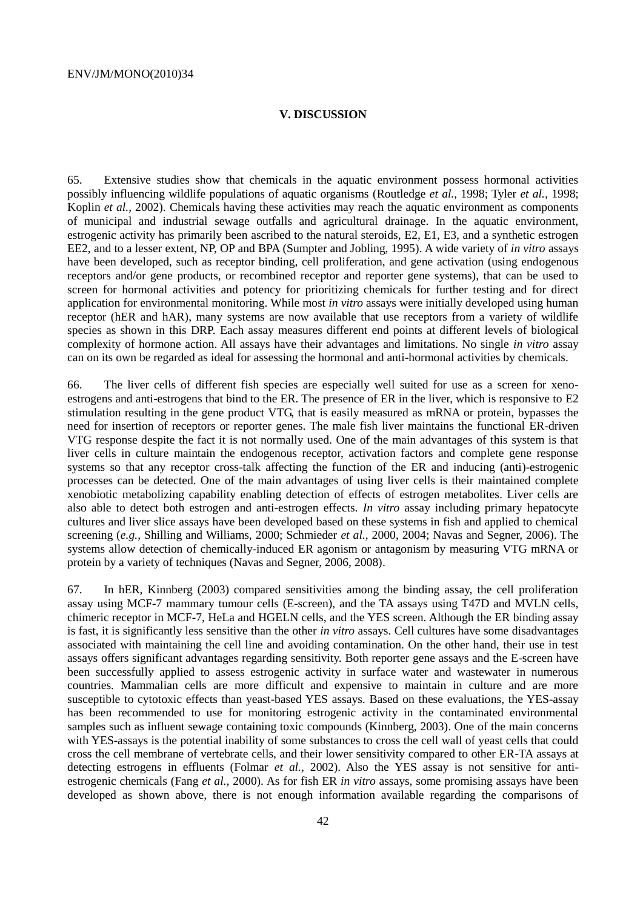## V. DISCUSSION

65. Extensive studies show that chemicals in the aquatic environment possess hormonal activities possibly influencing wildlife populations of aquatic organisms (Routledge *et al.,* 1998; Tyler *et al.,* 1998; Koplin *et al.*, 2002). Chemicals having these activities may reach the aquatic environment as components of municipal and industrial sewage outfalls and agricultural drainage. In the aquatic environment, estrogenic activity has primarily been ascribed to the natural steroids, E2, E1, E3, and a synthetic estrogen EE2, and to a lesser extent, NP, OP and BPA (Sumpter and Jobling, 1995). A wide variety of *in vitro* assays have been developed, such as receptor binding, cell proliferation, and gene activation (using endogenous receptors and/or gene products, or recombined receptor and reporter gene systems), that can be used to screen for hormonal activities and potency for prioritizing chemicals for further testing and for direct application for environmental monitoring. While most *in vitro* assays were initially developed using human receptor (hER and hAR), many systems are now available that use receptors from a variety of wildlife species as shown in this DRP. Each assay measures different end points at different levels of biological complexity of hormone action. All assays have their advantages and limitations. No single *in vitro* assay can on its own be regarded as ideal for assessing the hormonal and anti-hormonal activities by chemicals.

66. The liver cells of different fish species are especially well suited for use as a screen for xeno-estrogens and anti-estrogens that bind to the ER. The presence of ER in the liver, which is responsive to E2 stimulation resulting in the gene product VTG, that is easily measured as mRNA or protein, bypasses the need for insertion of receptors or reporter genes. The male fish liver maintains the functional ER-driven VTG response despite the fact it is not normally used. One of the main advantages of this system is that liver cells in culture maintain the endogenous receptor, activation factors and complete gene response systems so that any receptor cross-talk affecting the function of the ER and inducing (anti)-estrogenic processes can be detected. One of the main advantages of using liver cells is their maintained complete xenobiotic metabolizing capability enabling detection of effects of estrogen metabolites. Liver cells are also able to detect both estrogen and anti-estrogen effects. *In vitro* assay including primary hepatocyte cultures and liver slice assays have been developed based on these systems in fish and applied to chemical screening (*e.g.*, Shilling and Williams, 2000; Schmieder *et al.,* 2000, 2004; Navas and Segner, 2006). The systems allow detection of chemically-induced ER agonism or antagonism by measuring VTG mRNA or protein by a variety of techniques (Navas and Segner, 2006, 2008).

67. In hER, Kinnberg (2003) compared sensitivities among the binding assay, the cell proliferation assay using MCF-7 mammary tumour cells (E-screen), and the TA assays using T47D and MVLN cells, chimeric receptor in MCF-7, HeLa and HGELN cells, and the YES screen. Although the ER binding assay is fast, it is significantly less sensitive than the other *in vitro* assays. Cell cultures have some disadvantages associated with maintaining the cell line and avoiding contamination. On the other hand, their use in test assays offers significant advantages regarding sensitivity. Both reporter gene assays and the E-screen have been successfully applied to assess estrogenic activity in surface water and wastewater in numerous countries. Mammalian cells are more difficult and expensive to maintain in culture and are more susceptible to cytotoxic effects than yeast-based YES assays. Based on these evaluations, the YES-assay has been recommended to use for monitoring estrogenic activity in the contaminated environmental samples such as influent sewage containing toxic compounds (Kinnberg, 2003). One of the main concerns with YES-assays is the potential inability of some substances to cross the cell wall of yeast cells that could cross the cell membrane of vertebrate cells, and their lower sensitivity compared to other ER-TA assays at detecting estrogens in effluents (Folmar *et al.,* 2002). Also the YES assay is not sensitive for anti-estrogenic chemicals (Fang *et al.,* 2000). As for fish ER *in vitro* assays, some promising assays have been developed as shown above, there is not enough information available regarding the comparisons of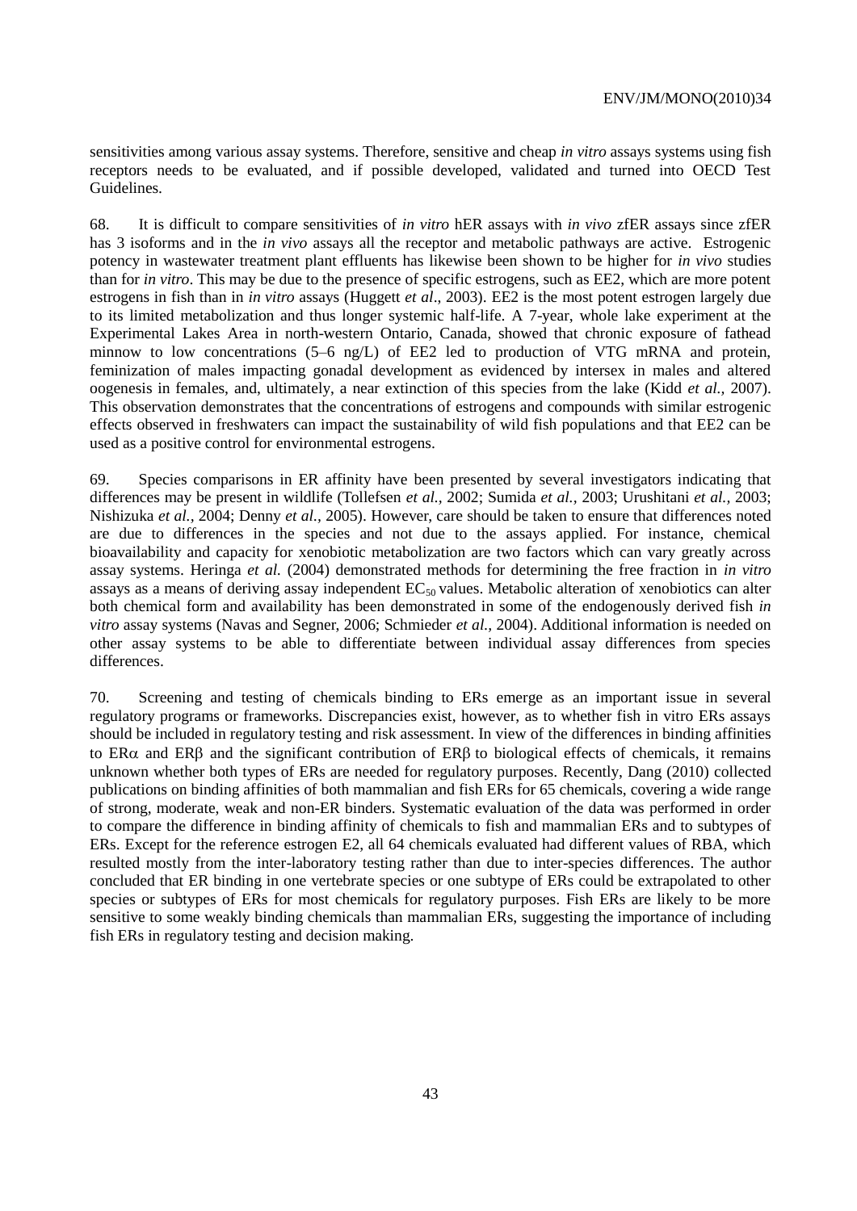sensitivities among various assay systems. Therefore, sensitive and cheap *in vitro* assays systems using fish receptors needs to be evaluated, and if possible developed, validated and turned into OECD Test Guidelines.

68. It is difficult to compare sensitivities of *in vitro* hER assays with *in vivo* zfER assays since zfER has 3 isoforms and in the *in vivo* assays all the receptor and metabolic pathways are active. Estrogenic potency in wastewater treatment plant effluents has likewise been shown to be higher for *in vivo* studies than for *in vitro*. This may be due to the presence of specific estrogens, such as EE2, which are more potent estrogens in fish than in *in vitro* assays (Huggett *et al*., 2003). EE2 is the most potent estrogen largely due to its limited metabolization and thus longer systemic half-life. A 7-year, whole lake experiment at the Experimental Lakes Area in north-western Ontario, Canada, showed that chronic exposure of fathead minnow to low concentrations (5–6 ng/L) of EE2 led to production of VTG mRNA and protein, feminization of males impacting gonadal development as evidenced by intersex in males and altered oogenesis in females, and, ultimately, a near extinction of this species from the lake (Kidd *et al.,* 2007). This observation demonstrates that the concentrations of estrogens and compounds with similar estrogenic effects observed in freshwaters can impact the sustainability of wild fish populations and that EE2 can be used as a positive control for environmental estrogens.

69. Species comparisons in ER affinity have been presented by several investigators indicating that differences may be present in wildlife (Tollefsen *et al.,* 2002; Sumida *et al.,* 2003; Urushitani *et al.,* 2003; Nishizuka *et al.,* 2004; Denny *et al.,* 2005). However, care should be taken to ensure that differences noted are due to differences in the species and not due to the assays applied. For instance, chemical bioavailability and capacity for xenobiotic metabolization are two factors which can vary greatly across assay systems. Heringa *et al.* (2004) demonstrated methods for determining the free fraction in *in vitro* assays as a means of deriving assay independent $EC_{50}$ values. Metabolic alteration of xenobiotics can alter both chemical form and availability has been demonstrated in some of the endogenously derived fish *in vitro* assay systems (Navas and Segner, 2006; Schmieder *et al.,* 2004). Additional information is needed on other assay systems to be able to differentiate between individual assay differences from species differences.

70. Screening and testing of chemicals binding to ERs emerge as an important issue in several regulatory programs or frameworks. Discrepancies exist, however, as to whether fish in vitro ERs assays should be included in regulatory testing and risk assessment. In view of the differences in binding affinities to ER$\alpha$ and ER$\beta$ and the significant contribution of ER$\beta$ to biological effects of chemicals, it remains unknown whether both types of ERs are needed for regulatory purposes. Recently, Dang (2010) collected publications on binding affinities of both mammalian and fish ERs for 65 chemicals, covering a wide range of strong, moderate, weak and non-ER binders. Systematic evaluation of the data was performed in order to compare the difference in binding affinity of chemicals to fish and mammalian ERs and to subtypes of ERs. Except for the reference estrogen E2, all 64 chemicals evaluated had different values of RBA, which resulted mostly from the inter-laboratory testing rather than due to inter-species differences. The author concluded that ER binding in one vertebrate species or one subtype of ERs could be extrapolated to other species or subtypes of ERs for most chemicals for regulatory purposes. Fish ERs are likely to be more sensitive to some weakly binding chemicals than mammalian ERs, suggesting the importance of including fish ERs in regulatory testing and decision making.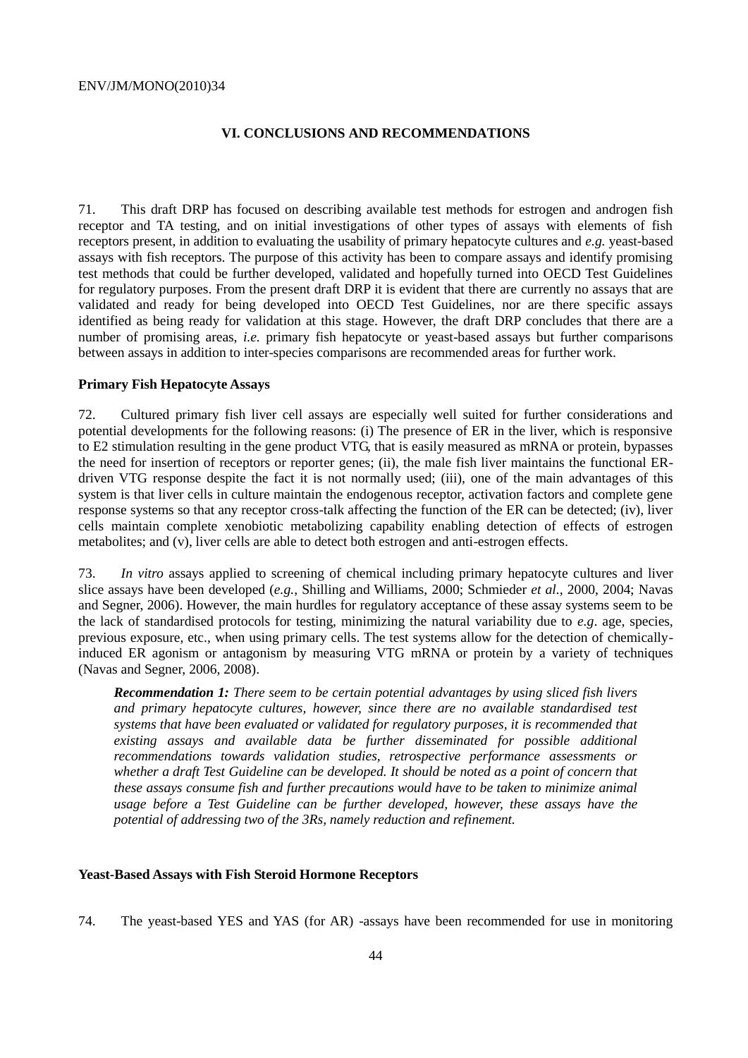## VI. CONCLUSIONS AND RECOMMENDATIONS

71. This draft DRP has focused on describing available test methods for estrogen and androgen fish receptor and TA testing, and on initial investigations of other types of assays with elements of fish receptors present, in addition to evaluating the usability of primary hepatocyte cultures and *e.g.* yeast-based assays with fish receptors. The purpose of this activity has been to compare assays and identify promising test methods that could be further developed, validated and hopefully turned into OECD Test Guidelines for regulatory purposes. From the present draft DRP it is evident that there are currently no assays that are validated and ready for being developed into OECD Test Guidelines, nor are there specific assays identified as being ready for validation at this stage. However, the draft DRP concludes that there are a number of promising areas, *i.e.* primary fish hepatocyte or yeast-based assays but further comparisons between assays in addition to inter-species comparisons are recommended areas for further work.

### Primary Fish Hepatocyte Assays

72. Cultured primary fish liver cell assays are especially well suited for further considerations and potential developments for the following reasons: (i) The presence of ER in the liver, which is responsive to E2 stimulation resulting in the gene product VTG, that is easily measured as mRNA or protein, bypasses the need for insertion of receptors or reporter genes; (ii), the male fish liver maintains the functional ER-driven VTG response despite the fact it is not normally used; (iii), one of the main advantages of this system is that liver cells in culture maintain the endogenous receptor, activation factors and complete gene response systems so that any receptor cross-talk affecting the function of the ER can be detected; (iv), liver cells maintain complete xenobiotic metabolizing capability enabling detection of effects of estrogen metabolites; and (v), liver cells are able to detect both estrogen and anti-estrogen effects.

73. *In vitro* assays applied to screening of chemical including primary hepatocyte cultures and liver slice assays have been developed (*e.g.*, Shilling and Williams, 2000; Schmieder *et al.*, 2000, 2004; Navas and Segner, 2006). However, the main hurdles for regulatory acceptance of these assay systems seem to be the lack of standardised protocols for testing, minimizing the natural variability due to *e.g*. age, species, previous exposure, etc., when using primary cells. The test systems allow for the detection of chemically-induced ER agonism or antagonism by measuring VTG mRNA or protein by a variety of techniques (Navas and Segner, 2006, 2008).

> ***Recommendation 1:*** *There seem to be certain potential advantages by using sliced fish livers and primary hepatocyte cultures, however, since there are no available standardised test systems that have been evaluated or validated for regulatory purposes, it is recommended that existing assays and available data be further disseminated for possible additional recommendations towards validation studies, retrospective performance assessments or whether a draft Test Guideline can be developed. It should be noted as a point of concern that these assays consume fish and further precautions would have to be taken to minimize animal usage before a Test Guideline can be further developed, however, these assays have the potential of addressing two of the 3Rs, namely reduction and refinement.*

### Yeast-Based Assays with Fish Steroid Hormone Receptors

74. The yeast-based YES and YAS (for AR) -assays have been recommended for use in monitoring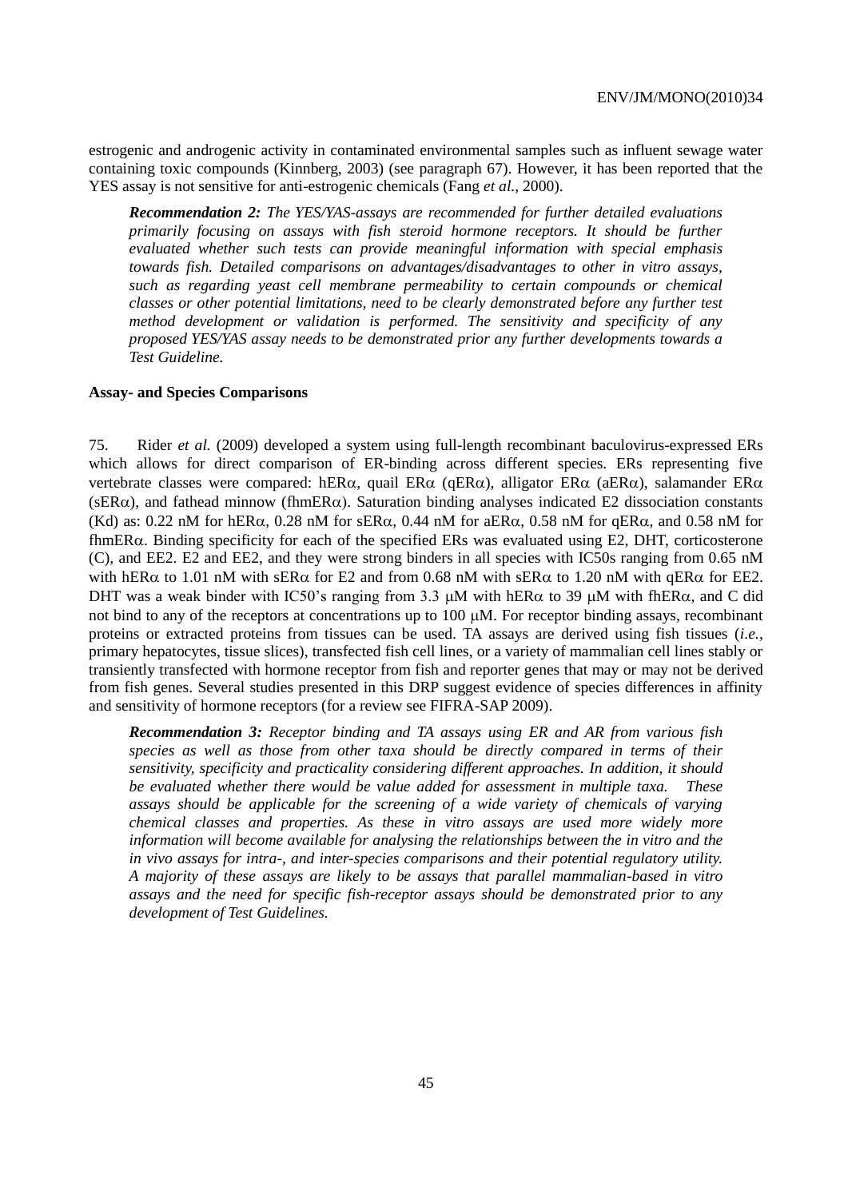estrogenic and androgenic activity in contaminated environmental samples such as influent sewage water containing toxic compounds (Kinnberg, 2003) (see paragraph 67). However, it has been reported that the YES assay is not sensitive for anti-estrogenic chemicals (Fang *et al.*, 2000).

> ***Recommendation 2:*** *The YES/YAS-assays are recommended for further detailed evaluations primarily focusing on assays with fish steroid hormone receptors. It should be further evaluated whether such tests can provide meaningful information with special emphasis towards fish. Detailed comparisons on advantages/disadvantages to other in vitro assays, such as regarding yeast cell membrane permeability to certain compounds or chemical classes or other potential limitations, need to be clearly demonstrated before any further test method development or validation is performed. The sensitivity and specificity of any proposed YES/YAS assay needs to be demonstrated prior any further developments towards a Test Guideline.*

**Assay- and Species Comparisons**

75. Rider *et al.* (2009) developed a system using full-length recombinant baculovirus-expressed ERs which allows for direct comparison of ER-binding across different species. ERs representing five vertebrate classes were compared: hERα, quail ERα (qERα), alligator ERα (aERα), salamander ERα (sERα), and fathead minnow (fhmERα). Saturation binding analyses indicated E2 dissociation constants (Kd) as: 0.22 nM for hERα, 0.28 nM for sERα, 0.44 nM for aERα, 0.58 nM for qERα, and 0.58 nM for fhmERα. Binding specificity for each of the specified ERs was evaluated using E2, DHT, corticosterone (C), and EE2. E2 and EE2, and they were strong binders in all species with IC50s ranging from 0.65 nM with hERα to 1.01 nM with sERα for E2 and from 0.68 nM with sERα to 1.20 nM with qERα for EE2. DHT was a weak binder with IC50's ranging from 3.3 μM with hERα to 39 μM with fhERα, and C did not bind to any of the receptors at concentrations up to 100 μM. For receptor binding assays, recombinant proteins or extracted proteins from tissues can be used. TA assays are derived using fish tissues (*i.e.*, primary hepatocytes, tissue slices), transfected fish cell lines, or a variety of mammalian cell lines stably or transiently transfected with hormone receptor from fish and reporter genes that may or may not be derived from fish genes. Several studies presented in this DRP suggest evidence of species differences in affinity and sensitivity of hormone receptors (for a review see FIFRA-SAP 2009).

> ***Recommendation 3:*** *Receptor binding and TA assays using ER and AR from various fish species as well as those from other taxa should be directly compared in terms of their sensitivity, specificity and practicality considering different approaches. In addition, it should be evaluated whether there would be value added for assessment in multiple taxa. These assays should be applicable for the screening of a wide variety of chemicals of varying chemical classes and properties. As these in vitro assays are used more widely more information will become available for analysing the relationships between the in vitro and the in vivo assays for intra-, and inter-species comparisons and their potential regulatory utility. A majority of these assays are likely to be assays that parallel mammalian-based in vitro assays and the need for specific fish-receptor assays should be demonstrated prior to any development of Test Guidelines.*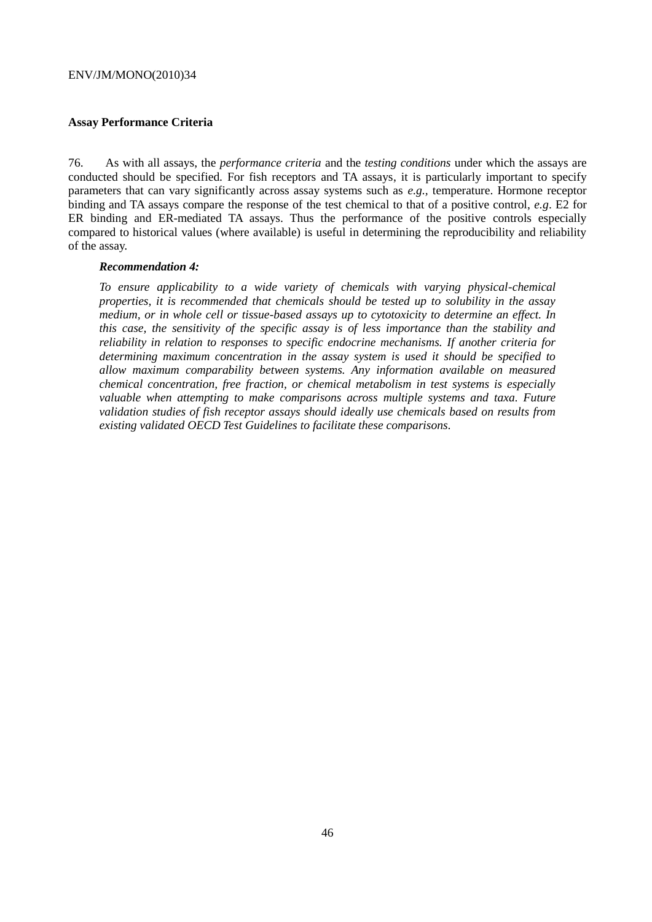**Assay Performance Criteria**

76. As with all assays, the *performance criteria* and the *testing conditions* under which the assays are conducted should be specified. For fish receptors and TA assays, it is particularly important to specify parameters that can vary significantly across assay systems such as *e.g.*, temperature. Hormone receptor binding and TA assays compare the response of the test chemical to that of a positive control, *e.g*. E2 for ER binding and ER-mediated TA assays. Thus the performance of the positive controls especially compared to historical values (where available) is useful in determining the reproducibility and reliability of the assay.

> ***Recommendation 4:***
>
> *To ensure applicability to a wide variety of chemicals with varying physical-chemical properties, it is recommended that chemicals should be tested up to solubility in the assay medium, or in whole cell or tissue-based assays up to cytotoxicity to determine an effect. In this case, the sensitivity of the specific assay is of less importance than the stability and reliability in relation to responses to specific endocrine mechanisms. If another criteria for determining maximum concentration in the assay system is used it should be specified to allow maximum comparability between systems. Any information available on measured chemical concentration, free fraction, or chemical metabolism in test systems is especially valuable when attempting to make comparisons across multiple systems and taxa. Future validation studies of fish receptor assays should ideally use chemicals based on results from existing validated OECD Test Guidelines to facilitate these comparisons.*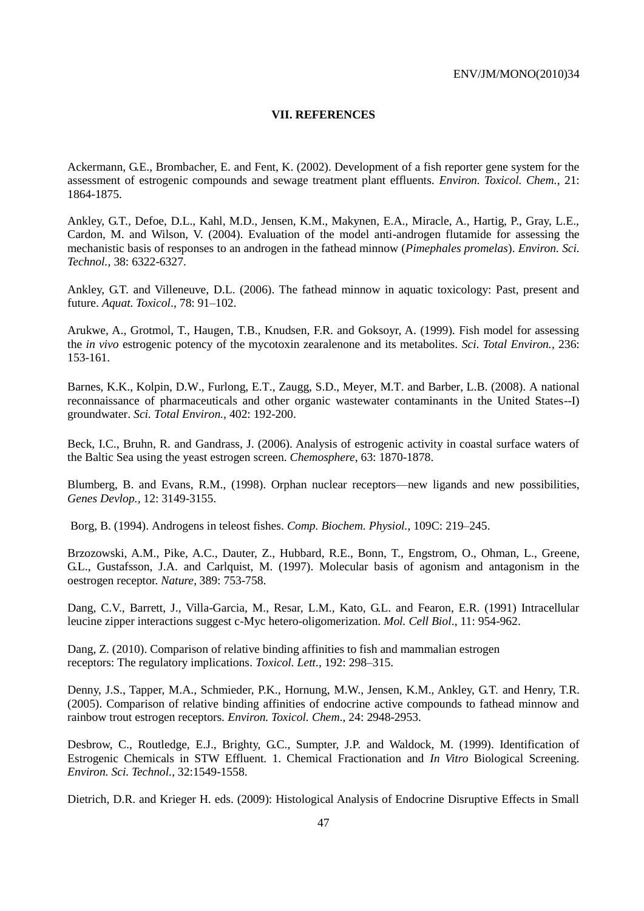## VII. REFERENCES

Ackermann, G.E., Brombacher, E. and Fent, K. (2002). Development of a fish reporter gene system for the assessment of estrogenic compounds and sewage treatment plant effluents. *Environ. Toxicol. Chem.*, 21: 1864-1875.

Ankley, G.T., Defoe, D.L., Kahl, M.D., Jensen, K.M., Makynen, E.A., Miracle, A., Hartig, P., Gray, L.E., Cardon, M. and Wilson, V. (2004). Evaluation of the model anti-androgen flutamide for assessing the mechanistic basis of responses to an androgen in the fathead minnow (*Pimephales promelas*). *Environ. Sci. Technol.*, 38: 6322-6327.

Ankley, G.T. and Villeneuve, D.L. (2006). The fathead minnow in aquatic toxicology: Past, present and future. *Aquat. Toxicol*., 78: 91–102.

Arukwe, A., Grotmol, T., Haugen, T.B., Knudsen, F.R. and Goksoyr, A. (1999). Fish model for assessing the *in vivo* estrogenic potency of the mycotoxin zearalenone and its metabolites. *Sci. Total Environ.*, 236: 153-161.

Barnes, K.K., Kolpin, D.W., Furlong, E.T., Zaugg, S.D., Meyer, M.T. and Barber, L.B. (2008). A national reconnaissance of pharmaceuticals and other organic wastewater contaminants in the United States--I) groundwater. *Sci. Total Environ.*, 402: 192-200.

Beck, I.C., Bruhn, R. and Gandrass, J. (2006). Analysis of estrogenic activity in coastal surface waters of the Baltic Sea using the yeast estrogen screen. *Chemosphere*, 63: 1870-1878.

Blumberg, B. and Evans, R.M., (1998). Orphan nuclear receptors—new ligands and new possibilities, *Genes Devlop.*, 12: 3149-3155.

Borg, B. (1994). Androgens in teleost fishes. *Comp. Biochem. Physiol.*, 109C: 219–245.

Brzozowski, A.M., Pike, A.C., Dauter, Z., Hubbard, R.E., Bonn, T., Engstrom, O., Ohman, L., Greene, G.L., Gustafsson, J.A. and Carlquist, M. (1997). Molecular basis of agonism and antagonism in the oestrogen receptor. *Nature*, 389: 753-758.

Dang, C.V., Barrett, J., Villa-Garcia, M., Resar, L.M., Kato, G.L. and Fearon, E.R. (1991) Intracellular leucine zipper interactions suggest c-Myc hetero-oligomerization. *Mol. Cell Biol*., 11: 954-962.

Dang, Z. (2010). Comparison of relative binding affinities to fish and mammalian estrogen receptors: The regulatory implications. *Toxicol. Lett.*, 192: 298–315.

Denny, J.S., Tapper, M.A., Schmieder, P.K., Hornung, M.W., Jensen, K.M., Ankley, G.T. and Henry, T.R. (2005). Comparison of relative binding affinities of endocrine active compounds to fathead minnow and rainbow trout estrogen receptors. *Environ. Toxicol. Chem.*, 24: 2948-2953.

Desbrow, C., Routledge, E.J., Brighty, G.C., Sumpter, J.P. and Waldock, M. (1999). Identification of Estrogenic Chemicals in STW Effluent. 1. Chemical Fractionation and *In Vitro* Biological Screening. *Environ. Sci. Technol.*, 32:1549-1558.

Dietrich, D.R. and Krieger H. eds. (2009): Histological Analysis of Endocrine Disruptive Effects in Small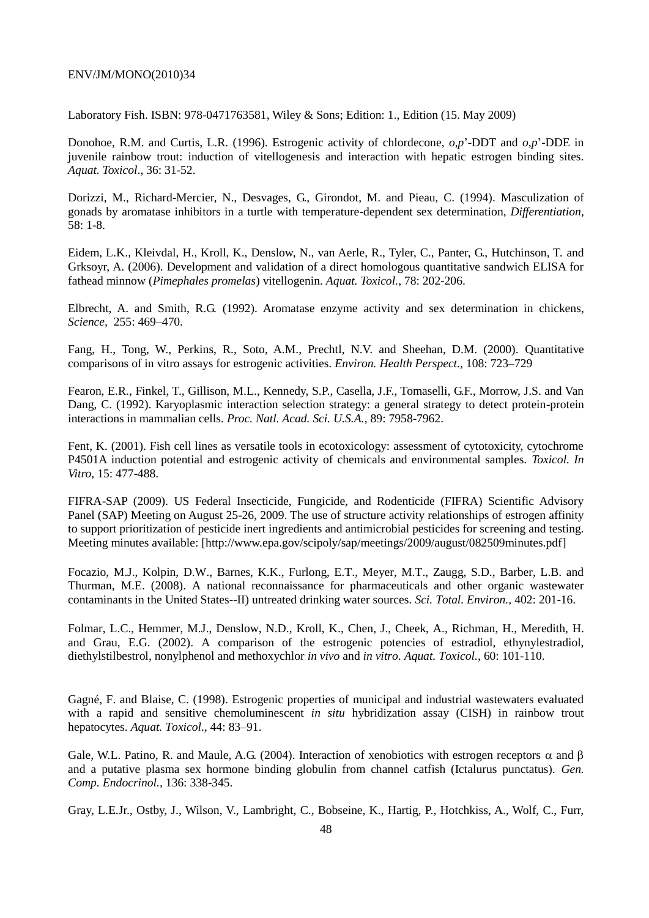Laboratory Fish. ISBN: 978-0471763581, Wiley & Sons; Edition: 1., Edition (15. May 2009)

Donohoe, R.M. and Curtis, L.R. (1996). Estrogenic activity of chlordecone, *o,p*'-DDT and *o,p*'-DDE in juvenile rainbow trout: induction of vitellogenesis and interaction with hepatic estrogen binding sites. *Aquat. Toxicol*., 36: 31-52.

Dorizzi, M., Richard-Mercier, N., Desvages, G., Girondot, M. and Pieau, C. (1994). Masculization of gonads by aromatase inhibitors in a turtle with temperature-dependent sex determination, *Differentiation*, 58: 1-8.

Eidem, L.K., Kleivdal, H., Kroll, K., Denslow, N., van Aerle, R., Tyler, C., Panter, G., Hutchinson, T. and Grksoyr, A. (2006). Development and validation of a direct homologous quantitative sandwich ELISA for fathead minnow (*Pimephales promelas*) vitellogenin. *Aquat. Toxicol.*, 78: 202-206.

Elbrecht, A. and Smith, R.G. (1992). Aromatase enzyme activity and sex determination in chickens, *Science*, 255: 469–470.

Fang, H., Tong, W., Perkins, R., Soto, A.M., Prechtl, N.V. and Sheehan, D.M. (2000). Quantitative comparisons of in vitro assays for estrogenic activities. *Environ. Health Perspect.*, 108: 723–729

Fearon, E.R., Finkel, T., Gillison, M.L., Kennedy, S.P., Casella, J.F., Tomaselli, G.F., Morrow, J.S. and Van Dang, C. (1992). Karyoplasmic interaction selection strategy: a general strategy to detect protein-protein interactions in mammalian cells. *Proc. Natl. Acad. Sci. U.S.A.*, 89: 7958-7962.

Fent, K. (2001). Fish cell lines as versatile tools in ecotoxicology: assessment of cytotoxicity, cytochrome P4501A induction potential and estrogenic activity of chemicals and environmental samples. *Toxicol. In Vitro*, 15: 477-488.

FIFRA-SAP (2009). US Federal Insecticide, Fungicide, and Rodenticide (FIFRA) Scientific Advisory Panel (SAP) Meeting on August 25-26, 2009. The use of structure activity relationships of estrogen affinity to support prioritization of pesticide inert ingredients and antimicrobial pesticides for screening and testing. Meeting minutes available: [http://www.epa.gov/scipoly/sap/meetings/2009/august/082509minutes.pdf]

Focazio, M.J., Kolpin, D.W., Barnes, K.K., Furlong, E.T., Meyer, M.T., Zaugg, S.D., Barber, L.B. and Thurman, M.E. (2008). A national reconnaissance for pharmaceuticals and other organic wastewater contaminants in the United States--II) untreated drinking water sources. *Sci. Total. Environ.*, 402: 201-16.

Folmar, L.C., Hemmer, M.J., Denslow, N.D., Kroll, K., Chen, J., Cheek, A., Richman, H., Meredith, H. and Grau, E.G. (2002). A comparison of the estrogenic potencies of estradiol, ethynylestradiol, diethylstilbestrol, nonylphenol and methoxychlor *in vivo* and *in vitro*. *Aquat. Toxicol.*, 60: 101-110.

Gagné, F. and Blaise, C. (1998). Estrogenic properties of municipal and industrial wastewaters evaluated with a rapid and sensitive chemoluminescent *in situ* hybridization assay (CISH) in rainbow trout hepatocytes. *Aquat. Toxicol*., 44: 83–91.

Gale, W.L. Patino, R. and Maule, A.G. (2004). Interaction of xenobiotics with estrogen receptors $\alpha$ and $\beta$ and a putative plasma sex hormone binding globulin from channel catfish (Ictalurus punctatus). *Gen. Comp. Endocrinol.*, 136: 338-345.

Gray, L.E.Jr., Ostby, J., Wilson, V., Lambright, C., Bobseine, K., Hartig, P., Hotchkiss, A., Wolf, C., Furr,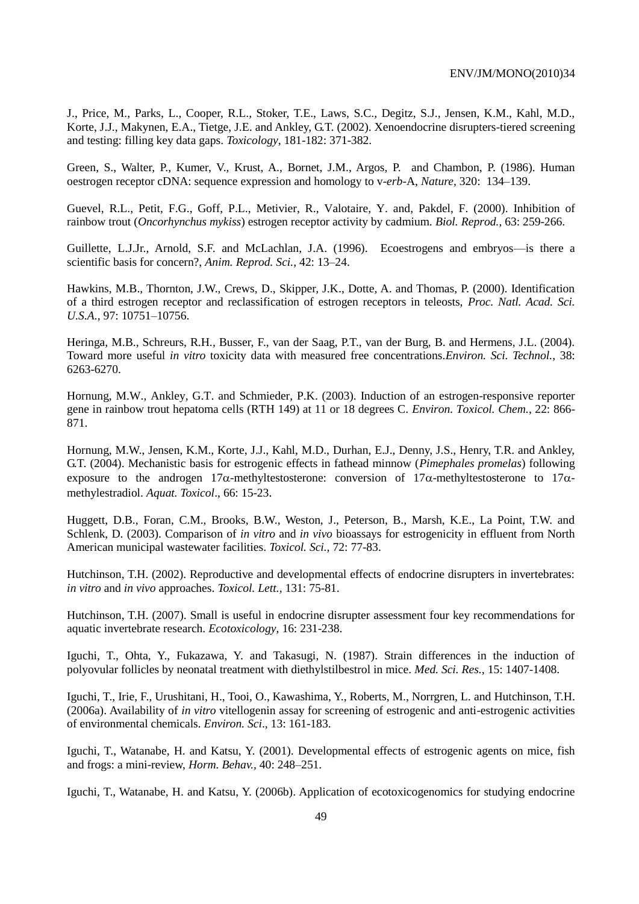J., Price, M., Parks, L., Cooper, R.L., Stoker, T.E., Laws, S.C., Degitz, S.J., Jensen, K.M., Kahl, M.D., Korte, J.J., Makynen, E.A., Tietge, J.E. and Ankley, G.T. (2002). Xenoendocrine disrupters-tiered screening and testing: filling key data gaps. *Toxicology*, 181-182: 371-382.

Green, S., Walter, P., Kumer, V., Krust, A., Bornet, J.M., Argos, P. and Chambon, P. (1986). Human oestrogen receptor cDNA: sequence expression and homology to v-*erb*-A, *Nature*, 320: 134–139.

Guevel, R.L., Petit, F.G., Goff, P.L., Metivier, R., Valotaire, Y. and, Pakdel, F. (2000). Inhibition of rainbow trout (*Oncorhynchus mykiss*) estrogen receptor activity by cadmium. *Biol. Reprod.*, 63: 259-266.

Guillette, L.J.Jr., Arnold, S.F. and McLachlan, J.A. (1996). Ecoestrogens and embryos—is there a scientific basis for concern?, *Anim. Reprod. Sci.*, 42: 13–24.

Hawkins, M.B., Thornton, J.W., Crews, D., Skipper, J.K., Dotte, A. and Thomas, P. (2000). Identification of a third estrogen receptor and reclassification of estrogen receptors in teleosts, *Proc. Natl. Acad. Sci. U.S.A.*, 97: 10751–10756.

Heringa, M.B., Schreurs, R.H., Busser, F., van der Saag, P.T., van der Burg, B. and Hermens, J.L. (2004). Toward more useful *in vitro* toxicity data with measured free concentrations.*Environ. Sci. Technol.*, 38: 6263-6270.

Hornung, M.W., Ankley, G.T. and Schmieder, P.K. (2003). Induction of an estrogen-responsive reporter gene in rainbow trout hepatoma cells (RTH 149) at 11 or 18 degrees C. *Environ. Toxicol. Chem.*, 22: 866-871.

Hornung, M.W., Jensen, K.M., Korte, J.J., Kahl, M.D., Durhan, E.J., Denny, J.S., Henry, T.R. and Ankley, G.T. (2004). Mechanistic basis for estrogenic effects in fathead minnow (*Pimephales promelas*) following exposure to the androgen 17α-methyltestosterone: conversion of 17α-methyltestosterone to 17α-methylestradiol. *Aquat. Toxicol*., 66: 15-23.

Huggett, D.B., Foran, C.M., Brooks, B.W., Weston, J., Peterson, B., Marsh, K.E., La Point, T.W. and Schlenk, D. (2003). Comparison of *in vitro* and *in vivo* bioassays for estrogenicity in effluent from North American municipal wastewater facilities. *Toxicol. Sci.*, 72: 77-83.

Hutchinson, T.H. (2002). Reproductive and developmental effects of endocrine disrupters in invertebrates: *in vitro* and *in vivo* approaches. *Toxicol. Lett.*, 131: 75-81.

Hutchinson, T.H. (2007). Small is useful in endocrine disrupter assessment four key recommendations for aquatic invertebrate research. *Ecotoxicology*, 16: 231-238.

Iguchi, T., Ohta, Y., Fukazawa, Y. and Takasugi, N. (1987). Strain differences in the induction of polyovular follicles by neonatal treatment with diethylstilbestrol in mice. *Med. Sci. Res.*, 15: 1407-1408.

Iguchi, T., Irie, F., Urushitani, H., Tooi, O., Kawashima, Y., Roberts, M., Norrgren, L. and Hutchinson, T.H. (2006a). Availability of *in vitro* vitellogenin assay for screening of estrogenic and anti-estrogenic activities of environmental chemicals. *Environ. Sci*., 13: 161-183.

Iguchi, T., Watanabe, H. and Katsu, Y. (2001). Developmental effects of estrogenic agents on mice, fish and frogs: a mini-review, *Horm. Behav.*, 40: 248–251.

Iguchi, T., Watanabe, H. and Katsu, Y. (2006b). Application of ecotoxicogenomics for studying endocrine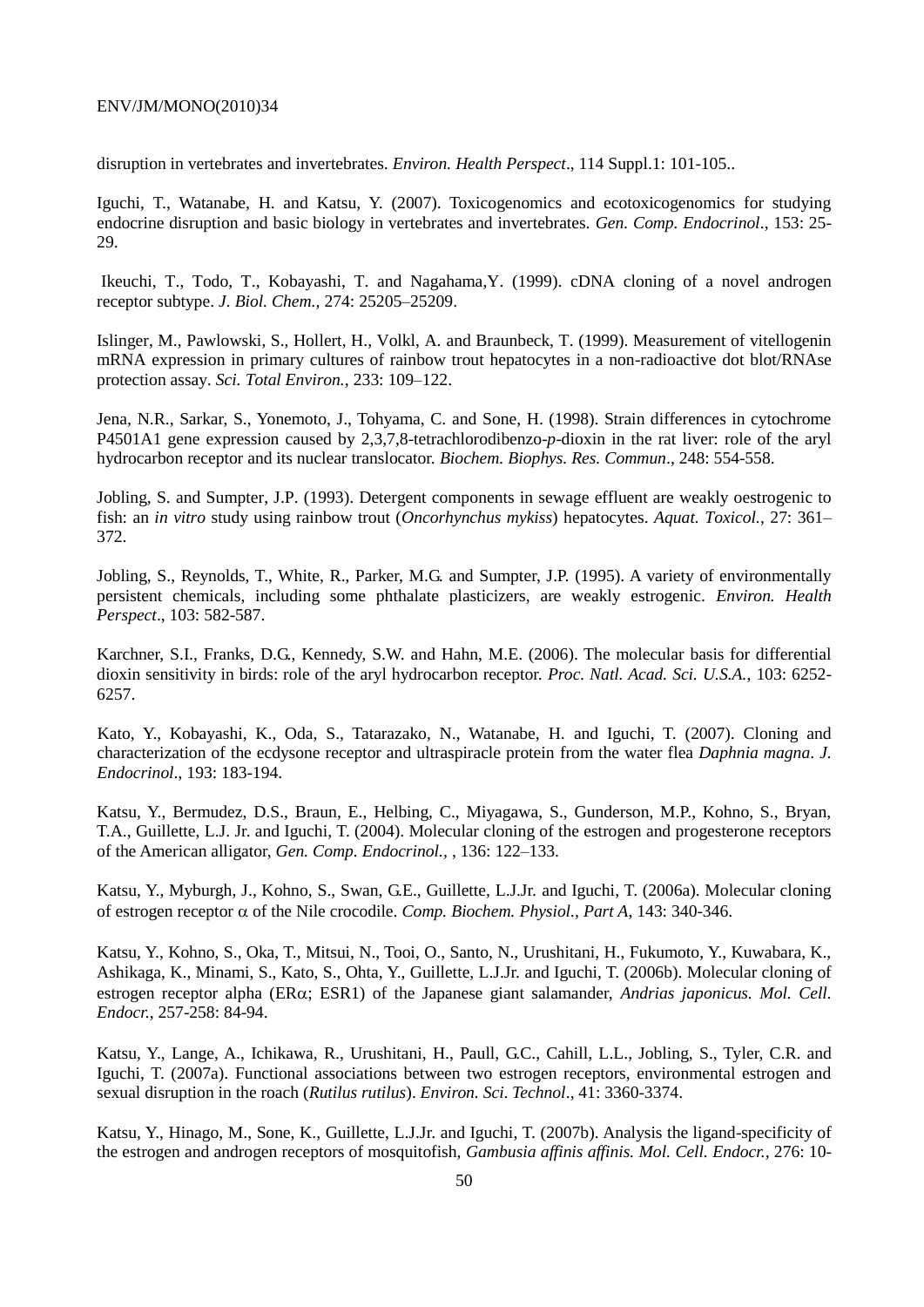disruption in vertebrates and invertebrates. *Environ. Health Perspect*., 114 Suppl.1: 101-105..

Iguchi, T., Watanabe, H. and Katsu, Y. (2007). Toxicogenomics and ecotoxicogenomics for studying endocrine disruption and basic biology in vertebrates and invertebrates. *Gen. Comp. Endocrinol*., 153: 25-29.

Ikeuchi, T., Todo, T., Kobayashi, T. and Nagahama,Y. (1999). cDNA cloning of a novel androgen receptor subtype. *J. Biol. Chem.*, 274: 25205–25209.

Islinger, M., Pawlowski, S., Hollert, H., Volkl, A. and Braunbeck, T. (1999). Measurement of vitellogenin mRNA expression in primary cultures of rainbow trout hepatocytes in a non-radioactive dot blot/RNAse protection assay. *Sci. Total Environ.*, 233: 109–122.

Jena, N.R., Sarkar, S., Yonemoto, J., Tohyama, C. and Sone, H. (1998). Strain differences in cytochrome P4501A1 gene expression caused by 2,3,7,8-tetrachlorodibenzo-*p*-dioxin in the rat liver: role of the aryl hydrocarbon receptor and its nuclear translocator. *Biochem. Biophys. Res. Commun*., 248: 554-558.

Jobling, S. and Sumpter, J.P. (1993). Detergent components in sewage effluent are weakly oestrogenic to fish: an *in vitro* study using rainbow trout (*Oncorhynchus mykiss*) hepatocytes. *Aquat. Toxicol.*, 27: 361–372.

Jobling, S., Reynolds, T., White, R., Parker, M.G. and Sumpter, J.P. (1995). A variety of environmentally persistent chemicals, including some phthalate plasticizers, are weakly estrogenic. *Environ. Health Perspect*., 103: 582-587.

Karchner, S.I., Franks, D.G., Kennedy, S.W. and Hahn, M.E. (2006). The molecular basis for differential dioxin sensitivity in birds: role of the aryl hydrocarbon receptor. *Proc. Natl. Acad. Sci. U.S.A.*, 103: 6252-6257.

Kato, Y., Kobayashi, K., Oda, S., Tatarazako, N., Watanabe, H. and Iguchi, T. (2007). Cloning and characterization of the ecdysone receptor and ultraspiracle protein from the water flea *Daphnia magna*. *J. Endocrinol*., 193: 183-194.

Katsu, Y., Bermudez, D.S., Braun, E., Helbing, C., Miyagawa, S., Gunderson, M.P., Kohno, S., Bryan, T.A., Guillette, L.J. Jr. and Iguchi, T. (2004). Molecular cloning of the estrogen and progesterone receptors of the American alligator, *Gen. Comp. Endocrinol.*, , 136: 122–133.

Katsu, Y., Myburgh, J., Kohno, S., Swan, G.E., Guillette, L.J.Jr. and Iguchi, T. (2006a). Molecular cloning of estrogen receptor α of the Nile crocodile. *Comp. Biochem. Physiol., Part A*, 143: 340-346.

Katsu, Y., Kohno, S., Oka, T., Mitsui, N., Tooi, O., Santo, N., Urushitani, H., Fukumoto, Y., Kuwabara, K., Ashikaga, K., Minami, S., Kato, S., Ohta, Y., Guillette, L.J.Jr. and Iguchi, T. (2006b). Molecular cloning of estrogen receptor alpha (ERα; ESR1) of the Japanese giant salamander, *Andrias japonicus. Mol. Cell. Endocr.*, 257-258: 84-94.

Katsu, Y., Lange, A., Ichikawa, R., Urushitani, H., Paull, G.C., Cahill, L.L., Jobling, S., Tyler, C.R. and Iguchi, T. (2007a). Functional associations between two estrogen receptors, environmental estrogen and sexual disruption in the roach (*Rutilus rutilus*). *Environ. Sci. Technol*., 41: 3360-3374.

Katsu, Y., Hinago, M., Sone, K., Guillette, L.J.Jr. and Iguchi, T. (2007b). Analysis the ligand-specificity of the estrogen and androgen receptors of mosquitofish, *Gambusia affinis affinis. Mol. Cell. Endocr.*, 276: 10-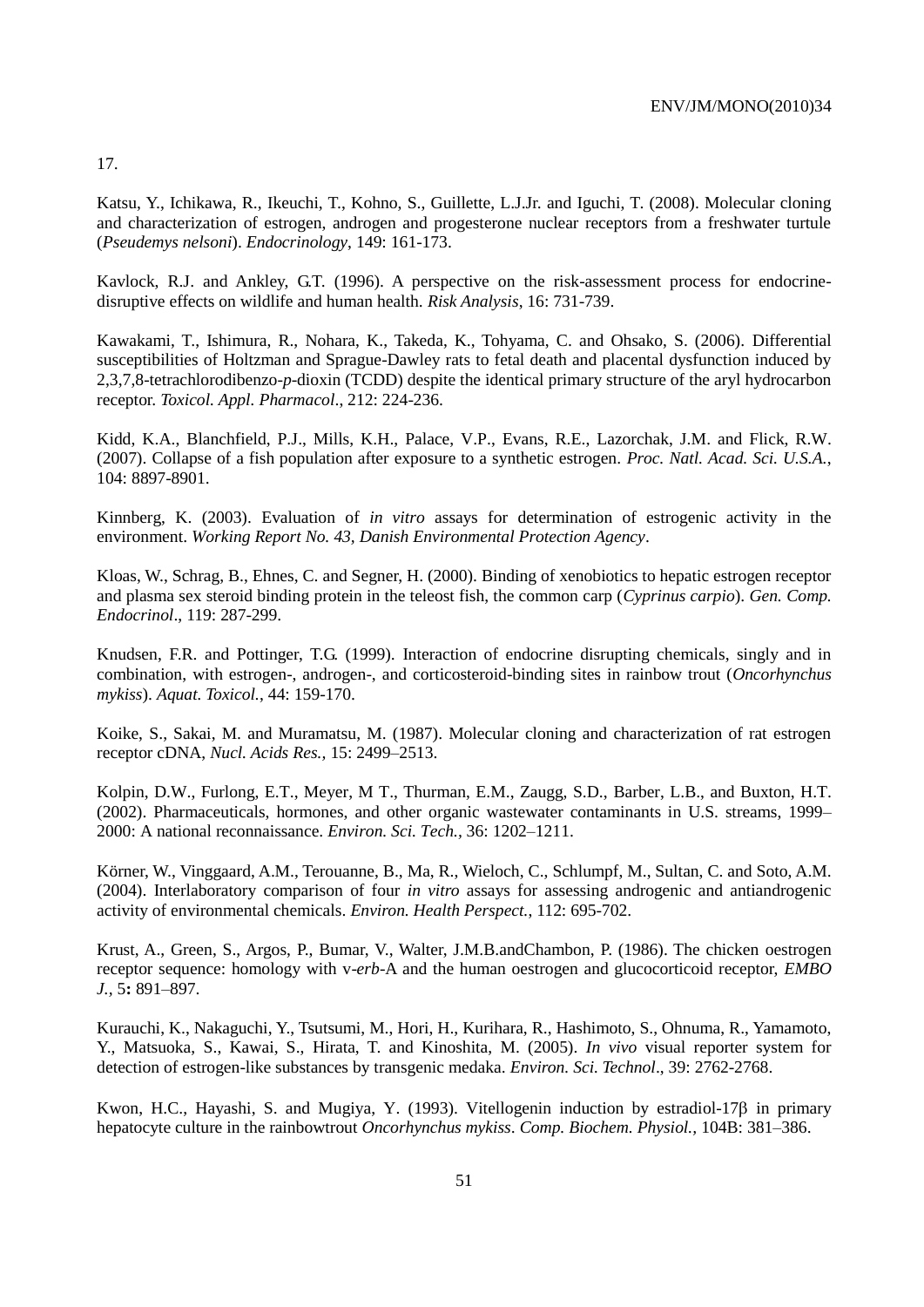17.

Katsu, Y., Ichikawa, R., Ikeuchi, T., Kohno, S., Guillette, L.J.Jr. and Iguchi, T. (2008). Molecular cloning and characterization of estrogen, androgen and progesterone nuclear receptors from a freshwater turtle (*Pseudemys nelsoni*). *Endocrinology*, 149: 161-173.

Kavlock, R.J. and Ankley, G.T. (1996). A perspective on the risk-assessment process for endocrine-disruptive effects on wildlife and human health. *Risk Analysis*, 16: 731-739.

Kawakami, T., Ishimura, R., Nohara, K., Takeda, K., Tohyama, C. and Ohsako, S. (2006). Differential susceptibilities of Holtzman and Sprague-Dawley rats to fetal death and placental dysfunction induced by 2,3,7,8-tetrachlorodibenzo-*p*-dioxin (TCDD) despite the identical primary structure of the aryl hydrocarbon receptor. *Toxicol. Appl. Pharmacol*., 212: 224-236.

Kidd, K.A., Blanchfield, P.J., Mills, K.H., Palace, V.P., Evans, R.E., Lazorchak, J.M. and Flick, R.W. (2007). Collapse of a fish population after exposure to a synthetic estrogen. *Proc. Natl. Acad. Sci. U.S.A.*, 104: 8897-8901.

Kinnberg, K. (2003). Evaluation of *in vitro* assays for determination of estrogenic activity in the environment. *Working Report No. 43, Danish Environmental Protection Agency*.

Kloas, W., Schrag, B., Ehnes, C. and Segner, H. (2000). Binding of xenobiotics to hepatic estrogen receptor and plasma sex steroid binding protein in the teleost fish, the common carp (*Cyprinus carpio*). *Gen. Comp. Endocrinol*., 119: 287-299.

Knudsen, F.R. and Pottinger, T.G. (1999). Interaction of endocrine disrupting chemicals, singly and in combination, with estrogen-, androgen-, and corticosteroid-binding sites in rainbow trout (*Oncorhynchus mykiss*). *Aquat. Toxicol.*, 44: 159-170.

Koike, S., Sakai, M. and Muramatsu, M. (1987). Molecular cloning and characterization of rat estrogen receptor cDNA, *Nucl. Acids Res.,* 15: 2499–2513.

Kolpin, D.W., Furlong, E.T., Meyer, M T., Thurman, E.M., Zaugg, S.D., Barber, L.B., and Buxton, H.T. (2002). Pharmaceuticals, hormones, and other organic wastewater contaminants in U.S. streams, 1999–2000: A national reconnaissance. *Environ. Sci. Tech.,* 36: 1202–1211.

Körner, W., Vinggaard, A.M., Terouanne, B., Ma, R., Wieloch, C., Schlumpf, M., Sultan, C. and Soto, A.M. (2004). Interlaboratory comparison of four *in vitro* assays for assessing androgenic and antiandrogenic activity of environmental chemicals. *Environ. Health Perspect.*, 112: 695-702.

Krust, A., Green, S., Argos, P., Bumar, V., Walter, J.M.B.andChambon, P. (1986). The chicken oestrogen receptor sequence: homology with v-*erb*-A and the human oestrogen and glucocorticoid receptor, *EMBO J.,* 5**:** 891–897.

Kurauchi, K., Nakaguchi, Y., Tsutsumi, M., Hori, H., Kurihara, R., Hashimoto, S., Ohnuma, R., Yamamoto, Y., Matsuoka, S., Kawai, S., Hirata, T. and Kinoshita, M. (2005). *In vivo* visual reporter system for detection of estrogen-like substances by transgenic medaka. *Environ. Sci. Technol*., 39: 2762-2768.

Kwon, H.C., Hayashi, S. and Mugiya, Y. (1993). Vitellogenin induction by estradiol-17β in primary hepatocyte culture in the rainbowtrout *Oncorhynchus mykiss*. *Comp. Biochem. Physiol.,* 104B: 381–386.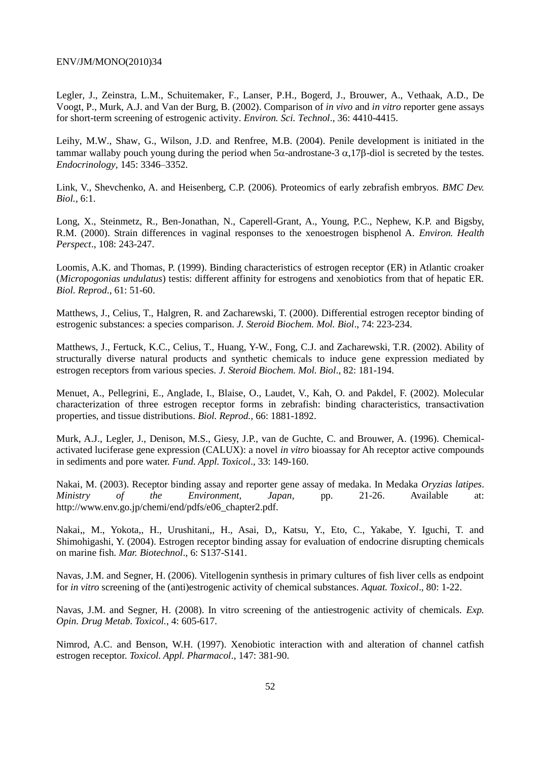Legler, J., Zeinstra, L.M., Schuitemaker, F., Lanser, P.H., Bogerd, J., Brouwer, A., Vethaak, A.D., De Voogt, P., Murk, A.J. and Van der Burg, B. (2002). Comparison of *in vivo* and *in vitro* reporter gene assays for short-term screening of estrogenic activity. *Environ. Sci. Technol*., 36: 4410-4415.

Leihy, M.W., Shaw, G., Wilson, J.D. and Renfree, M.B. (2004). Penile development is initiated in the tammar wallaby pouch young during the period when 5$\alpha$-androstane-3 $\alpha$,17$\beta$-diol is secreted by the testes. *Endocrinology*, 145: 3346–3352.

Link, V., Shevchenko, A. and Heisenberg, C.P. (2006). Proteomics of early zebrafish embryos. *BMC Dev. Biol.*, 6:1.

Long, X., Steinmetz, R., Ben-Jonathan, N., Caperell-Grant, A., Young, P.C., Nephew, K.P. and Bigsby, R.M. (2000). Strain differences in vaginal responses to the xenoestrogen bisphenol A. *Environ. Health Perspect*., 108: 243-247.

Loomis, A.K. and Thomas, P. (1999). Binding characteristics of estrogen receptor (ER) in Atlantic croaker (*Micropogonias undulatus*) testis: different affinity for estrogens and xenobiotics from that of hepatic ER. *Biol. Reprod*., 61: 51-60.

Matthews, J., Celius, T., Halgren, R. and Zacharewski, T. (2000). Differential estrogen receptor binding of estrogenic substances: a species comparison. *J. Steroid Biochem. Mol. Biol*., 74: 223-234.

Matthews, J., Fertuck, K.C., Celius, T., Huang, Y-W., Fong, C.J. and Zacharewski, T.R. (2002). Ability of structurally diverse natural products and synthetic chemicals to induce gene expression mediated by estrogen receptors from various species. *J. Steroid Biochem. Mol. Biol*., 82: 181-194.

Menuet, A., Pellegrini, E., Anglade, I., Blaise, O., Laudet, V., Kah, O. and Pakdel, F. (2002). Molecular characterization of three estrogen receptor forms in zebrafish: binding characteristics, transactivation properties, and tissue distributions. *Biol. Reprod.*, 66: 1881-1892.

Murk, A.J., Legler, J., Denison, M.S., Giesy, J.P., van de Guchte, C. and Brouwer, A. (1996). Chemical-activated luciferase gene expression (CALUX): a novel *in vitro* bioassay for Ah receptor active compounds in sediments and pore water. *Fund. Appl. Toxicol*., 33: 149-160.

Nakai, M. (2003). Receptor binding assay and reporter gene assay of medaka. In Medaka *Oryzias latipes*. *Ministry of the Environment, Japan*, pp. 21-26. Available at: http://www.env.go.jp/chemi/end/pdfs/e06_chapter2.pdf.

Nakai,, M., Yokota,, H., Urushitani,, H., Asai, D,, Katsu, Y., Eto, C., Yakabe, Y. Iguchi, T. and Shimohigashi, Y. (2004). Estrogen receptor binding assay for evaluation of endocrine disrupting chemicals on marine fish. *Mar. Biotechnol*., 6: S137-S141.

Navas, J.M. and Segner, H. (2006). Vitellogenin synthesis in primary cultures of fish liver cells as endpoint for *in vitro* screening of the (anti)estrogenic activity of chemical substances. *Aquat. Toxicol*., 80: 1-22.

Navas, J.M. and Segner, H. (2008). In vitro screening of the antiestrogenic activity of chemicals. *Exp. Opin. Drug Metab. Toxicol.*, 4: 605-617.

Nimrod, A.C. and Benson, W.H. (1997). Xenobiotic interaction with and alteration of channel catfish estrogen receptor. *Toxicol. Appl. Pharmacol*., 147: 381-90.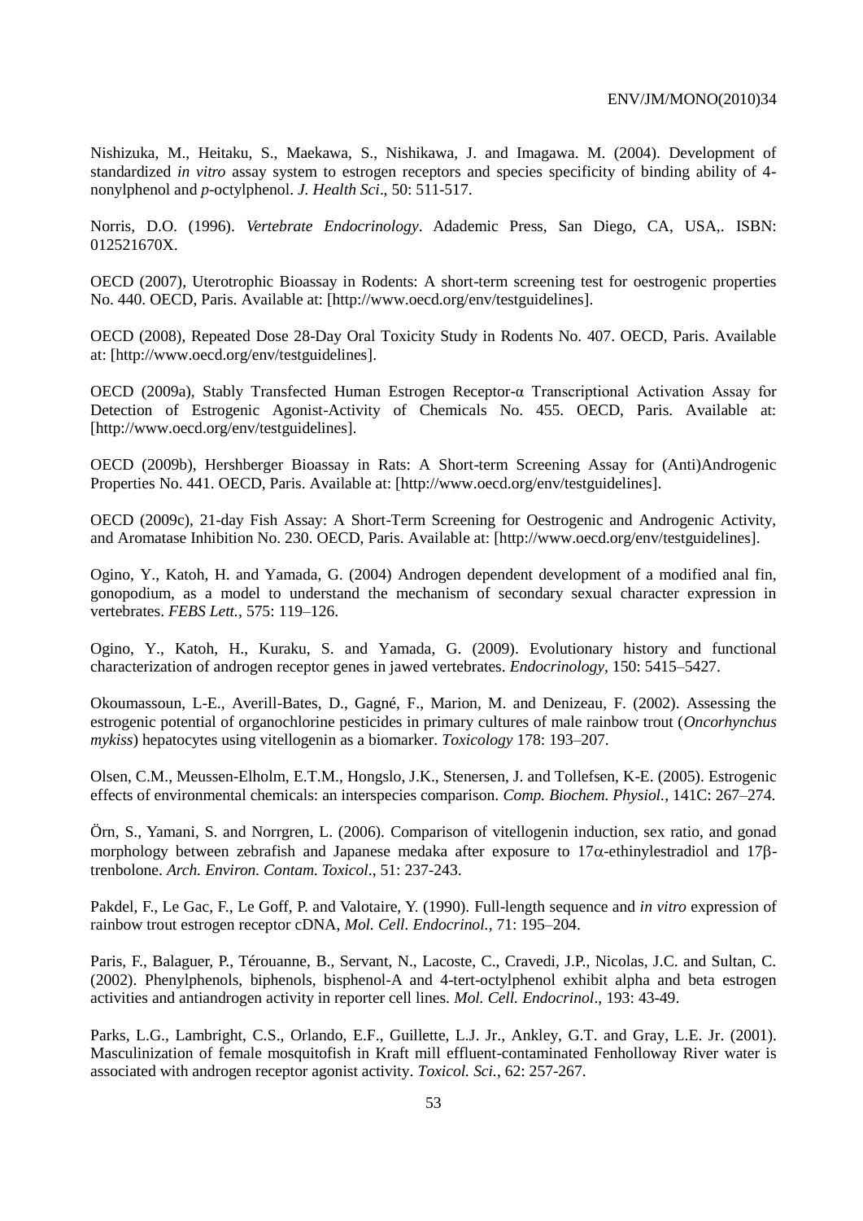Nishizuka, M., Heitaku, S., Maekawa, S., Nishikawa, J. and Imagawa. M. (2004). Development of standardized *in vitro* assay system to estrogen receptors and species specificity of binding ability of 4-nonylphenol and *p*-octylphenol. *J. Health Sci*., 50: 511-517.

Norris, D.O. (1996). *Vertebrate Endocrinology*. Adademic Press, San Diego, CA, USA,. ISBN: 012521670X.

OECD (2007), Uterotrophic Bioassay in Rodents: A short-term screening test for oestrogenic properties No. 440. OECD, Paris. Available at: [http://www.oecd.org/env/testguidelines].

OECD (2008), Repeated Dose 28-Day Oral Toxicity Study in Rodents No. 407. OECD, Paris. Available at: [http://www.oecd.org/env/testguidelines].

OECD (2009a), Stably Transfected Human Estrogen Receptor-α Transcriptional Activation Assay for Detection of Estrogenic Agonist-Activity of Chemicals No. 455. OECD, Paris. Available at: [http://www.oecd.org/env/testguidelines].

OECD (2009b), Hershberger Bioassay in Rats: A Short-term Screening Assay for (Anti)Androgenic Properties No. 441. OECD, Paris. Available at: [http://www.oecd.org/env/testguidelines].

OECD (2009c), 21-day Fish Assay: A Short-Term Screening for Oestrogenic and Androgenic Activity, and Aromatase Inhibition No. 230. OECD, Paris. Available at: [http://www.oecd.org/env/testguidelines].

Ogino, Y., Katoh, H. and Yamada, G. (2004) Androgen dependent development of a modified anal fin, gonopodium, as a model to understand the mechanism of secondary sexual character expression in vertebrates. *FEBS Lett.*, 575: 119–126.

Ogino, Y., Katoh, H., Kuraku, S. and Yamada, G. (2009). Evolutionary history and functional characterization of androgen receptor genes in jawed vertebrates. *Endocrinology*, 150: 5415–5427.

Okoumassoun, L-E., Averill-Bates, D., Gagné, F., Marion, M. and Denizeau, F. (2002). Assessing the estrogenic potential of organochlorine pesticides in primary cultures of male rainbow trout (*Oncorhynchus mykiss*) hepatocytes using vitellogenin as a biomarker. *Toxicology* 178: 193–207.

Olsen, C.M., Meussen-Elholm, E.T.M., Hongslo, J.K., Stenersen, J. and Tollefsen, K-E. (2005). Estrogenic effects of environmental chemicals: an interspecies comparison. *Comp. Biochem. Physiol.*, 141C: 267–274.

Örn, S., Yamani, S. and Norrgren, L. (2006). Comparison of vitellogenin induction, sex ratio, and gonad morphology between zebrafish and Japanese medaka after exposure to 17α-ethinylestradiol and 17β-trenbolone. *Arch. Environ. Contam. Toxicol*., 51: 237-243.

Pakdel, F., Le Gac, F., Le Goff, P. and Valotaire, Y. (1990). Full-length sequence and *in vitro* expression of rainbow trout estrogen receptor cDNA, *Mol. Cell. Endocrinol.*, 71: 195–204.

Paris, F., Balaguer, P., Térouanne, B., Servant, N., Lacoste, C., Cravedi, J.P., Nicolas, J.C. and Sultan, C. (2002). Phenylphenols, biphenols, bisphenol-A and 4-tert-octylphenol exhibit alpha and beta estrogen activities and antiandrogen activity in reporter cell lines. *Mol. Cell. Endocrinol*., 193: 43-49.

Parks, L.G., Lambright, C.S., Orlando, E.F., Guillette, L.J. Jr., Ankley, G.T. and Gray, L.E. Jr. (2001). Masculinization of female mosquitofish in Kraft mill effluent-contaminated Fenholloway River water is associated with androgen receptor agonist activity. *Toxicol. Sci.*, 62: 257-267.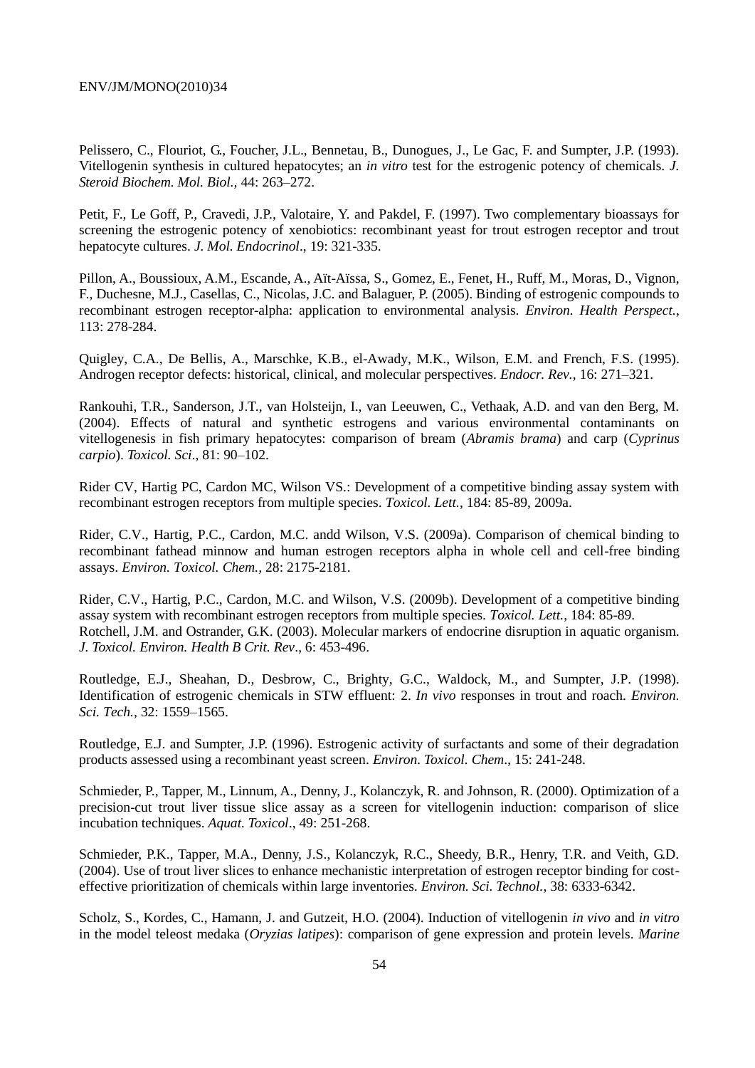Pelissero, C., Flouriot, G., Foucher, J.L., Bennetau, B., Dunogues, J., Le Gac, F. and Sumpter, J.P. (1993). Vitellogenin synthesis in cultured hepatocytes; an *in vitro* test for the estrogenic potency of chemicals. *J. Steroid Biochem. Mol. Biol.,* 44: 263–272.

Petit, F., Le Goff, P., Cravedi, J.P., Valotaire, Y. and Pakdel, F. (1997). Two complementary bioassays for screening the estrogenic potency of xenobiotics: recombinant yeast for trout estrogen receptor and trout hepatocyte cultures. *J. Mol. Endocrinol*., 19: 321-335.

Pillon, A., Boussioux, A.M., Escande, A., Aït-Aïssa, S., Gomez, E., Fenet, H., Ruff, M., Moras, D., Vignon, F., Duchesne, M.J., Casellas, C., Nicolas, J.C. and Balaguer, P. (2005). Binding of estrogenic compounds to recombinant estrogen receptor-alpha: application to environmental analysis. *Environ. Health Perspect.*, 113: 278-284.

Quigley, C.A., De Bellis, A., Marschke, K.B., el-Awady, M.K., Wilson, E.M. and French, F.S. (1995). Androgen receptor defects: historical, clinical, and molecular perspectives. *Endocr. Rev.,* 16: 271–321.

Rankouhi, T.R., Sanderson, J.T., van Holsteijn, I., van Leeuwen, C., Vethaak, A.D. and van den Berg, M. (2004). Effects of natural and synthetic estrogens and various environmental contaminants on vitellogenesis in fish primary hepatocytes: comparison of bream (*Abramis brama*) and carp (*Cyprinus carpio*). *Toxicol. Sci*., 81: 90–102.

Rider CV, Hartig PC, Cardon MC, Wilson VS.: Development of a competitive binding assay system with recombinant estrogen receptors from multiple species. *Toxicol. Lett.*, 184: 85-89, 2009a.

Rider, C.V., Hartig, P.C., Cardon, M.C. andd Wilson, V.S. (2009a). Comparison of chemical binding to recombinant fathead minnow and human estrogen receptors alpha in whole cell and cell-free binding assays. *Environ. Toxicol. Chem.,* 28: 2175-2181.

Rider, C.V., Hartig, P.C., Cardon, M.C. and Wilson, V.S. (2009b). Development of a competitive binding assay system with recombinant estrogen receptors from multiple species. *Toxicol. Lett.*, 184: 85-89.

Rotchell, J.M. and Ostrander, G.K. (2003). Molecular markers of endocrine disruption in aquatic organism. *J. Toxicol. Environ. Health B Crit. Rev*., 6: 453-496.

Routledge, E.J., Sheahan, D., Desbrow, C., Brighty, G.C., Waldock, M., and Sumpter, J.P. (1998). Identification of estrogenic chemicals in STW effluent: 2. *In vivo* responses in trout and roach. *Environ. Sci. Tech.,* 32: 1559–1565.

Routledge, E.J. and Sumpter, J.P. (1996). Estrogenic activity of surfactants and some of their degradation products assessed using a recombinant yeast screen. *Environ. Toxicol. Chem*., 15: 241-248.

Schmieder, P., Tapper, M., Linnum, A., Denny, J., Kolanczyk, R. and Johnson, R. (2000). Optimization of a precision-cut trout liver tissue slice assay as a screen for vitellogenin induction: comparison of slice incubation techniques. *Aquat. Toxicol*., 49: 251-268.

Schmieder, P.K., Tapper, M.A., Denny, J.S., Kolanczyk, R.C., Sheedy, B.R., Henry, T.R. and Veith, G.D. (2004). Use of trout liver slices to enhance mechanistic interpretation of estrogen receptor binding for cost-effective prioritization of chemicals within large inventories. *Environ. Sci. Technol.,* 38: 6333-6342.

Scholz, S., Kordes, C., Hamann, J. and Gutzeit, H.O. (2004). Induction of vitellogenin *in vivo* and *in vitro* in the model teleost medaka (*Oryzias latipes*): comparison of gene expression and protein levels. *Marine*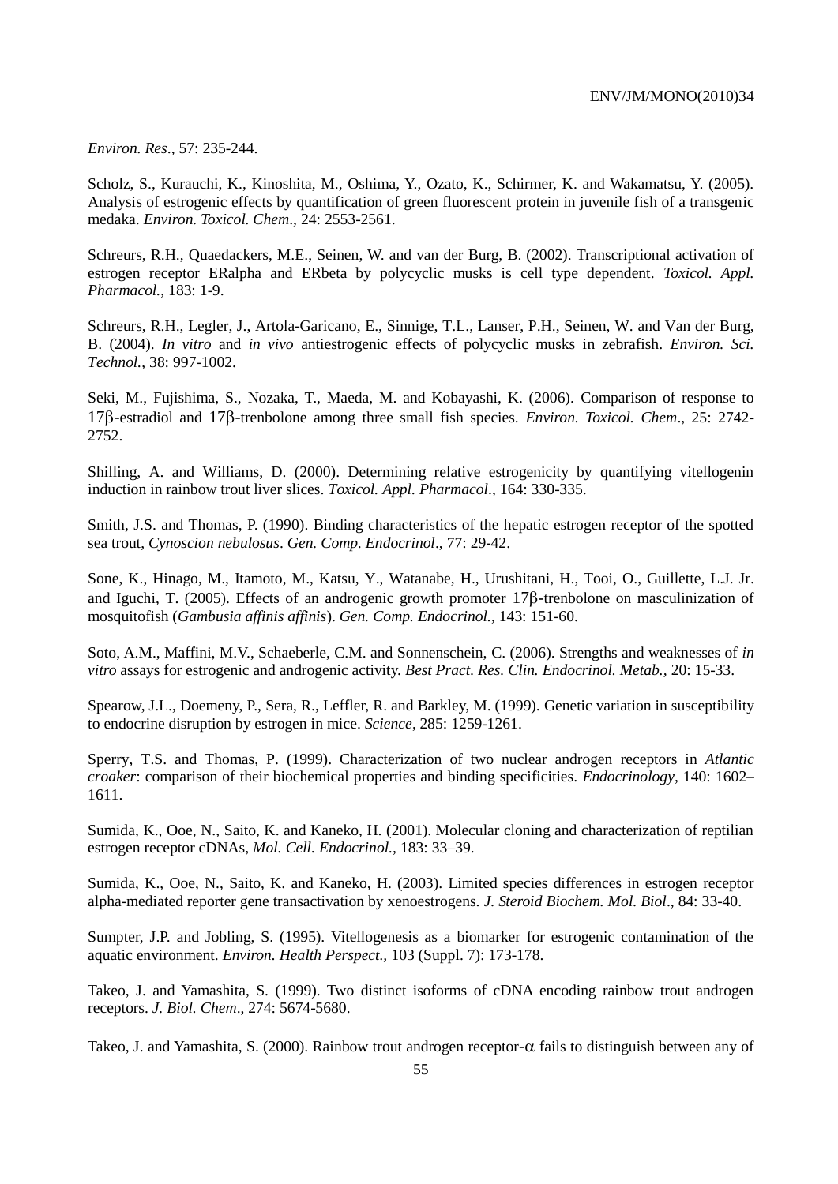*Environ. Res*., 57: 235-244.

Scholz, S., Kurauchi, K., Kinoshita, M., Oshima, Y., Ozato, K., Schirmer, K. and Wakamatsu, Y. (2005). Analysis of estrogenic effects by quantification of green fluorescent protein in juvenile fish of a transgenic medaka. *Environ. Toxicol. Chem*., 24: 2553-2561.

Schreurs, R.H., Quaedackers, M.E., Seinen, W. and van der Burg, B. (2002). Transcriptional activation of estrogen receptor ERalpha and ERbeta by polycyclic musks is cell type dependent. *Toxicol. Appl. Pharmacol.*, 183: 1-9.

Schreurs, R.H., Legler, J., Artola-Garicano, E., Sinnige, T.L., Lanser, P.H., Seinen, W. and Van der Burg, B. (2004). *In vitro* and *in vivo* antiestrogenic effects of polycyclic musks in zebrafish. *Environ. Sci. Technol.*, 38: 997-1002.

Seki, M., Fujishima, S., Nozaka, T., Maeda, M. and Kobayashi, K. (2006). Comparison of response to 17β-estradiol and 17β-trenbolone among three small fish species. *Environ. Toxicol. Chem*., 25: 2742-2752.

Shilling, A. and Williams, D. (2000). Determining relative estrogenicity by quantifying vitellogenin induction in rainbow trout liver slices. *Toxicol. Appl. Pharmacol*., 164: 330-335.

Smith, J.S. and Thomas, P. (1990). Binding characteristics of the hepatic estrogen receptor of the spotted sea trout, *Cynoscion nebulosus*. *Gen. Comp. Endocrinol*., 77: 29-42.

Sone, K., Hinago, M., Itamoto, M., Katsu, Y., Watanabe, H., Urushitani, H., Tooi, O., Guillette, L.J. Jr. and Iguchi, T. (2005). Effects of an androgenic growth promoter 17β-trenbolone on masculinization of mosquitofish (*Gambusia affinis affinis*). *Gen. Comp. Endocrinol.*, 143: 151-60.

Soto, A.M., Maffini, M.V., Schaeberle, C.M. and Sonnenschein, C. (2006). Strengths and weaknesses of *in vitro* assays for estrogenic and androgenic activity. *Best Pract. Res. Clin. Endocrinol. Metab.*, 20: 15-33.

Spearow, J.L., Doemeny, P., Sera, R., Leffler, R. and Barkley, M. (1999). Genetic variation in susceptibility to endocrine disruption by estrogen in mice. *Science*, 285: 1259-1261.

Sperry, T.S. and Thomas, P. (1999). Characterization of two nuclear androgen receptors in *Atlantic croaker*: comparison of their biochemical properties and binding specificities. *Endocrinology*, 140: 1602–1611.

Sumida, K., Ooe, N., Saito, K. and Kaneko, H. (2001). Molecular cloning and characterization of reptilian estrogen receptor cDNAs, *Mol. Cell. Endocrinol.,* 183: 33–39.

Sumida, K., Ooe, N., Saito, K. and Kaneko, H. (2003). Limited species differences in estrogen receptor alpha-mediated reporter gene transactivation by xenoestrogens. *J. Steroid Biochem. Mol. Biol*., 84: 33-40.

Sumpter, J.P. and Jobling, S. (1995). Vitellogenesis as a biomarker for estrogenic contamination of the aquatic environment. *Environ. Health Perspect.*, 103 (Suppl. 7): 173-178.

Takeo, J. and Yamashita, S. (1999). Two distinct isoforms of cDNA encoding rainbow trout androgen receptors. *J. Biol. Chem*., 274: 5674-5680.

Takeo, J. and Yamashita, S. (2000). Rainbow trout androgen receptor-α fails to distinguish between any of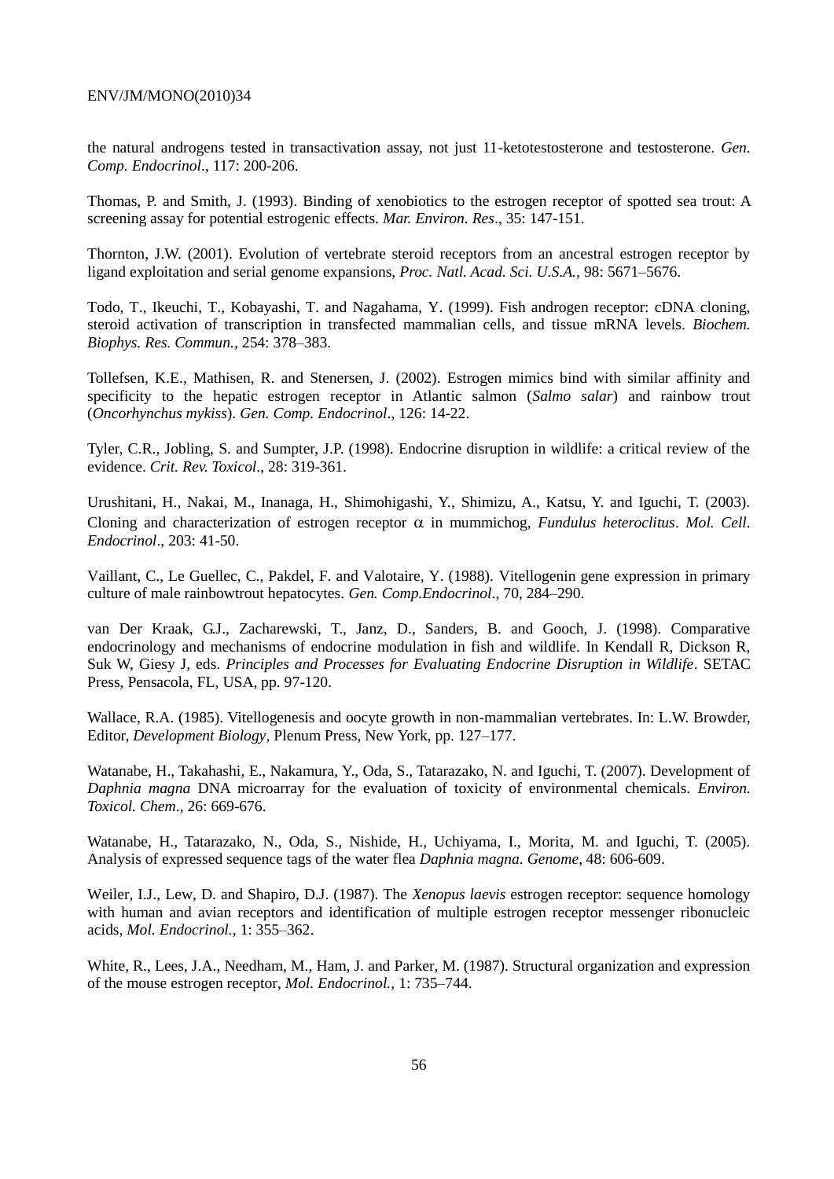the natural androgens tested in transactivation assay, not just 11-ketotestosterone and testosterone. *Gen. Comp. Endocrinol*., 117: 200-206.

Thomas, P. and Smith, J. (1993). Binding of xenobiotics to the estrogen receptor of spotted sea trout: A screening assay for potential estrogenic effects. *Mar. Environ. Res*., 35: 147-151.

Thornton, J.W. (2001). Evolution of vertebrate steroid receptors from an ancestral estrogen receptor by ligand exploitation and serial genome expansions, *Proc. Natl. Acad. Sci. U.S.A.,* 98: 5671–5676.

Todo, T., Ikeuchi, T., Kobayashi, T. and Nagahama, Y. (1999). Fish androgen receptor: cDNA cloning, steroid activation of transcription in transfected mammalian cells, and tissue mRNA levels. *Biochem. Biophys. Res. Commun.*, 254: 378–383.

Tollefsen, K.E., Mathisen, R. and Stenersen, J. (2002). Estrogen mimics bind with similar affinity and specificity to the hepatic estrogen receptor in Atlantic salmon (*Salmo salar*) and rainbow trout (*Oncorhynchus mykiss*). *Gen. Comp. Endocrinol*., 126: 14-22.

Tyler, C.R., Jobling, S. and Sumpter, J.P. (1998). Endocrine disruption in wildlife: a critical review of the evidence. *Crit. Rev. Toxicol*., 28: 319-361.

Urushitani, H., Nakai, M., Inanaga, H., Shimohigashi, Y., Shimizu, A., Katsu, Y. and Iguchi, T. (2003). Cloning and characterization of estrogen receptor $\alpha$ in mummichog, *Fundulus heteroclitus*. *Mol. Cell. Endocrinol*., 203: 41-50.

Vaillant, C., Le Guellec, C., Pakdel, F. and Valotaire, Y. (1988). Vitellogenin gene expression in primary culture of male rainbowtrout hepatocytes. *Gen. Comp.Endocrinol*., 70, 284–290.

van Der Kraak, G.J., Zacharewski, T., Janz, D., Sanders, B. and Gooch, J. (1998). Comparative endocrinology and mechanisms of endocrine modulation in fish and wildlife. In Kendall R, Dickson R, Suk W, Giesy J, eds. *Principles and Processes for Evaluating Endocrine Disruption in Wildlife*. SETAC Press, Pensacola, FL, USA, pp. 97-120.

Wallace, R.A. (1985). Vitellogenesis and oocyte growth in non-mammalian vertebrates. In: L.W. Browder, Editor, *Development Biology*, Plenum Press, New York, pp. 127–177.

Watanabe, H., Takahashi, E., Nakamura, Y., Oda, S., Tatarazako, N. and Iguchi, T. (2007). Development of *Daphnia magna* DNA microarray for the evaluation of toxicity of environmental chemicals. *Environ. Toxicol. Chem*., 26: 669-676.

Watanabe, H., Tatarazako, N., Oda, S., Nishide, H., Uchiyama, I., Morita, M. and Iguchi, T. (2005). Analysis of expressed sequence tags of the water flea *Daphnia magna*. *Genome*, 48: 606-609.

Weiler, I.J., Lew, D. and Shapiro, D.J. (1987). The *Xenopus laevis* estrogen receptor: sequence homology with human and avian receptors and identification of multiple estrogen receptor messenger ribonucleic acids, *Mol. Endocrinol.*, 1: 355–362.

White, R., Lees, J.A., Needham, M., Ham, J. and Parker, M. (1987). Structural organization and expression of the mouse estrogen receptor, *Mol. Endocrinol.*, 1: 735–744.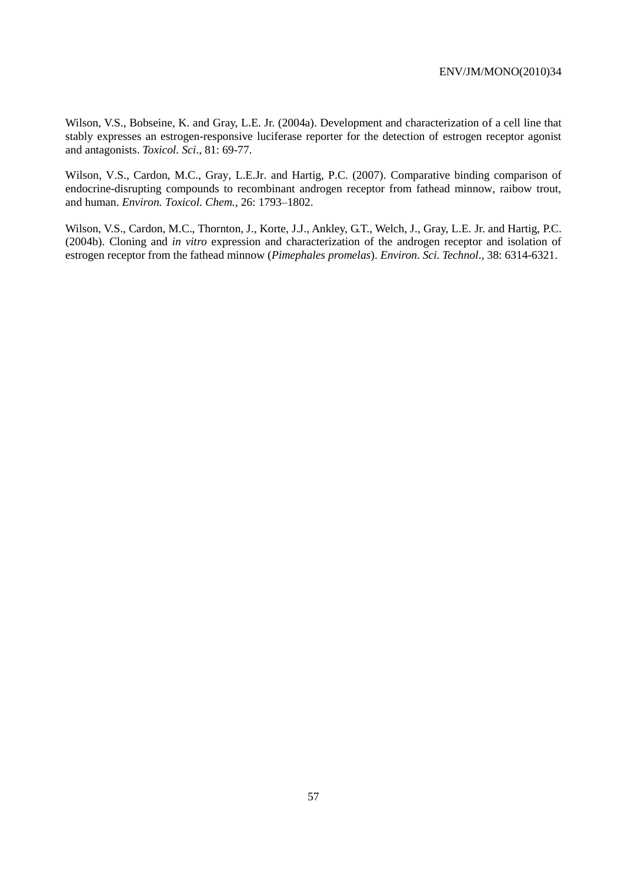Wilson, V.S., Bobseine, K. and Gray, L.E. Jr. (2004a). Development and characterization of a cell line that stably expresses an estrogen-responsive luciferase reporter for the detection of estrogen receptor agonist and antagonists. *Toxicol. Sci*., 81: 69-77.

Wilson, V.S., Cardon, M.C., Gray, L.E.Jr. and Hartig, P.C. (2007). Comparative binding comparison of endocrine-disrupting compounds to recombinant androgen receptor from fathead minnow, raibow trout, and human. *Environ. Toxicol. Chem.*, 26: 1793–1802.

Wilson, V.S., Cardon, M.C., Thornton, J., Korte, J.J., Ankley, G.T., Welch, J., Gray, L.E. Jr. and Hartig, P.C. (2004b). Cloning and *in vitro* expression and characterization of the androgen receptor and isolation of estrogen receptor from the fathead minnow (*Pimephales promelas*). *Environ. Sci. Technol*., 38: 6314-6321.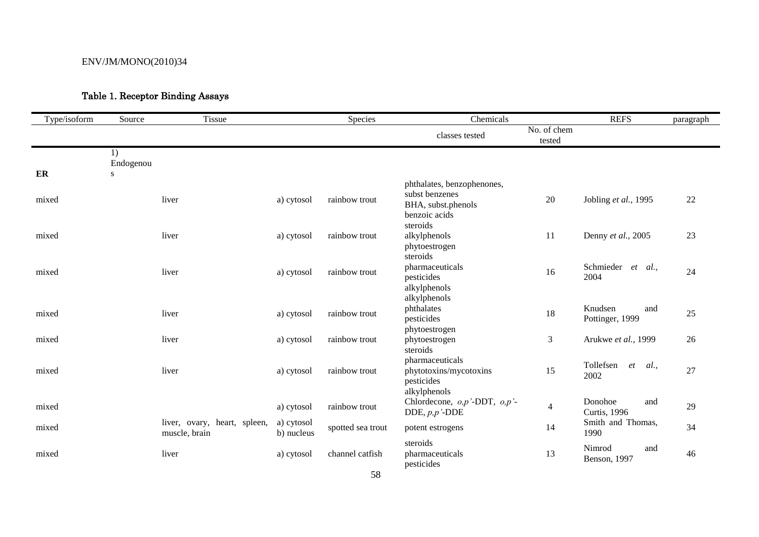## Table 1. Receptor Binding Assays

| Type/isoform | Source | Tissue | | Species | Chemicals | | REFS | paragraph |
|---|---|---|---|---|---|---|---|---|
| | | | | | classes tested | No. of chem tested | | |
| **ER** | 1) Endogenous | | | | | | | |
| mixed | | liver | a) cytosol | rainbow trout | phthalates, benzophenones, subst benzenes BHA, subst.phenols benzoic acids | 20 | Jobling *et al.*, 1995 | 22 |
| mixed | | liver | a) cytosol | rainbow trout | steroids alkylphenols phytoestrogen | 11 | Denny *et al.*, 2005 | 23 |
| mixed | | liver | a) cytosol | rainbow trout | steroids pharmaceuticals pesticides alkylphenols | 16 | Schmieder *et al.*, 2004 | 24 |
| mixed | | liver | a) cytosol | rainbow trout | alkylphenols phthalates pesticides phytoestrogen | 18 | Knudsen and Pottinger, 1999 | 25 |
| mixed | | liver | a) cytosol | rainbow trout | phytoestrogen | 3 | Arukwe *et al.*, 1999 | 26 |
| mixed | | liver | a) cytosol | rainbow trout | steroids pharmaceuticals phytotoxins/mycotoxins pesticides alkylphenols | 15 | Tollefsen *et al.*, 2002 | 27 |
| mixed | | | a) cytosol | rainbow trout | Chlordecone, *o,p'*-DDT, *o,p'*-DDE, *p,p'*-DDE | 4 | Donohoe and Curtis, 1996 | 29 |
| mixed | | liver, ovary, heart, spleen, muscle, brain | a) cytosol b) nucleus | spotted sea trout | potent estrogens | 14 | Smith and Thomas, 1990 | 34 |
| mixed | | liver | a) cytosol | channel catfish | steroids pharmaceuticals pesticides | 13 | Nimrod and Benson, 1997 | 46 |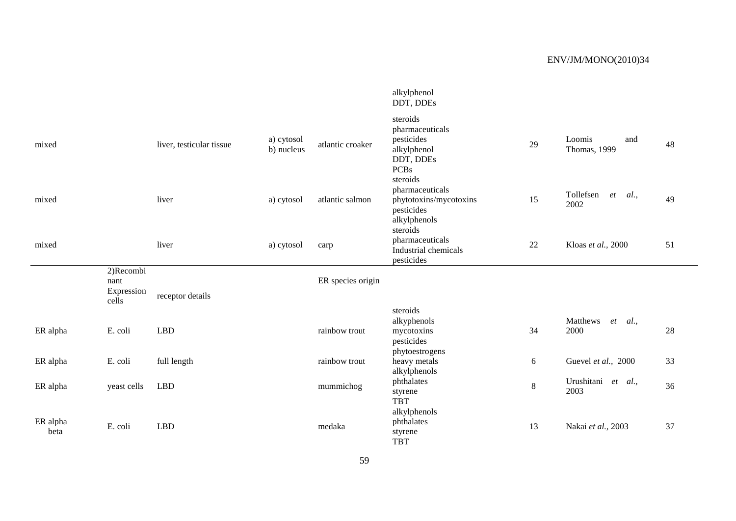| | | | | | | | | |
|---|---|---|---|---|---|---|---|---|
| | | | | | alkylphenol<br>DDT, DDEs | | | |
| mixed | | liver, testicular tissue | a) cytosol<br>b) nucleus | atlantic croaker | steroids<br>pharmaceuticals<br>pesticides<br>alkylphenol<br>DDT, DDEs<br>PCBs | 29 | Loomis and Thomas, 1999 | 48 |
| mixed | | liver | a) cytosol | atlantic salmon | steroids<br>pharmaceuticals<br>phytotoxins/mycotoxins<br>pesticides<br>alkylphenols | 15 | Tollefsen *et al.*, 2002 | 49 |
| mixed | | liver | a) cytosol | carp | steroids<br>pharmaceuticals<br>Industrial chemicals<br>pesticides | 22 | Kloas *et al.*, 2000 | 51 |
| | 2)Recombinant Expression cells | receptor details | | ER species origin | | | | |
| ER alpha | E. coli | LBD | | rainbow trout | steroids<br>alkyphenols<br>mycotoxins<br>pesticides | 34 | Matthews *et al.*, 2000 | 28 |
| ER alpha | E. coli | full length | | rainbow trout | phytoestrogens<br>heavy metals | 6 | Guevel *et al.*, 2000 | 33 |
| ER alpha | yeast cells | LBD | | mummichog | alkylphenols<br>phthalates<br>styrene<br>TBT | 8 | Urushitani *et al.*, 2003 | 36 |
| ER alpha beta | E. coli | LBD | | medaka | alkylphenols<br>phthalates<br>styrene<br>TBT | 13 | Nakai *et al.*, 2003 | 37 |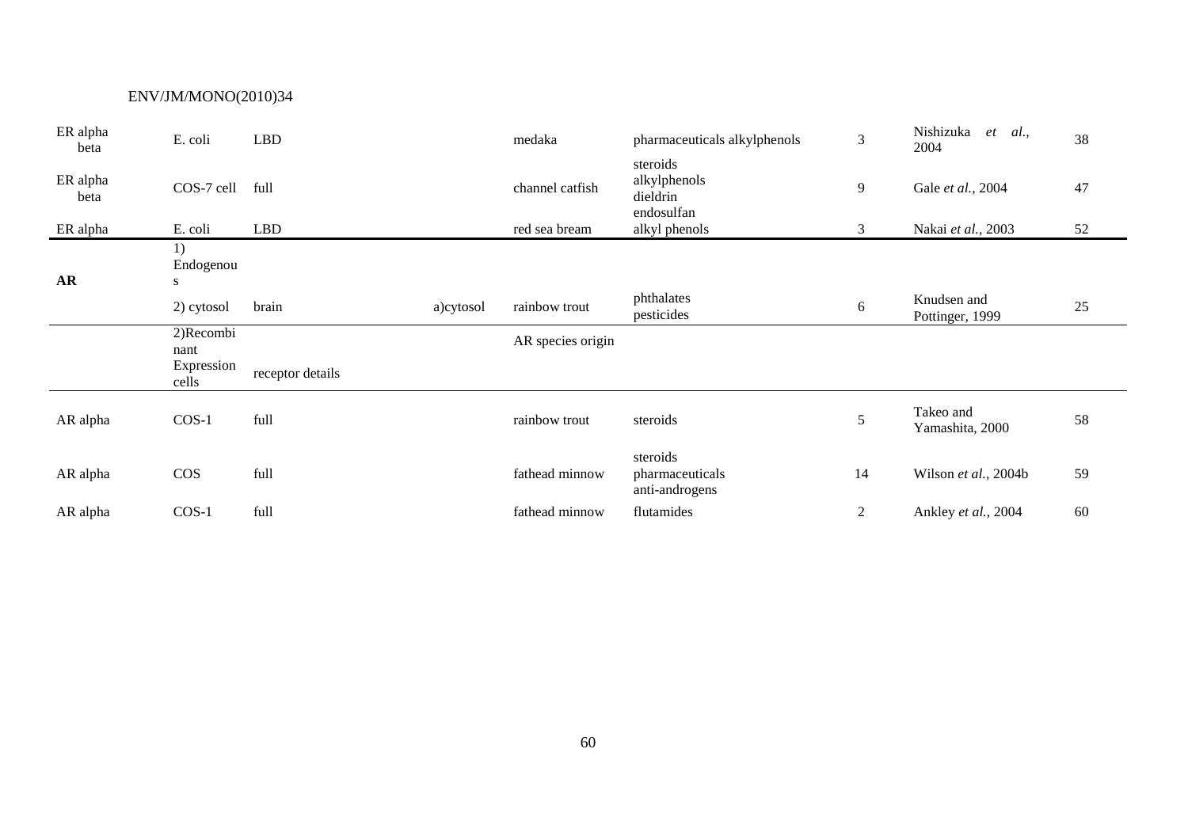| | | | | | | | | |
|---|---|---|---|---|---|---|---|---|
| ER alpha beta | E. coli | LBD | | medaka | pharmaceuticals alkylphenols | 3 | Nishizuka *et al.*, 2004 | 38 |
| ER alpha beta | COS-7 cell | full | | channel catfish | steroids alkylphenols dieldrin endosulfan | 9 | Gale *et al.*, 2004 | 47 |
| ER alpha | E. coli | LBD | | red sea bream | alkyl phenols | 3 | Nakai *et al.*, 2003 | 52 |
| **AR** | 1) Endogenous | | | | | | | |
| | 2) cytosol | brain | a)cytosol | rainbow trout | phthalates pesticides | 6 | Knudsen and Pottinger, 1999 | 25 |
| | 2)Recombinant Expression cells | receptor details | | AR species origin | | | | |
| AR alpha | COS-1 | full | | rainbow trout | steroids | 5 | Takeo and Yamashita, 2000 | 58 |
| AR alpha | COS | full | | fathead minnow | steroids pharmaceuticals anti-androgens | 14 | Wilson *et al.*, 2004b | 59 |
| AR alpha | COS-1 | full | | fathead minnow | flutamides | 2 | Ankley *et al.*, 2004 | 60 |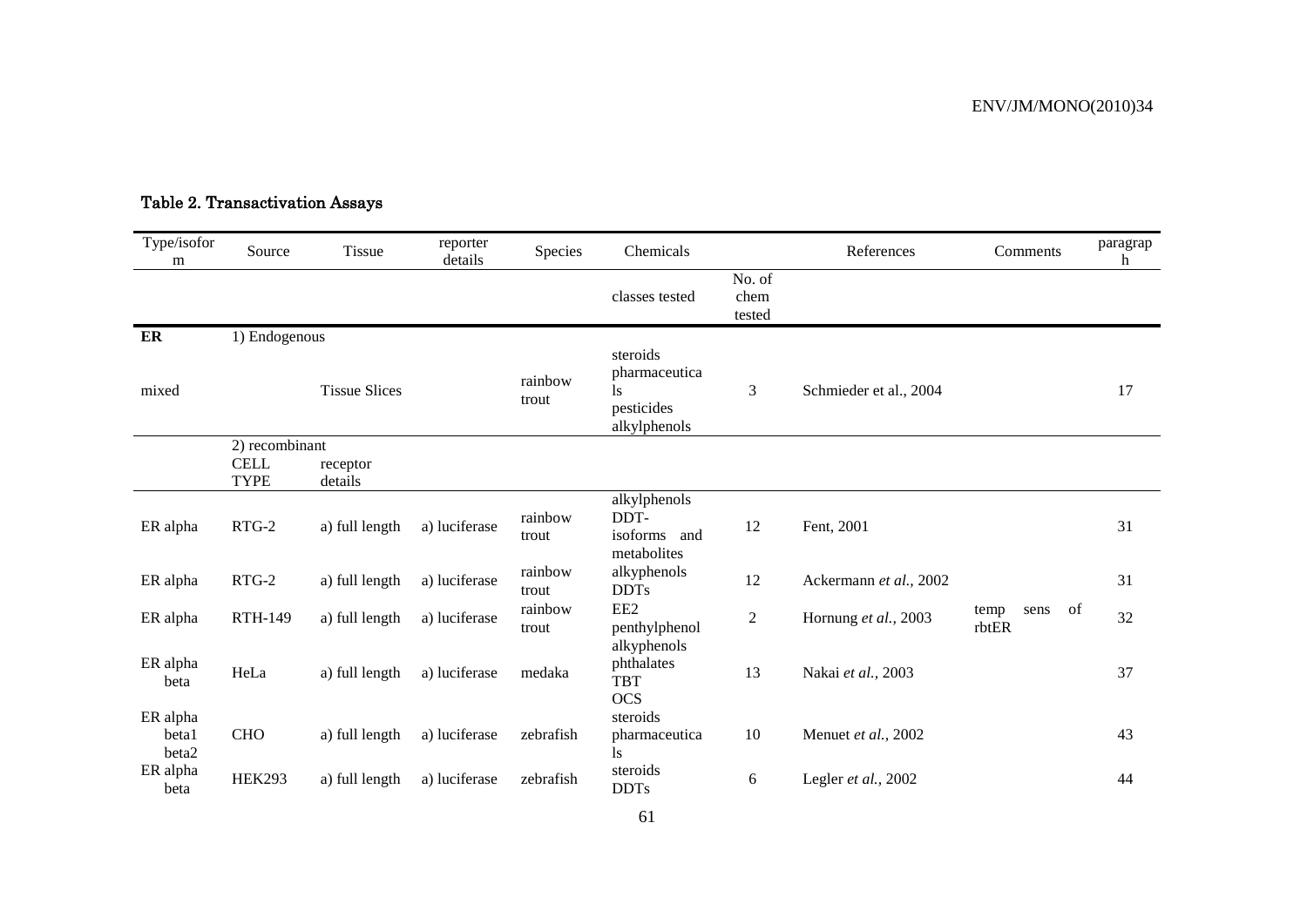## Table 2. Transactivation Assays

| Type/isoform | Source | Tissue | reporter details | Species | Chemicals | | References | Comments | paragraph |
|---|---|---|---|---|---|---|---|---|---|
| | | | | | classes tested | No. of chem tested | | | |
| **ER** | 1) Endogenous | | | | | | | | |
| mixed | | Tissue Slices | | rainbow trout | steroids pharmaceuticals pesticides alkylphenols | 3 | Schmieder et al., 2004 | | 17 |
| | 2) recombinant CELL TYPE | receptor details | | | | | | | |
| ER alpha | RTG-2 | a) full length | a) luciferase | rainbow trout | alkylphenols DDT-isoforms and metabolites | 12 | Fent, 2001 | | 31 |
| ER alpha | RTG-2 | a) full length | a) luciferase | rainbow trout | alkyphenols DDTs | 12 | Ackermann *et al.*, 2002 | | 31 |
| ER alpha | RTH-149 | a) full length | a) luciferase | rainbow trout | EE2 penthylphenol | 2 | Hornung *et al.*, 2003 | temp sens of rbtER | 32 |
| ER alpha beta | HeLa | a) full length | a) luciferase | medaka | alkyphenols phthalates TBT OCS | 13 | Nakai *et al.*, 2003 | | 37 |
| ER alpha beta1 beta2 | CHO | a) full length | a) luciferase | zebrafish | steroids pharmaceuticals | 10 | Menuet *et al.*, 2002 | | 43 |
| ER alpha beta | HEK293 | a) full length | a) luciferase | zebrafish | steroids DDTs | 6 | Legler *et al.*, 2002 | | 44 |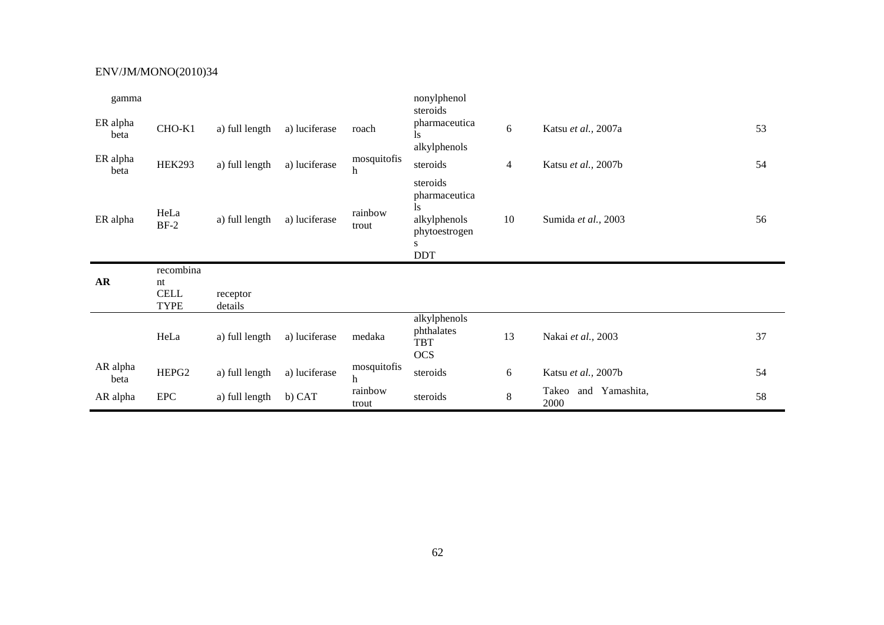| | | | | | | | | |
|---|---|---|---|---|---|---|---|---|
| gamma | | | | | nonylphenol | | | |
| ER alpha beta | CHO-K1 | a) full length | a) luciferase | roach | steroids pharmaceuticals alkylphenols | 6 | Katsu *et al.*, 2007a | 53 |
| ER alpha beta | HEK293 | a) full length | a) luciferase | mosquitofish | steroids | 4 | Katsu *et al.*, 2007b | 54 |
| ER alpha | HeLa BF-2 | a) full length | a) luciferase | rainbow trout | steroids pharmaceuticals alkylphenols phytoestrogens DDT | 10 | Sumida *et al.*, 2003 | 56 |
| **AR** | recombinant CELL TYPE | receptor details | | | | | | |
| | HeLa | a) full length | a) luciferase | medaka | alkylphenols phthalates TBT OCS | 13 | Nakai *et al.*, 2003 | 37 |
| AR alpha beta | HEPG2 | a) full length | a) luciferase | mosquitofish | steroids | 6 | Katsu *et al.*, 2007b | 54 |
| AR alpha | EPC | a) full length | b) CAT | rainbow trout | steroids | 8 | Takeo and Yamashita, 2000 | 58 |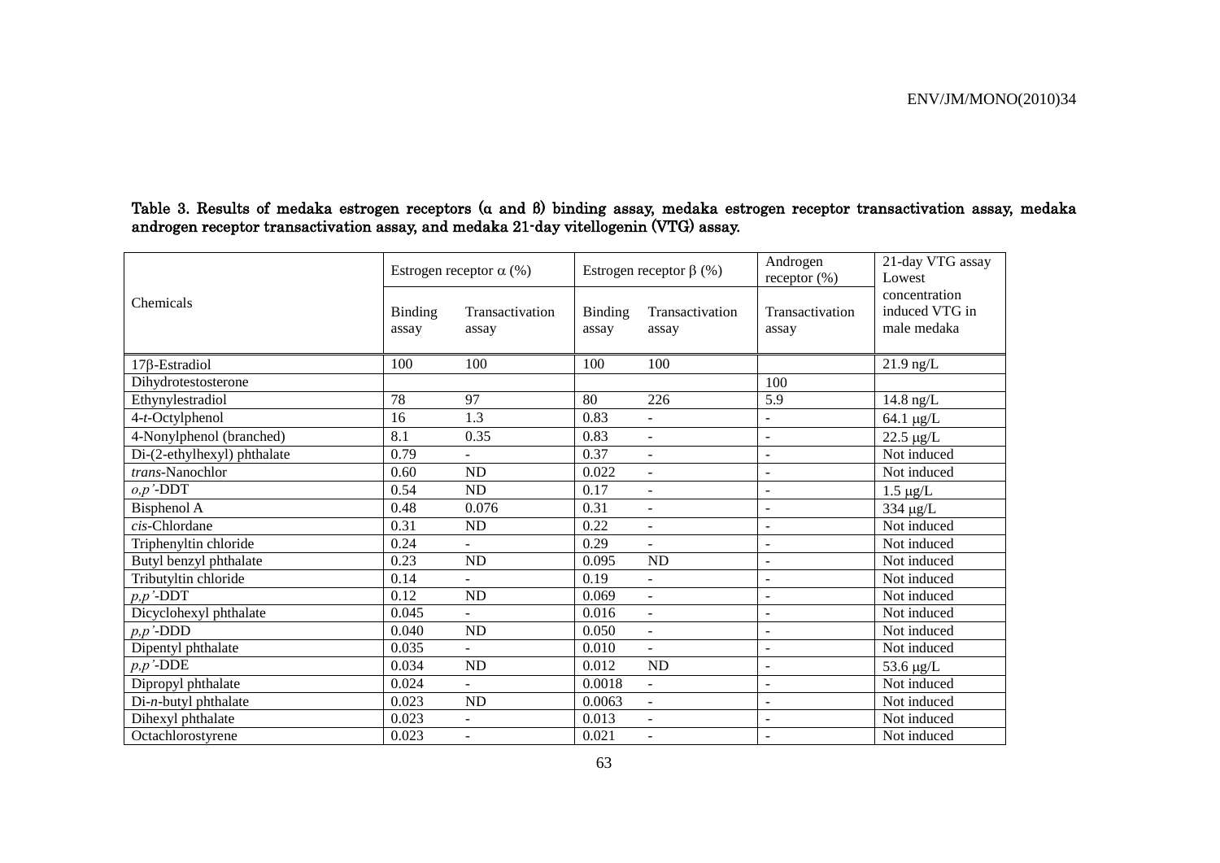**Table 3. Results of medaka estrogen receptors (α and β) binding assay, medaka estrogen receptor transactivation assay, medaka androgen receptor transactivation assay, and medaka 21-day vitellogenin (VTG) assay.**

| Chemicals | Estrogen receptor α (%) | | Estrogen receptor β (%) | | Androgen receptor (%) | 21-day VTG assay Lowest concentration induced VTG in male medaka |
|---|---|---|---|---|---|---|
| | Binding assay | Transactivation assay | Binding assay | Transactivation assay | Transactivation assay | |
| 17β-Estradiol | 100 | 100 | 100 | 100 | | 21.9 ng/L |
| Dihydrotestosterone | | | | | 100 | |
| Ethynylestradiol | 78 | 97 | 80 | 226 | 5.9 | 14.8 ng/L |
| 4-*t*-Octylphenol | 16 | 1.3 | 0.83 | - | - | 64.1 μg/L |
| 4-Nonylphenol (branched) | 8.1 | 0.35 | 0.83 | - | - | 22.5 μg/L |
| Di-(2-ethylhexyl) phthalate | 0.79 | - | 0.37 | - | - | Not induced |
| *trans*-Nanochlor | 0.60 | ND | 0.022 | - | - | Not induced |
| *o,p'*-DDT | 0.54 | ND | 0.17 | - | - | 1.5 μg/L |
| Bisphenol A | 0.48 | 0.076 | 0.31 | - | - | 334 μg/L |
| *cis*-Chlordane | 0.31 | ND | 0.22 | - | - | Not induced |
| Triphenyltin chloride | 0.24 | - | 0.29 | - | - | Not induced |
| Butyl benzyl phthalate | 0.23 | ND | 0.095 | ND | - | Not induced |
| Tributyltin chloride | 0.14 | - | 0.19 | - | - | Not induced |
| *p,p'*-DDT | 0.12 | ND | 0.069 | - | - | Not induced |
| Dicyclohexyl phthalate | 0.045 | - | 0.016 | - | - | Not induced |
| *p,p'*-DDD | 0.040 | ND | 0.050 | - | - | Not induced |
| Dipentyl phthalate | 0.035 | - | 0.010 | - | - | Not induced |
| *p,p'*-DDE | 0.034 | ND | 0.012 | ND | - | 53.6 μg/L |
| Dipropyl phthalate | 0.024 | - | 0.0018 | - | - | Not induced |
| Di-*n*-butyl phthalate | 0.023 | ND | 0.0063 | - | - | Not induced |
| Dihexyl phthalate | 0.023 | - | 0.013 | - | - | Not induced |
| Octachlorostyrene | 0.023 | - | 0.021 | - | - | Not induced |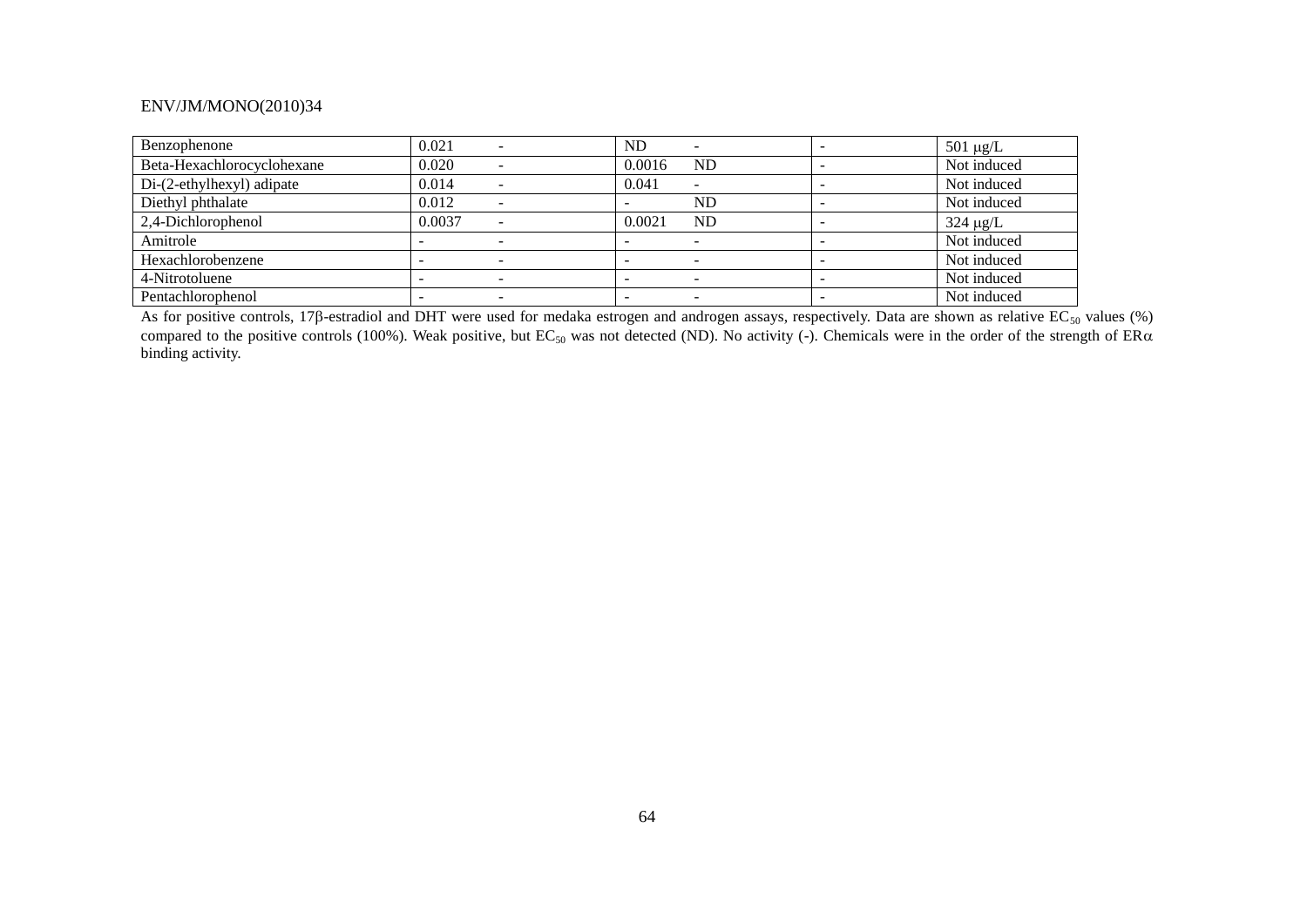| | | | | | | |
|---|---|---|---|---|---|---|
| Benzophenone | 0.021 | - | ND | - | - | 501 μg/L |
| Beta-Hexachlorocyclohexane | 0.020 | - | 0.0016 | ND | - | Not induced |
| Di-(2-ethylhexyl) adipate | 0.014 | - | 0.041 | - | - | Not induced |
| Diethyl phthalate | 0.012 | - | - | ND | - | Not induced |
| 2,4-Dichlorophenol | 0.0037 | - | 0.0021 | ND | - | 324 μg/L |
| Amitrole | - | - | - | - | - | Not induced |
| Hexachlorobenzene | - | - | - | - | - | Not induced |
| 4-Nitrotoluene | - | - | - | - | - | Not induced |
| Pentachlorophenol | - | - | - | - | - | Not induced |

As for positive controls, 17β-estradiol and DHT were used for medaka estrogen and androgen assays, respectively. Data are shown as relative $EC_{50}$ values (%) compared to the positive controls (100%). Weak positive, but $EC_{50}$ was not detected (ND). No activity (-). Chemicals were in the order of the strength of ERα binding activity.